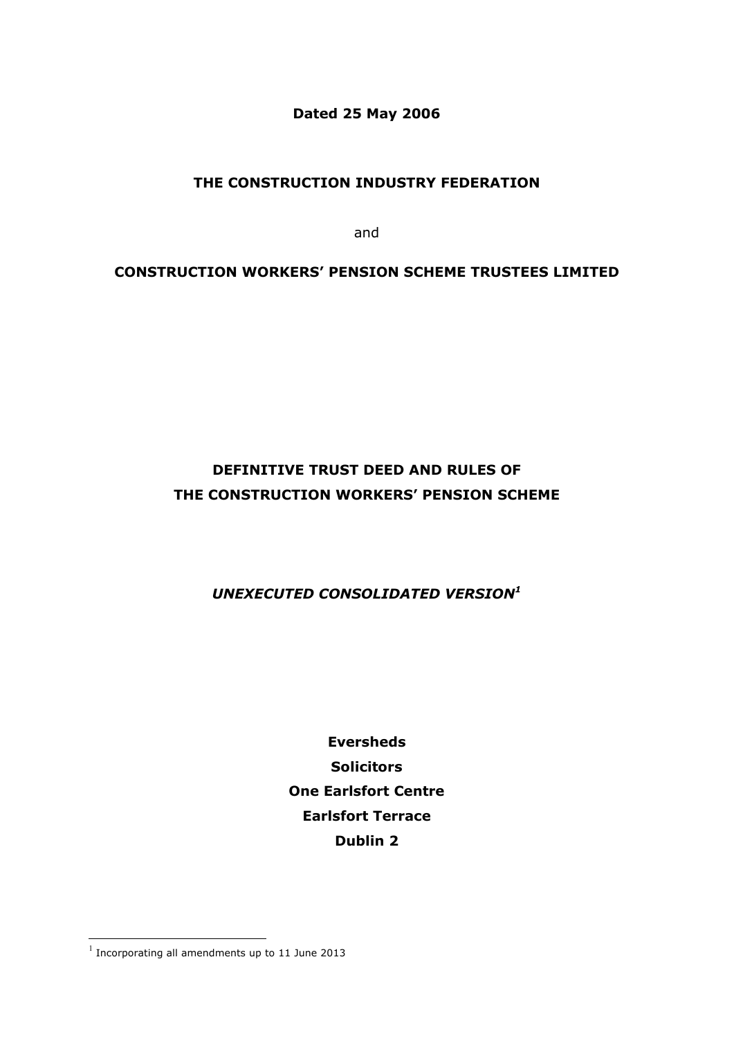**Dated 25 May 2006**

**THE CONSTRUCTION INDUSTRY FEDERATION**

and

**CONSTRUCTION WORKERS' PENSION SCHEME TRUSTEES LIMITED**

# DEFINITIVE TRUST DEED AND RULES OF THE CONSTRUCTION WORKERS' PENSION SCHEME

***UNEXECUTED CONSOLIDATED VERSION[1]***

**Eversheds**
**Solicitors**
**One Earlsfort Centre**
**Earlsfort Terrace**
**Dublin 2**

[1] Incorporating all amendments up to 11 June 2013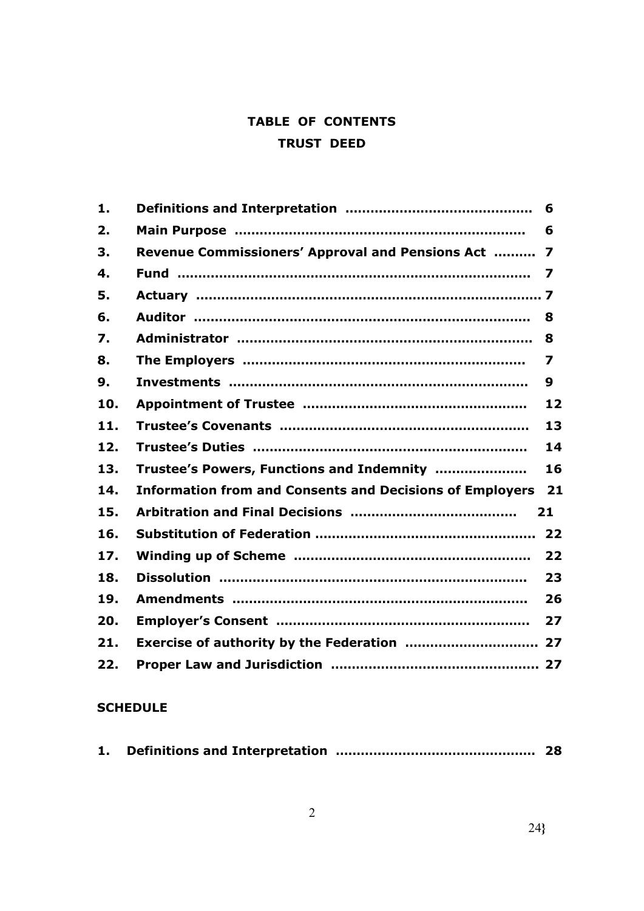# TABLE OF CONTENTS

## TRUST DEED

| | | |
|---|---|---|
| 1. | Definitions and Interpretation | 6 |
| 2. | Main Purpose | 6 |
| 3. | Revenue Commissioners' Approval and Pensions Act | 7 |
| 4. | Fund | 7 |
| 5. | Actuary | 7 |
| 6. | Auditor | 8 |
| 7. | Administrator | 8 |
| 8. | The Employers | 7 |
| 9. | Investments | 9 |
| 10. | Appointment of Trustee | 12 |
| 11. | Trustee's Covenants | 13 |
| 12. | Trustee's Duties | 14 |
| 13. | Trustee's Powers, Functions and Indemnity | 16 |
| 14. | Information from and Consents and Decisions of Employers | 21 |
| 15. | Arbitration and Final Decisions | 21 |
| 16. | Substitution of Federation | 22 |
| 17. | Winding up of Scheme | 22 |
| 18. | Dissolution | 23 |
| 19. | Amendments | 26 |
| 20. | Employer's Consent | 27 |
| 21. | Exercise of authority by the Federation | 27 |
| 22. | Proper Law and Jurisdiction | 27 |

**SCHEDULE**

| | | |
|---|---|---|
| 1. | Definitions and Interpretation | 28 |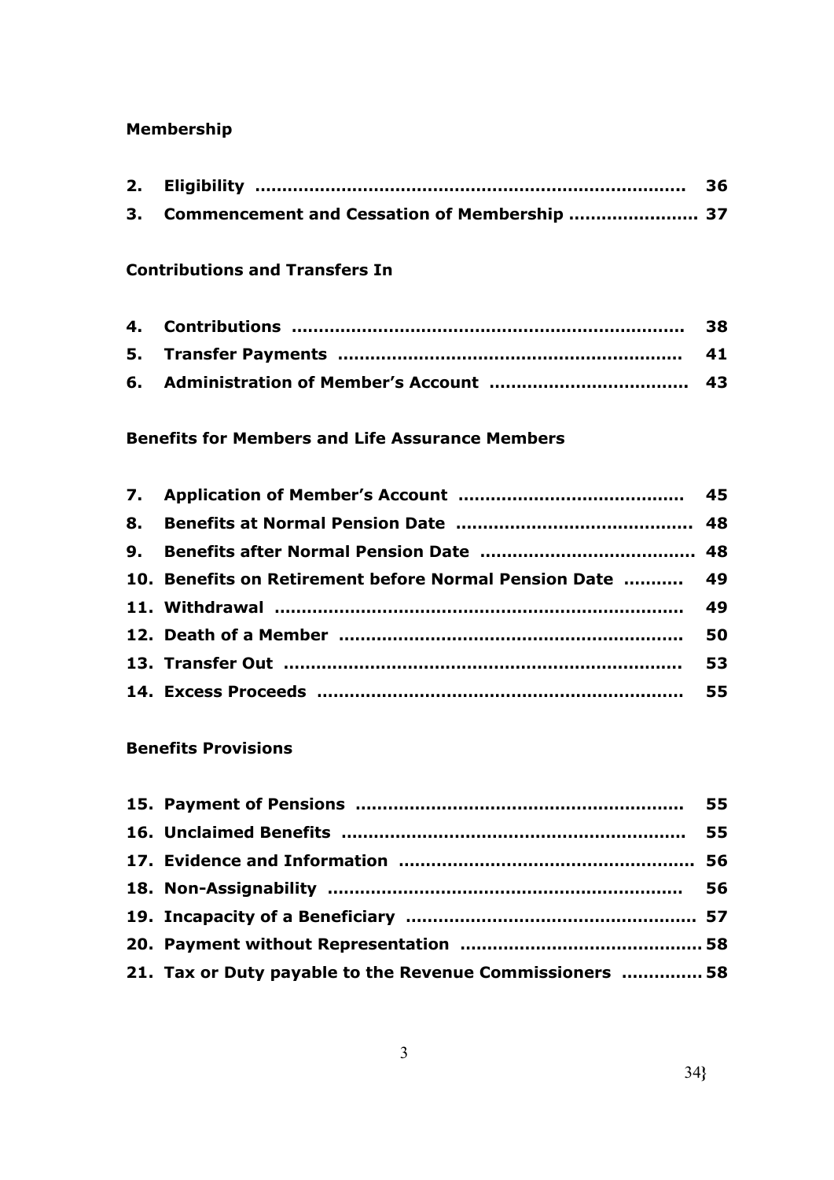**Membership**

| | | |
|---|---|---|
| **2.** | **Eligibility** | **36** |
| **3.** | **Commencement and Cessation of Membership** | **37** |

**Contributions and Transfers In**

| | | |
|---|---|---|
| **4.** | **Contributions** | **38** |
| **5.** | **Transfer Payments** | **41** |
| **6.** | **Administration of Member's Account** | **43** |

**Benefits for Members and Life Assurance Members**

| | | |
|---|---|---|
| **7.** | **Application of Member's Account** | **45** |
| **8.** | **Benefits at Normal Pension Date** | **48** |
| **9.** | **Benefits after Normal Pension Date** | **48** |
| **10.** | **Benefits on Retirement before Normal Pension Date** | **49** |
| **11.** | **Withdrawal** | **49** |
| **12.** | **Death of a Member** | **50** |
| **13.** | **Transfer Out** | **53** |
| **14.** | **Excess Proceeds** | **55** |

**Benefits Provisions**

| | | |
|---|---|---|
| **15.** | **Payment of Pensions** | **55** |
| **16.** | **Unclaimed Benefits** | **55** |
| **17.** | **Evidence and Information** | **56** |
| **18.** | **Non-Assignability** | **56** |
| **19.** | **Incapacity of a Beneficiary** | **57** |
| **20.** | **Payment without Representation** | **58** |
| **21.** | **Tax or Duty payable to the Revenue Commissioners** | **58** |

34}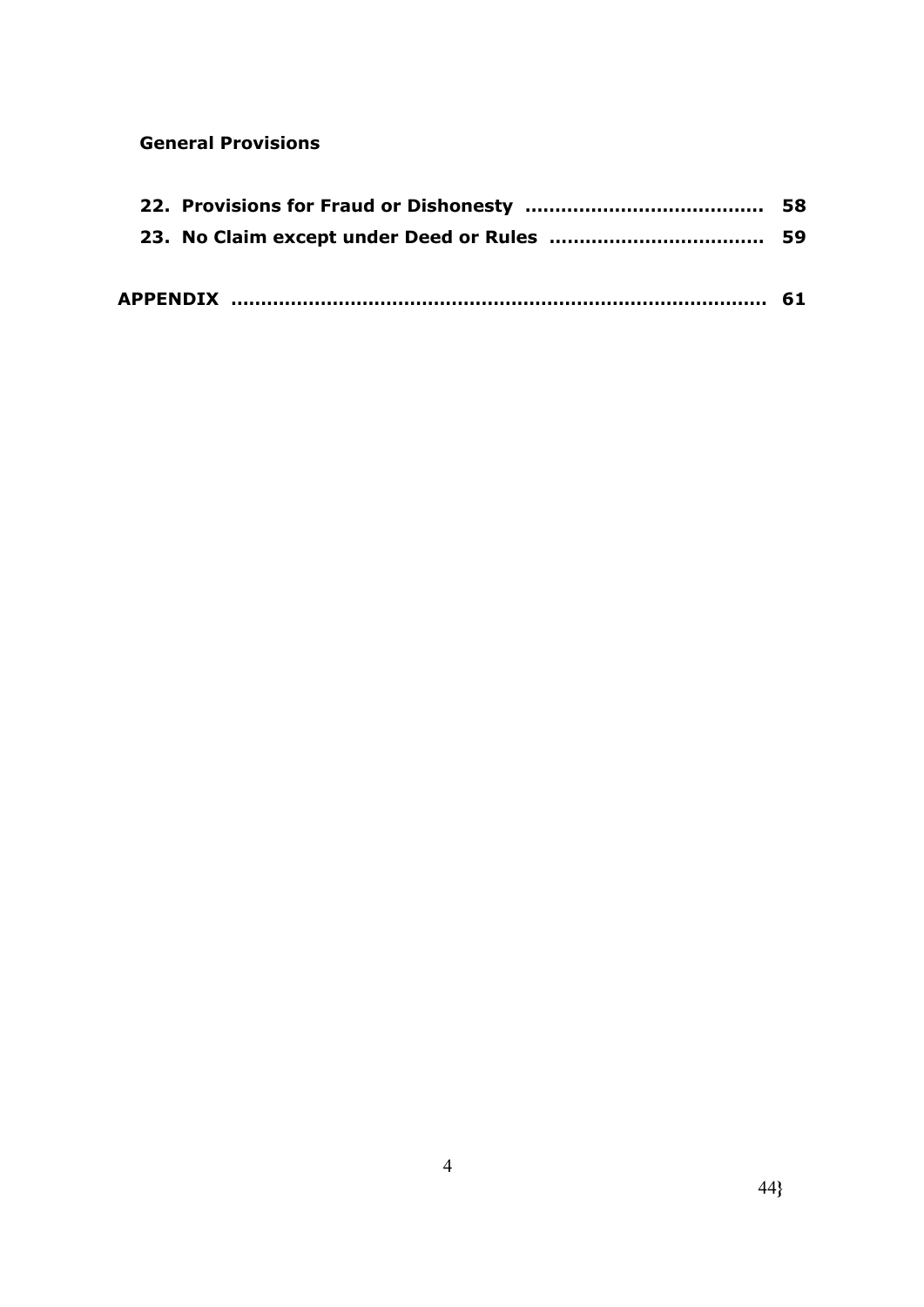**General Provisions**

22. **Provisions for Fraud or Dishonesty** ....................................... 58
23. **No Claim except under Deed or Rules** .................................... 59

**APPENDIX** ........................................................................................ 61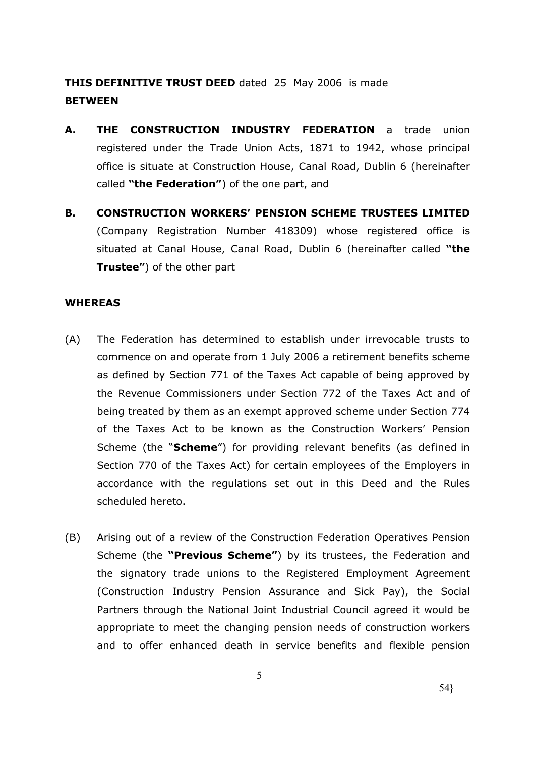**THIS DEFINITIVE TRUST DEED** dated 25 May 2006 is made
**BETWEEN**

**A. THE CONSTRUCTION INDUSTRY FEDERATION** a trade union registered under the Trade Union Acts, 1871 to 1942, whose principal office is situate at Construction House, Canal Road, Dublin 6 (hereinafter called **"the Federation"**) of the one part, and

**B. CONSTRUCTION WORKERS' PENSION SCHEME TRUSTEES LIMITED** (Company Registration Number 418309) whose registered office is situated at Canal House, Canal Road, Dublin 6 (hereinafter called **"the Trustee"**) of the other part

**WHEREAS**

(A) The Federation has determined to establish under irrevocable trusts to commence on and operate from 1 July 2006 a retirement benefits scheme as defined by Section 771 of the Taxes Act capable of being approved by the Revenue Commissioners under Section 772 of the Taxes Act and of being treated by them as an exempt approved scheme under Section 774 of the Taxes Act to be known as the Construction Workers' Pension Scheme (the "**Scheme**") for providing relevant benefits (as defined in Section 770 of the Taxes Act) for certain employees of the Employers in accordance with the regulations set out in this Deed and the Rules scheduled hereto.

(B) Arising out of a review of the Construction Federation Operatives Pension Scheme (the **"Previous Scheme"**) by its trustees, the Federation and the signatory trade unions to the Registered Employment Agreement (Construction Industry Pension Assurance and Sick Pay), the Social Partners through the National Joint Industrial Council agreed it would be appropriate to meet the changing pension needs of construction workers and to offer enhanced death in service benefits and flexible pension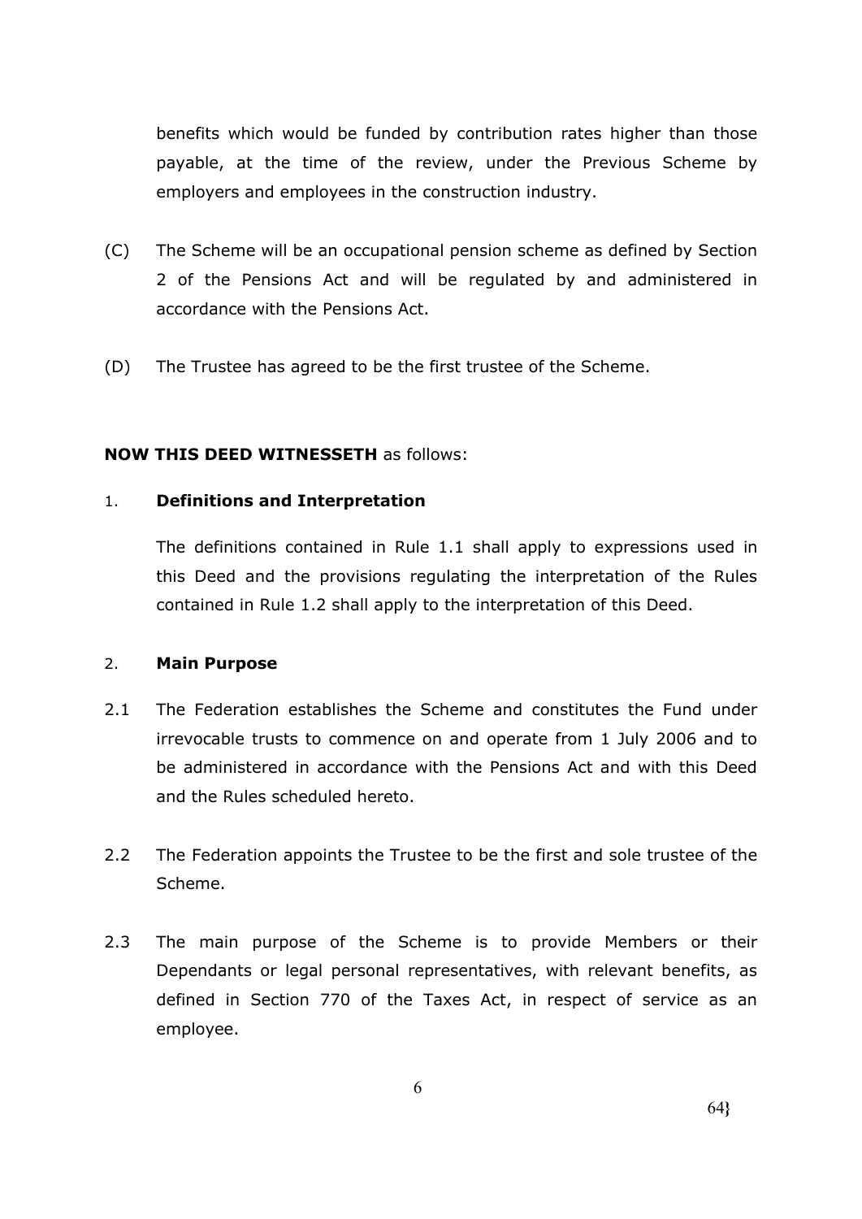benefits which would be funded by contribution rates higher than those payable, at the time of the review, under the Previous Scheme by employers and employees in the construction industry.

(C) The Scheme will be an occupational pension scheme as defined by Section 2 of the Pensions Act and will be regulated by and administered in accordance with the Pensions Act.

(D) The Trustee has agreed to be the first trustee of the Scheme.

**NOW THIS DEED WITNESSETH** as follows:

1. **Definitions and Interpretation**

The definitions contained in Rule 1.1 shall apply to expressions used in this Deed and the provisions regulating the interpretation of the Rules contained in Rule 1.2 shall apply to the interpretation of this Deed.

2. **Main Purpose**

2.1 The Federation establishes the Scheme and constitutes the Fund under irrevocable trusts to commence on and operate from 1 July 2006 and to be administered in accordance with the Pensions Act and with this Deed and the Rules scheduled hereto.

2.2 The Federation appoints the Trustee to be the first and sole trustee of the Scheme.

2.3 The main purpose of the Scheme is to provide Members or their Dependants or legal personal representatives, with relevant benefits, as defined in Section 770 of the Taxes Act, in respect of service as an employee.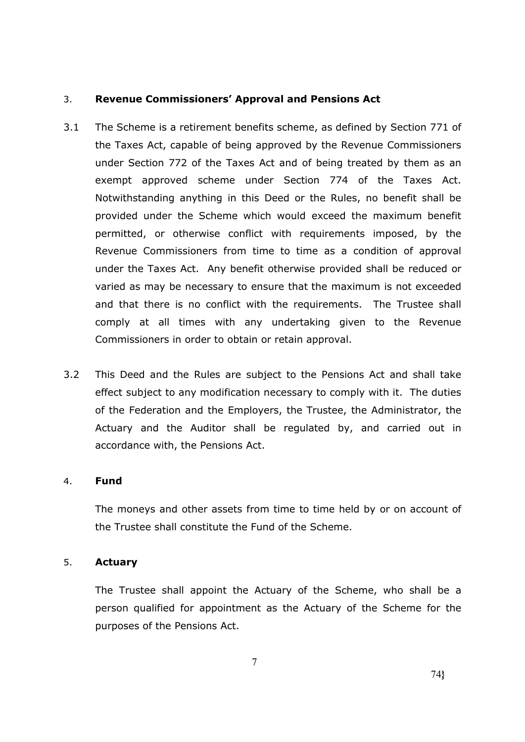## 3. Revenue Commissioners' Approval and Pensions Act

3.1 The Scheme is a retirement benefits scheme, as defined by Section 771 of the Taxes Act, capable of being approved by the Revenue Commissioners under Section 772 of the Taxes Act and of being treated by them as an exempt approved scheme under Section 774 of the Taxes Act. Notwithstanding anything in this Deed or the Rules, no benefit shall be provided under the Scheme which would exceed the maximum benefit permitted, or otherwise conflict with requirements imposed, by the Revenue Commissioners from time to time as a condition of approval under the Taxes Act. Any benefit otherwise provided shall be reduced or varied as may be necessary to ensure that the maximum is not exceeded and that there is no conflict with the requirements. The Trustee shall comply at all times with any undertaking given to the Revenue Commissioners in order to obtain or retain approval.

3.2 This Deed and the Rules are subject to the Pensions Act and shall take effect subject to any modification necessary to comply with it. The duties of the Federation and the Employers, the Trustee, the Administrator, the Actuary and the Auditor shall be regulated by, and carried out in accordance with, the Pensions Act.

## 4. Fund

The moneys and other assets from time to time held by or on account of the Trustee shall constitute the Fund of the Scheme.

## 5. Actuary

The Trustee shall appoint the Actuary of the Scheme, who shall be a person qualified for appointment as the Actuary of the Scheme for the purposes of the Pensions Act.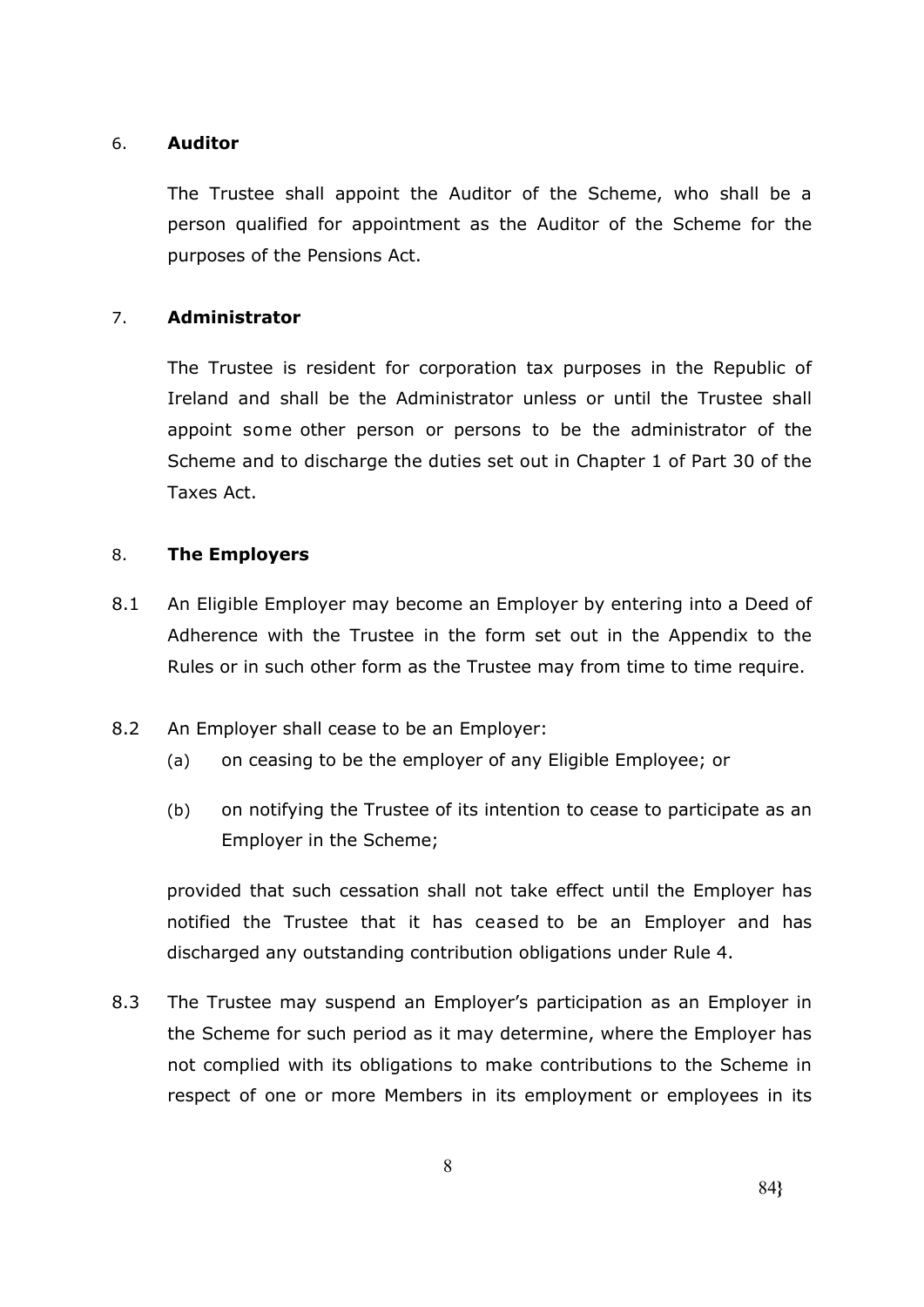## 6. Auditor

The Trustee shall appoint the Auditor of the Scheme, who shall be a person qualified for appointment as the Auditor of the Scheme for the purposes of the Pensions Act.

## 7. Administrator

The Trustee is resident for corporation tax purposes in the Republic of Ireland and shall be the Administrator unless or until the Trustee shall appoint some other person or persons to be the administrator of the Scheme and to discharge the duties set out in Chapter 1 of Part 30 of the Taxes Act.

## 8. The Employers

8.1 An Eligible Employer may become an Employer by entering into a Deed of Adherence with the Trustee in the form set out in the Appendix to the Rules or in such other form as the Trustee may from time to time require.

8.2 An Employer shall cease to be an Employer:

(a) on ceasing to be the employer of any Eligible Employee; or

(b) on notifying the Trustee of its intention to cease to participate as an Employer in the Scheme;

provided that such cessation shall not take effect until the Employer has notified the Trustee that it has ceased to be an Employer and has discharged any outstanding contribution obligations under Rule 4.

8.3 The Trustee may suspend an Employer's participation as an Employer in the Scheme for such period as it may determine, where the Employer has not complied with its obligations to make contributions to the Scheme in respect of one or more Members in its employment or employees in its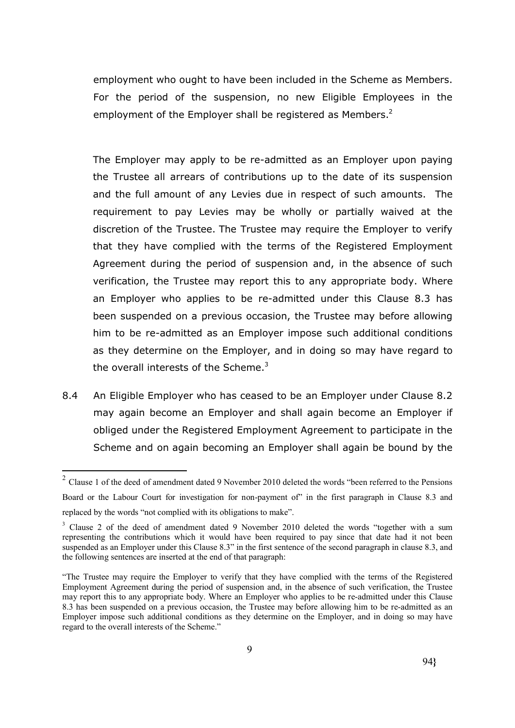employment who ought to have been included in the Scheme as Members. For the period of the suspension, no new Eligible Employees in the employment of the Employer shall be registered as Members.[2]

The Employer may apply to be re-admitted as an Employer upon paying the Trustee all arrears of contributions up to the date of its suspension and the full amount of any Levies due in respect of such amounts. The requirement to pay Levies may be wholly or partially waived at the discretion of the Trustee. The Trustee may require the Employer to verify that they have complied with the terms of the Registered Employment Agreement during the period of suspension and, in the absence of such verification, the Trustee may report this to any appropriate body. Where an Employer who applies to be re-admitted under this Clause 8.3 has been suspended on a previous occasion, the Trustee may before allowing him to be re-admitted as an Employer impose such additional conditions as they determine on the Employer, and in doing so may have regard to the overall interests of the Scheme.[3]

8.4 An Eligible Employer who has ceased to be an Employer under Clause 8.2 may again become an Employer and shall again become an Employer if obliged under the Registered Employment Agreement to participate in the Scheme and on again becoming an Employer shall again be bound by the

---

[2] Clause 1 of the deed of amendment dated 9 November 2010 deleted the words "been referred to the Pensions Board or the Labour Court for investigation for non-payment of" in the first paragraph in Clause 8.3 and replaced by the words "not complied with its obligations to make".

[3] Clause 2 of the deed of amendment dated 9 November 2010 deleted the words "together with a sum representing the contributions which it would have been required to pay since that date had it not been suspended as an Employer under this Clause 8.3" in the first sentence of the second paragraph in clause 8.3, and the following sentences are inserted at the end of that paragraph:

"The Trustee may require the Employer to verify that they have complied with the terms of the Registered Employment Agreement during the period of suspension and, in the absence of such verification, the Trustee may report this to any appropriate body. Where an Employer who applies to be re-admitted under this Clause 8.3 has been suspended on a previous occasion, the Trustee may before allowing him to be re-admitted as an Employer impose such additional conditions as they determine on the Employer, and in doing so may have regard to the overall interests of the Scheme."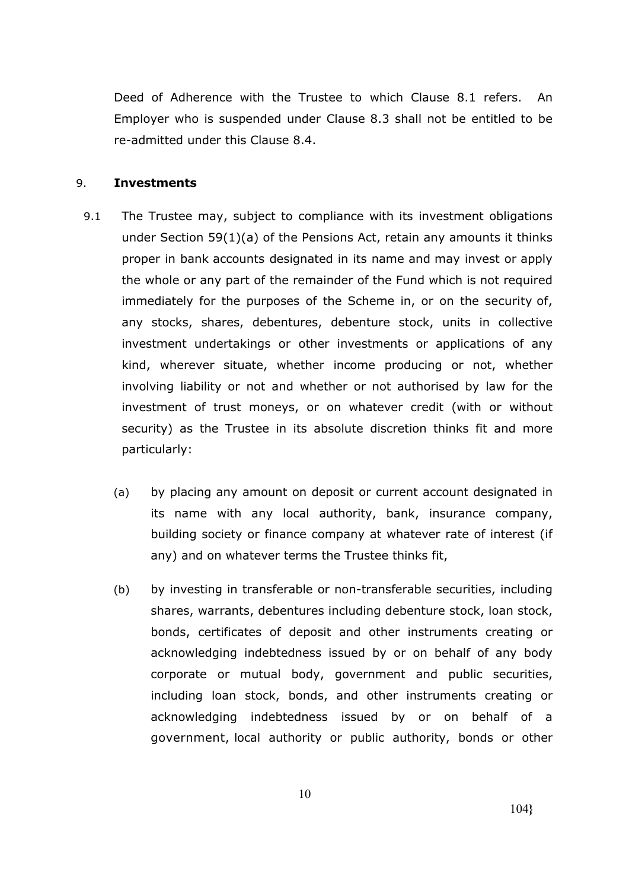Deed of Adherence with the Trustee to which Clause 8.1 refers. An Employer who is suspended under Clause 8.3 shall not be entitled to be re-admitted under this Clause 8.4.

## 9. Investments

9.1 The Trustee may, subject to compliance with its investment obligations under Section 59(1)(a) of the Pensions Act, retain any amounts it thinks proper in bank accounts designated in its name and may invest or apply the whole or any part of the remainder of the Fund which is not required immediately for the purposes of the Scheme in, or on the security of, any stocks, shares, debentures, debenture stock, units in collective investment undertakings or other investments or applications of any kind, wherever situate, whether income producing or not, whether involving liability or not and whether or not authorised by law for the investment of trust moneys, or on whatever credit (with or without security) as the Trustee in its absolute discretion thinks fit and more particularly:

(a) by placing any amount on deposit or current account designated in its name with any local authority, bank, insurance company, building society or finance company at whatever rate of interest (if any) and on whatever terms the Trustee thinks fit,

(b) by investing in transferable or non-transferable securities, including shares, warrants, debentures including debenture stock, loan stock, bonds, certificates of deposit and other instruments creating or acknowledging indebtedness issued by or on behalf of any body corporate or mutual body, government and public securities, including loan stock, bonds, and other instruments creating or acknowledging indebtedness issued by or on behalf of a government, local authority or public authority, bonds or other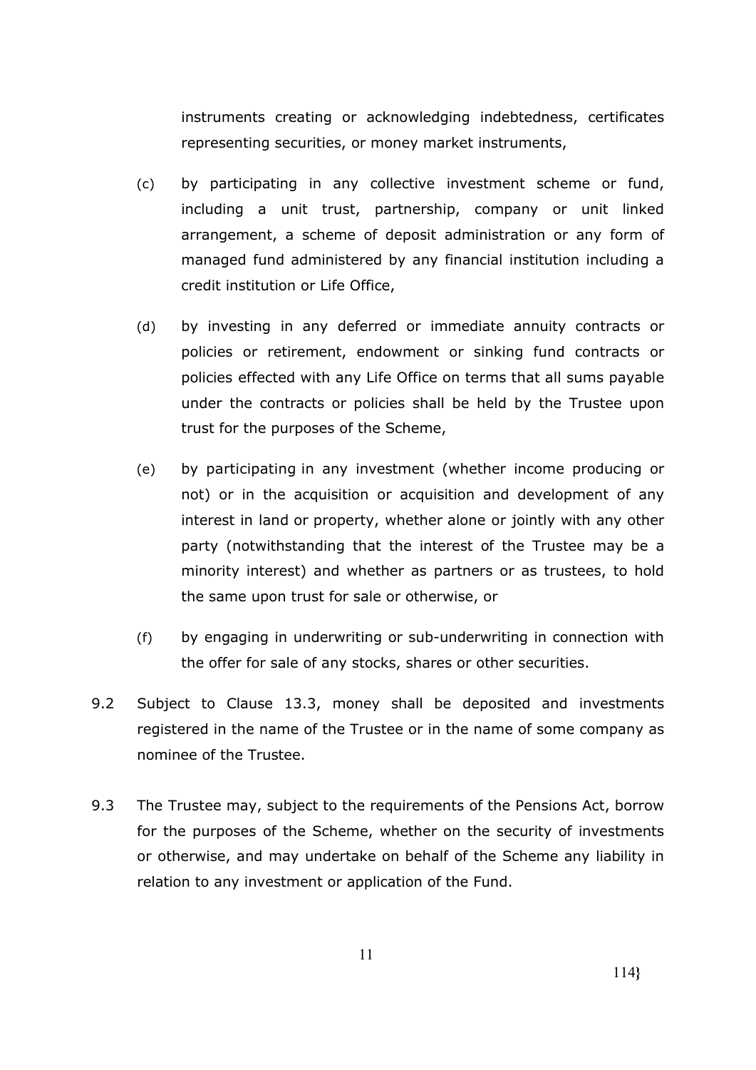instruments creating or acknowledging indebtedness, certificates representing securities, or money market instruments,

(c) by participating in any collective investment scheme or fund, including a unit trust, partnership, company or unit linked arrangement, a scheme of deposit administration or any form of managed fund administered by any financial institution including a credit institution or Life Office,

(d) by investing in any deferred or immediate annuity contracts or policies or retirement, endowment or sinking fund contracts or policies effected with any Life Office on terms that all sums payable under the contracts or policies shall be held by the Trustee upon trust for the purposes of the Scheme,

(e) by participating in any investment (whether income producing or not) or in the acquisition or acquisition and development of any interest in land or property, whether alone or jointly with any other party (notwithstanding that the interest of the Trustee may be a minority interest) and whether as partners or as trustees, to hold the same upon trust for sale or otherwise, or

(f) by engaging in underwriting or sub-underwriting in connection with the offer for sale of any stocks, shares or other securities.

9.2 Subject to Clause 13.3, money shall be deposited and investments registered in the name of the Trustee or in the name of some company as nominee of the Trustee.

9.3 The Trustee may, subject to the requirements of the Pensions Act, borrow for the purposes of the Scheme, whether on the security of investments or otherwise, and may undertake on behalf of the Scheme any liability in relation to any investment or application of the Fund.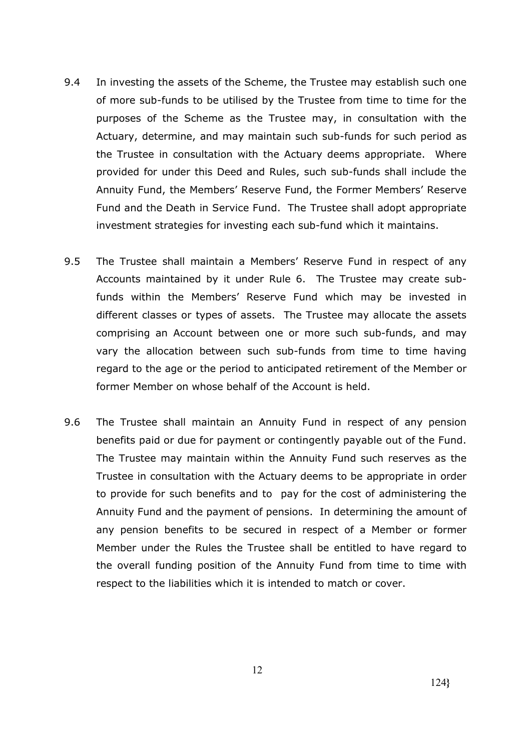9.4 In investing the assets of the Scheme, the Trustee may establish such one of more sub-funds to be utilised by the Trustee from time to time for the purposes of the Scheme as the Trustee may, in consultation with the Actuary, determine, and may maintain such sub-funds for such period as the Trustee in consultation with the Actuary deems appropriate. Where provided for under this Deed and Rules, such sub-funds shall include the Annuity Fund, the Members' Reserve Fund, the Former Members' Reserve Fund and the Death in Service Fund. The Trustee shall adopt appropriate investment strategies for investing each sub-fund which it maintains.

9.5 The Trustee shall maintain a Members' Reserve Fund in respect of any Accounts maintained by it under Rule 6. The Trustee may create sub-funds within the Members' Reserve Fund which may be invested in different classes or types of assets. The Trustee may allocate the assets comprising an Account between one or more such sub-funds, and may vary the allocation between such sub-funds from time to time having regard to the age or the period to anticipated retirement of the Member or former Member on whose behalf of the Account is held.

9.6 The Trustee shall maintain an Annuity Fund in respect of any pension benefits paid or due for payment or contingently payable out of the Fund. The Trustee may maintain within the Annuity Fund such reserves as the Trustee in consultation with the Actuary deems to be appropriate in order to provide for such benefits and to pay for the cost of administering the Annuity Fund and the payment of pensions. In determining the amount of any pension benefits to be secured in respect of a Member or former Member under the Rules the Trustee shall be entitled to have regard to the overall funding position of the Annuity Fund from time to time with respect to the liabilities which it is intended to match or cover.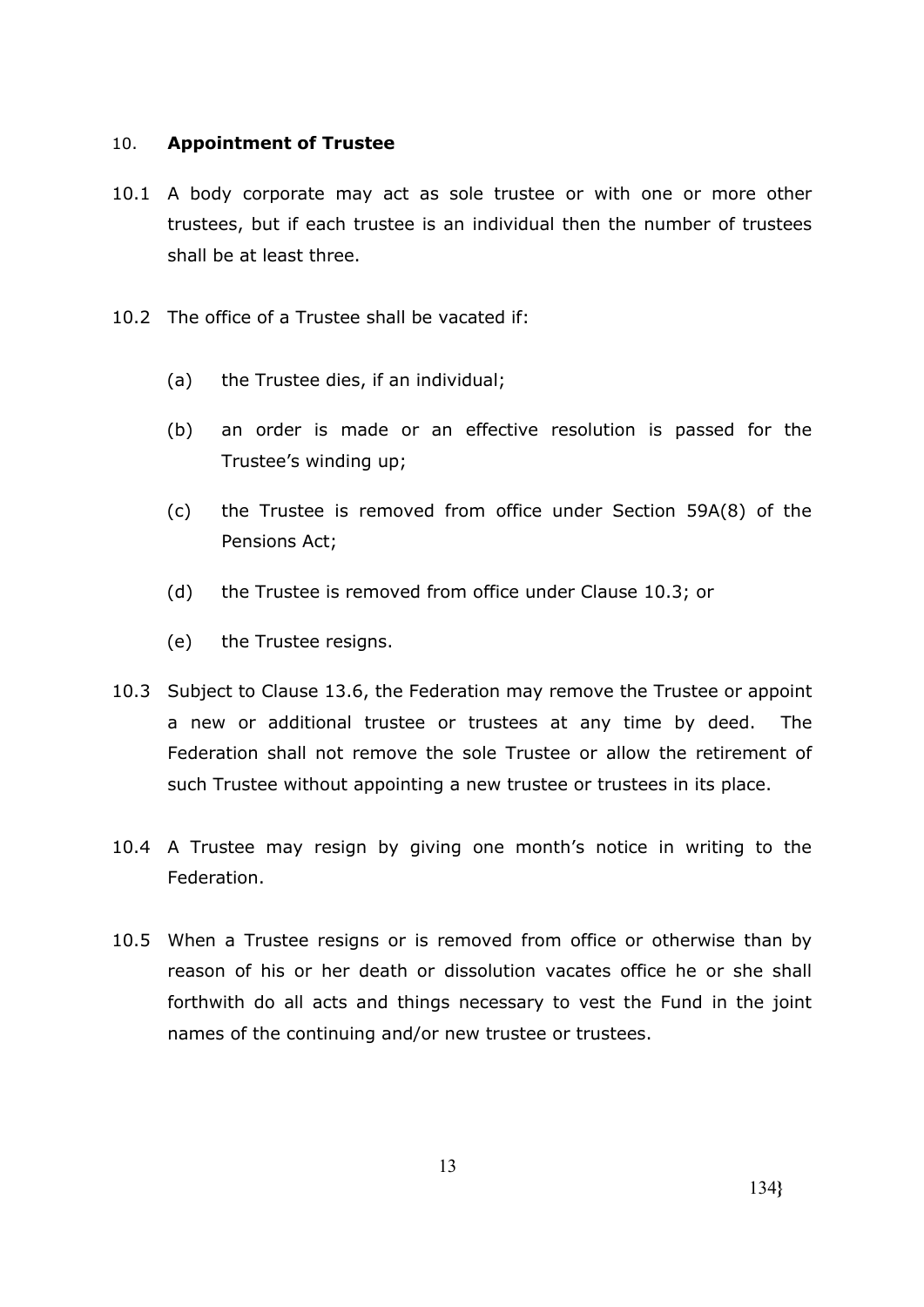## 10. **Appointment of Trustee**

10.1 A body corporate may act as sole trustee or with one or more other trustees, but if each trustee is an individual then the number of trustees shall be at least three.

10.2 The office of a Trustee shall be vacated if:

(a) the Trustee dies, if an individual;

(b) an order is made or an effective resolution is passed for the Trustee's winding up;

(c) the Trustee is removed from office under Section 59A(8) of the Pensions Act;

(d) the Trustee is removed from office under Clause 10.3; or

(e) the Trustee resigns.

10.3 Subject to Clause 13.6, the Federation may remove the Trustee or appoint a new or additional trustee or trustees at any time by deed. The Federation shall not remove the sole Trustee or allow the retirement of such Trustee without appointing a new trustee or trustees in its place.

10.4 A Trustee may resign by giving one month's notice in writing to the Federation.

10.5 When a Trustee resigns or is removed from office or otherwise than by reason of his or her death or dissolution vacates office he or she shall forthwith do all acts and things necessary to vest the Fund in the joint names of the continuing and/or new trustee or trustees.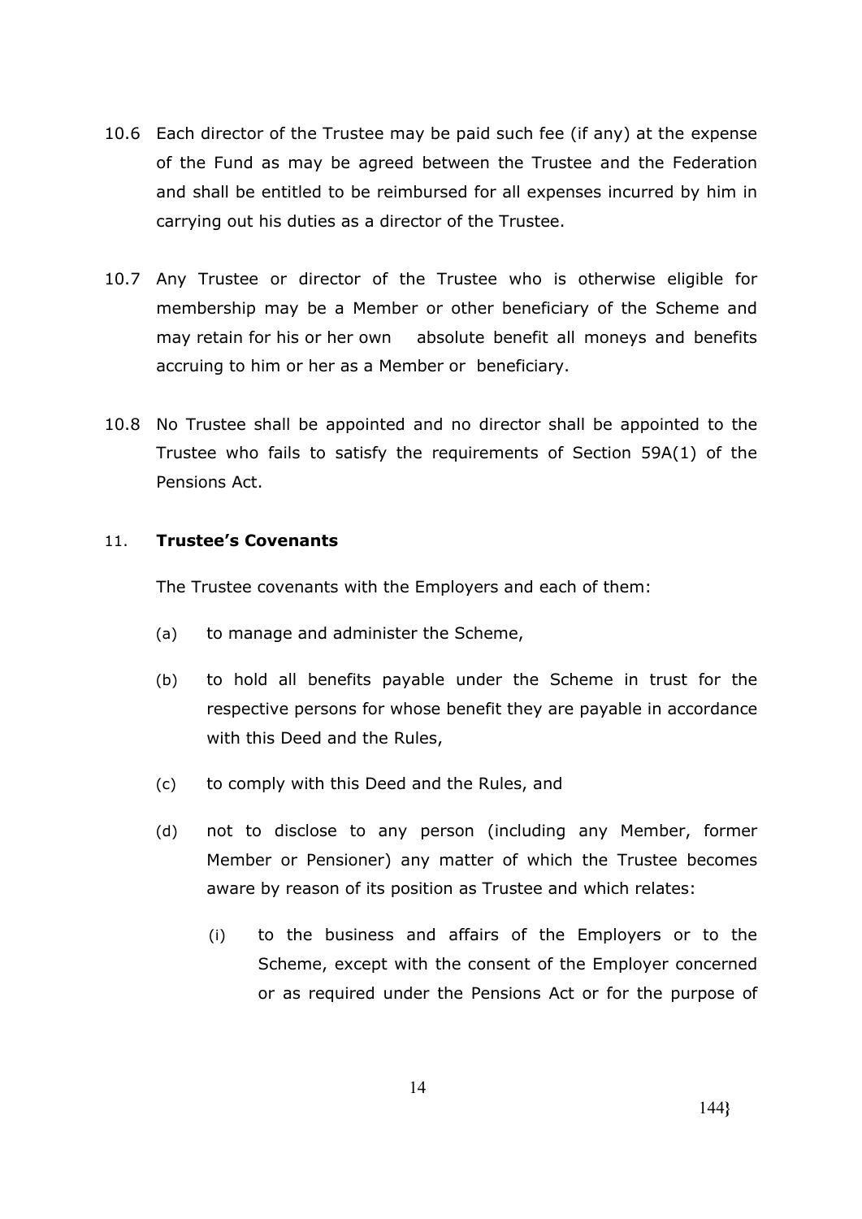10.6 Each director of the Trustee may be paid such fee (if any) at the expense of the Fund as may be agreed between the Trustee and the Federation and shall be entitled to be reimbursed for all expenses incurred by him in carrying out his duties as a director of the Trustee.

10.7 Any Trustee or director of the Trustee who is otherwise eligible for membership may be a Member or other beneficiary of the Scheme and may retain for his or her own absolute benefit all moneys and benefits accruing to him or her as a Member or beneficiary.

10.8 No Trustee shall be appointed and no director shall be appointed to the Trustee who fails to satisfy the requirements of Section 59A(1) of the Pensions Act.

## 11. Trustee's Covenants

The Trustee covenants with the Employers and each of them:

(a) to manage and administer the Scheme,

(b) to hold all benefits payable under the Scheme in trust for the respective persons for whose benefit they are payable in accordance with this Deed and the Rules,

(c) to comply with this Deed and the Rules, and

(d) not to disclose to any person (including any Member, former Member or Pensioner) any matter of which the Trustee becomes aware by reason of its position as Trustee and which relates:

   (i) to the business and affairs of the Employers or to the Scheme, except with the consent of the Employer concerned or as required under the Pensions Act or for the purpose of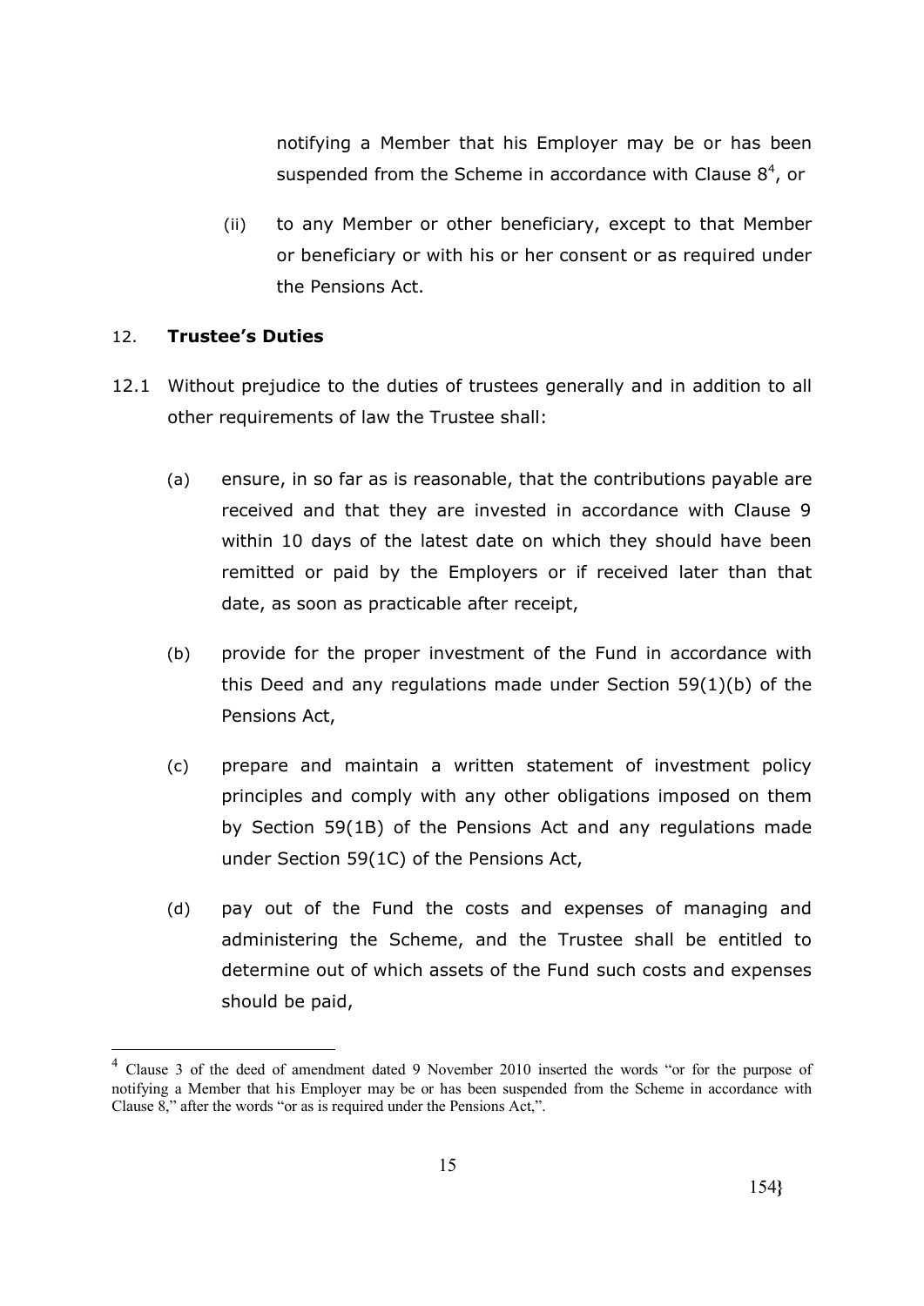notifying a Member that his Employer may be or has been suspended from the Scheme in accordance with Clause 8[4], or

(ii) to any Member or other beneficiary, except to that Member or beneficiary or with his or her consent or as required under the Pensions Act.

## 12. Trustee's Duties

12.1 Without prejudice to the duties of trustees generally and in addition to all other requirements of law the Trustee shall:

(a) ensure, in so far as is reasonable, that the contributions payable are received and that they are invested in accordance with Clause 9 within 10 days of the latest date on which they should have been remitted or paid by the Employers or if received later than that date, as soon as practicable after receipt,

(b) provide for the proper investment of the Fund in accordance with this Deed and any regulations made under Section 59(1)(b) of the Pensions Act,

(c) prepare and maintain a written statement of investment policy principles and comply with any other obligations imposed on them by Section 59(1B) of the Pensions Act and any regulations made under Section 59(1C) of the Pensions Act,

(d) pay out of the Fund the costs and expenses of managing and administering the Scheme, and the Trustee shall be entitled to determine out of which assets of the Fund such costs and expenses should be paid,

---

[4] Clause 3 of the deed of amendment dated 9 November 2010 inserted the words "or for the purpose of notifying a Member that his Employer may be or has been suspended from the Scheme in accordance with Clause 8," after the words "or as is required under the Pensions Act,".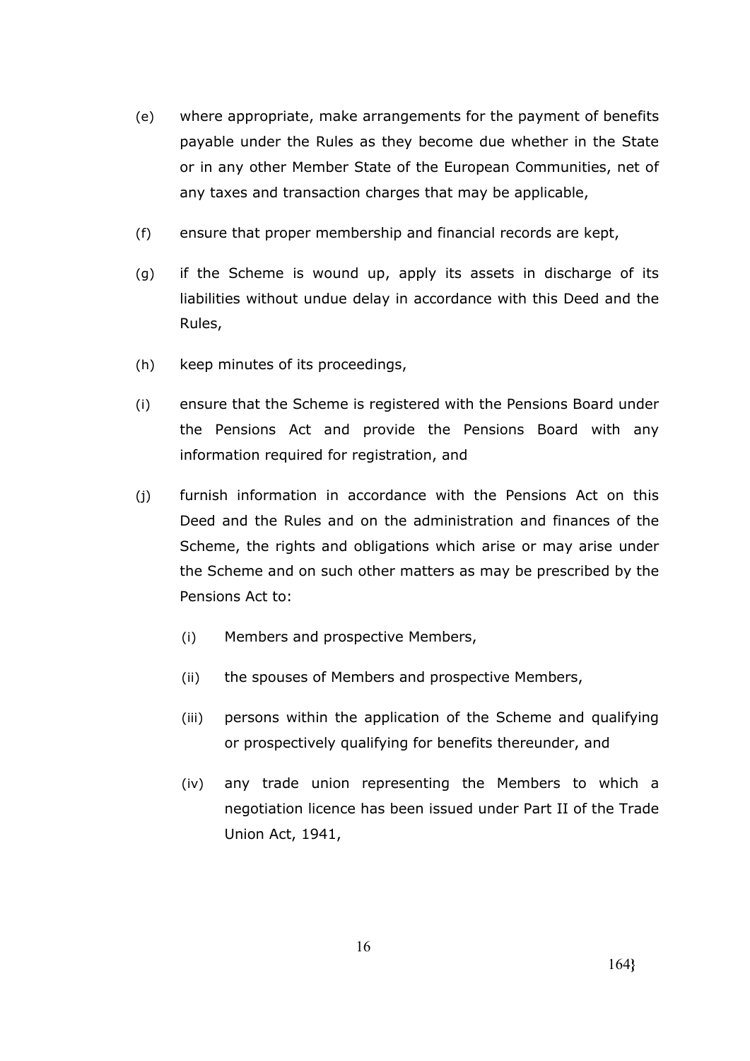(e) where appropriate, make arrangements for the payment of benefits payable under the Rules as they become due whether in the State or in any other Member State of the European Communities, net of any taxes and transaction charges that may be applicable,

(f) ensure that proper membership and financial records are kept,

(g) if the Scheme is wound up, apply its assets in discharge of its liabilities without undue delay in accordance with this Deed and the Rules,

(h) keep minutes of its proceedings,

(i) ensure that the Scheme is registered with the Pensions Board under the Pensions Act and provide the Pensions Board with any information required for registration, and

(j) furnish information in accordance with the Pensions Act on this Deed and the Rules and on the administration and finances of the Scheme, the rights and obligations which arise or may arise under the Scheme and on such other matters as may be prescribed by the Pensions Act to:

   (i) Members and prospective Members,

   (ii) the spouses of Members and prospective Members,

   (iii) persons within the application of the Scheme and qualifying or prospectively qualifying for benefits thereunder, and

   (iv) any trade union representing the Members to which a negotiation licence has been issued under Part II of the Trade Union Act, 1941,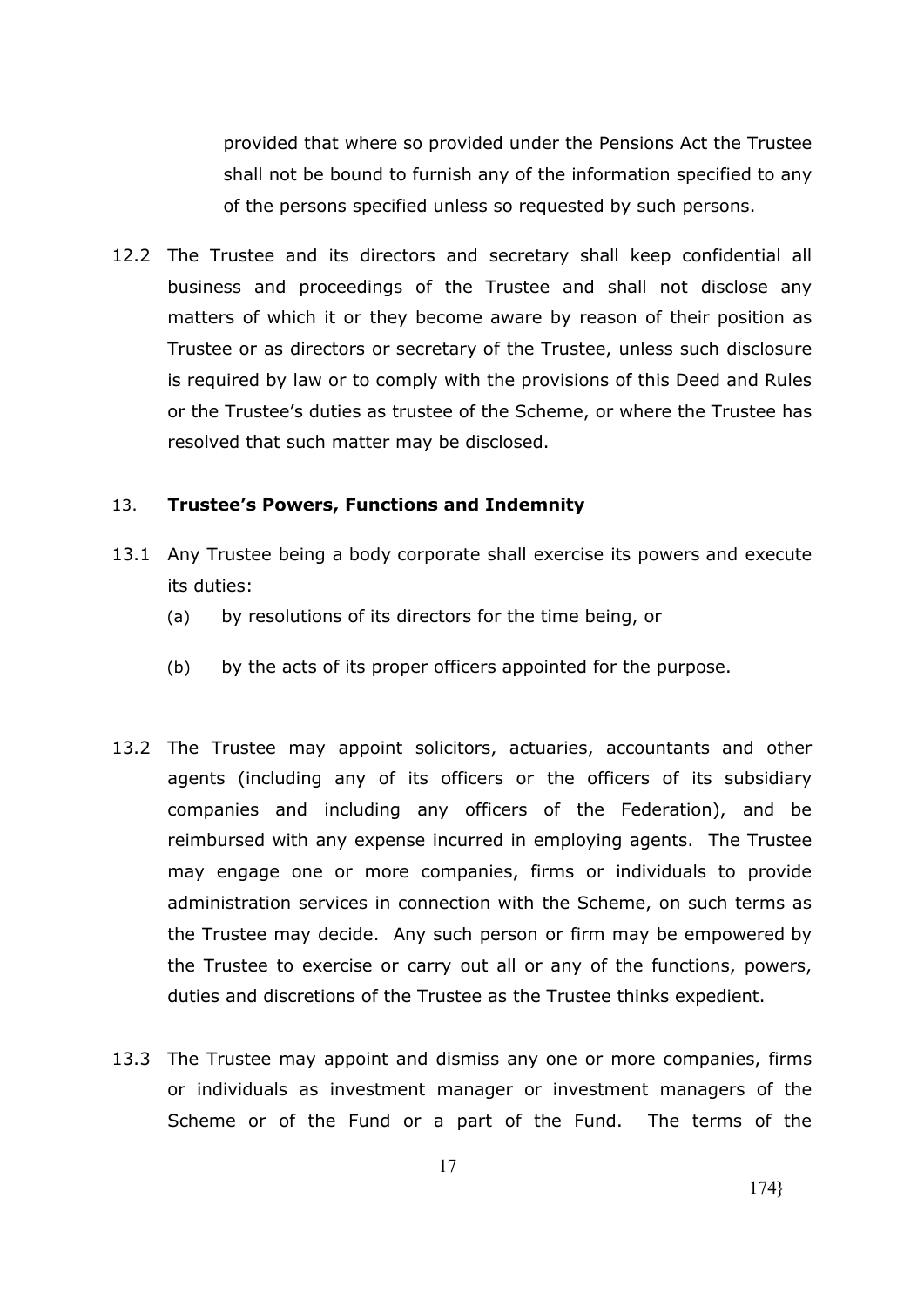provided that where so provided under the Pensions Act the Trustee shall not be bound to furnish any of the information specified to any of the persons specified unless so requested by such persons.

12.2 The Trustee and its directors and secretary shall keep confidential all business and proceedings of the Trustee and shall not disclose any matters of which it or they become aware by reason of their position as Trustee or as directors or secretary of the Trustee, unless such disclosure is required by law or to comply with the provisions of this Deed and Rules or the Trustee's duties as trustee of the Scheme, or where the Trustee has resolved that such matter may be disclosed.

## 13. **Trustee's Powers, Functions and Indemnity**

13.1 Any Trustee being a body corporate shall exercise its powers and execute its duties:

(a) by resolutions of its directors for the time being, or

(b) by the acts of its proper officers appointed for the purpose.

13.2 The Trustee may appoint solicitors, actuaries, accountants and other agents (including any of its officers or the officers of its subsidiary companies and including any officers of the Federation), and be reimbursed with any expense incurred in employing agents. The Trustee may engage one or more companies, firms or individuals to provide administration services in connection with the Scheme, on such terms as the Trustee may decide. Any such person or firm may be empowered by the Trustee to exercise or carry out all or any of the functions, powers, duties and discretions of the Trustee as the Trustee thinks expedient.

13.3 The Trustee may appoint and dismiss any one or more companies, firms or individuals as investment manager or investment managers of the Scheme or of the Fund or a part of the Fund. The terms of the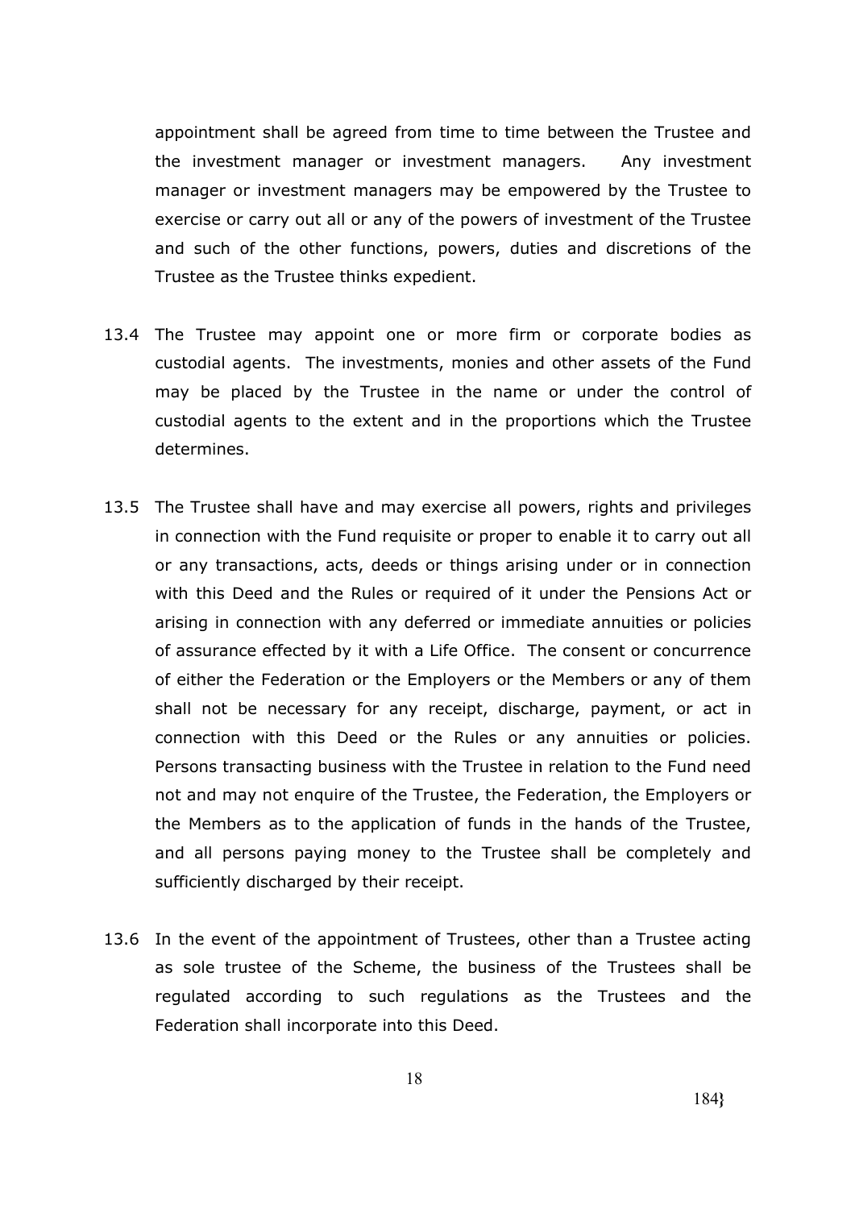appointment shall be agreed from time to time between the Trustee and the investment manager or investment managers. Any investment manager or investment managers may be empowered by the Trustee to exercise or carry out all or any of the powers of investment of the Trustee and such of the other functions, powers, duties and discretions of the Trustee as the Trustee thinks expedient.

13.4 The Trustee may appoint one or more firm or corporate bodies as custodial agents. The investments, monies and other assets of the Fund may be placed by the Trustee in the name or under the control of custodial agents to the extent and in the proportions which the Trustee determines.

13.5 The Trustee shall have and may exercise all powers, rights and privileges in connection with the Fund requisite or proper to enable it to carry out all or any transactions, acts, deeds or things arising under or in connection with this Deed and the Rules or required of it under the Pensions Act or arising in connection with any deferred or immediate annuities or policies of assurance effected by it with a Life Office. The consent or concurrence of either the Federation or the Employers or the Members or any of them shall not be necessary for any receipt, discharge, payment, or act in connection with this Deed or the Rules or any annuities or policies. Persons transacting business with the Trustee in relation to the Fund need not and may not enquire of the Trustee, the Federation, the Employers or the Members as to the application of funds in the hands of the Trustee, and all persons paying money to the Trustee shall be completely and sufficiently discharged by their receipt.

13.6 In the event of the appointment of Trustees, other than a Trustee acting as sole trustee of the Scheme, the business of the Trustees shall be regulated according to such regulations as the Trustees and the Federation shall incorporate into this Deed.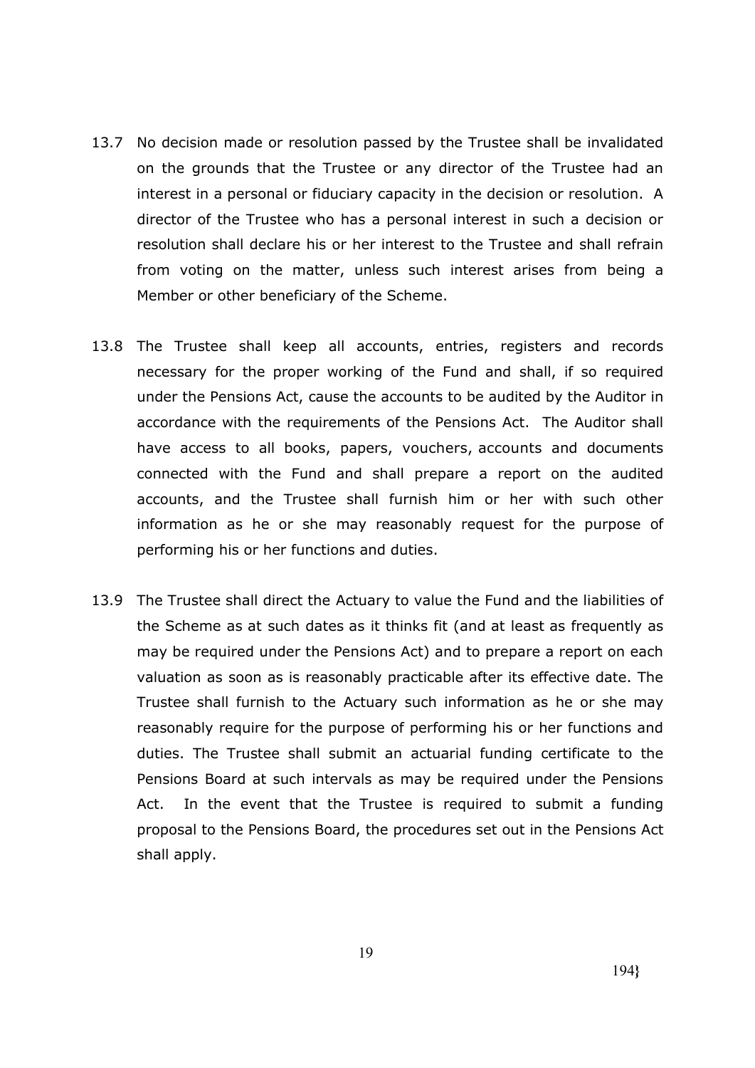13.7 No decision made or resolution passed by the Trustee shall be invalidated on the grounds that the Trustee or any director of the Trustee had an interest in a personal or fiduciary capacity in the decision or resolution. A director of the Trustee who has a personal interest in such a decision or resolution shall declare his or her interest to the Trustee and shall refrain from voting on the matter, unless such interest arises from being a Member or other beneficiary of the Scheme.

13.8 The Trustee shall keep all accounts, entries, registers and records necessary for the proper working of the Fund and shall, if so required under the Pensions Act, cause the accounts to be audited by the Auditor in accordance with the requirements of the Pensions Act. The Auditor shall have access to all books, papers, vouchers, accounts and documents connected with the Fund and shall prepare a report on the audited accounts, and the Trustee shall furnish him or her with such other information as he or she may reasonably request for the purpose of performing his or her functions and duties.

13.9 The Trustee shall direct the Actuary to value the Fund and the liabilities of the Scheme as at such dates as it thinks fit (and at least as frequently as may be required under the Pensions Act) and to prepare a report on each valuation as soon as is reasonably practicable after its effective date. The Trustee shall furnish to the Actuary such information as he or she may reasonably require for the purpose of performing his or her functions and duties. The Trustee shall submit an actuarial funding certificate to the Pensions Board at such intervals as may be required under the Pensions Act. In the event that the Trustee is required to submit a funding proposal to the Pensions Board, the procedures set out in the Pensions Act shall apply.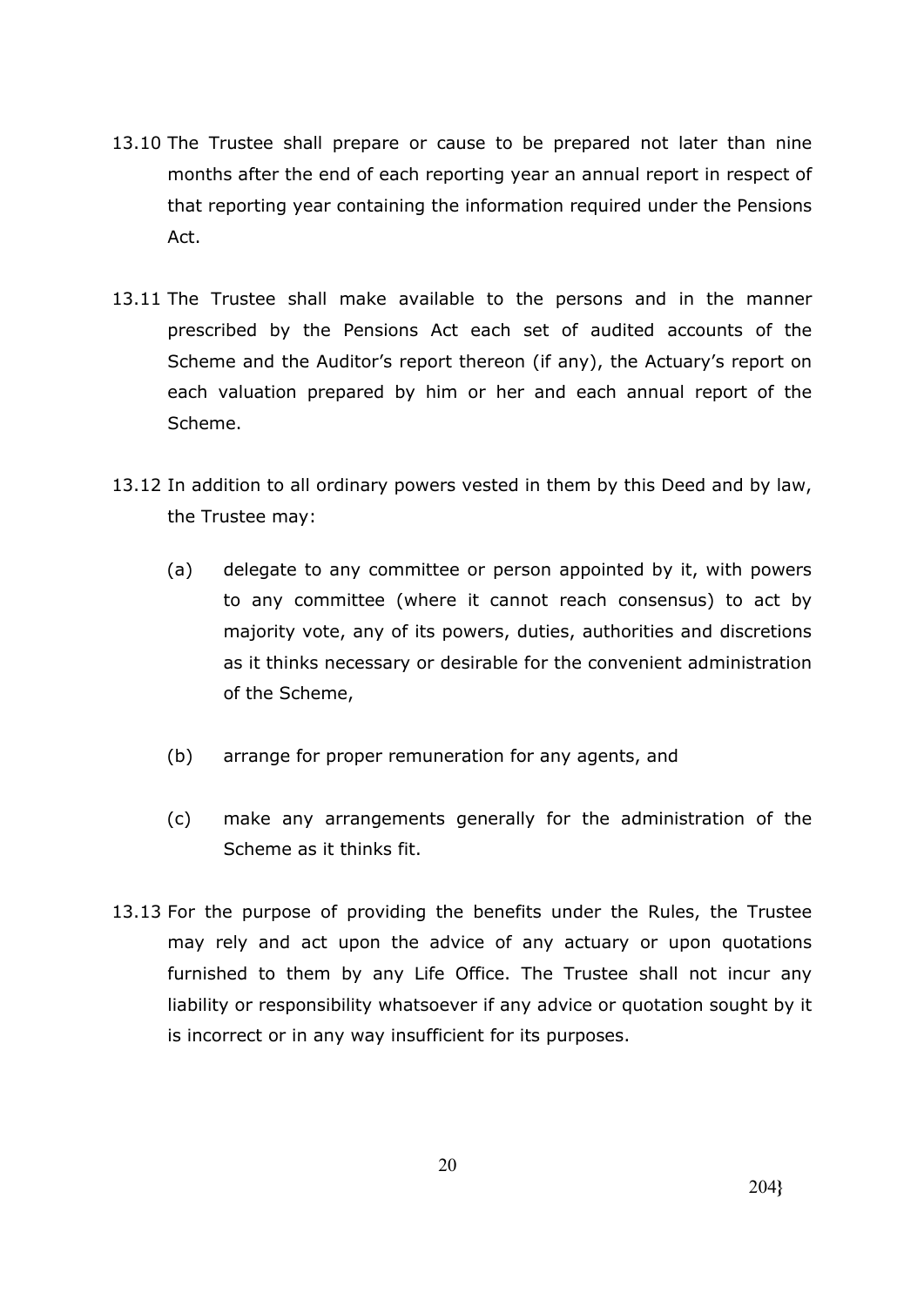13.10 The Trustee shall prepare or cause to be prepared not later than nine months after the end of each reporting year an annual report in respect of that reporting year containing the information required under the Pensions Act.

13.11 The Trustee shall make available to the persons and in the manner prescribed by the Pensions Act each set of audited accounts of the Scheme and the Auditor's report thereon (if any), the Actuary's report on each valuation prepared by him or her and each annual report of the Scheme.

13.12 In addition to all ordinary powers vested in them by this Deed and by law, the Trustee may:

(a) delegate to any committee or person appointed by it, with powers to any committee (where it cannot reach consensus) to act by majority vote, any of its powers, duties, authorities and discretions as it thinks necessary or desirable for the convenient administration of the Scheme,

(b) arrange for proper remuneration for any agents, and

(c) make any arrangements generally for the administration of the Scheme as it thinks fit.

13.13 For the purpose of providing the benefits under the Rules, the Trustee may rely and act upon the advice of any actuary or upon quotations furnished to them by any Life Office. The Trustee shall not incur any liability or responsibility whatsoever if any advice or quotation sought by it is incorrect or in any way insufficient for its purposes.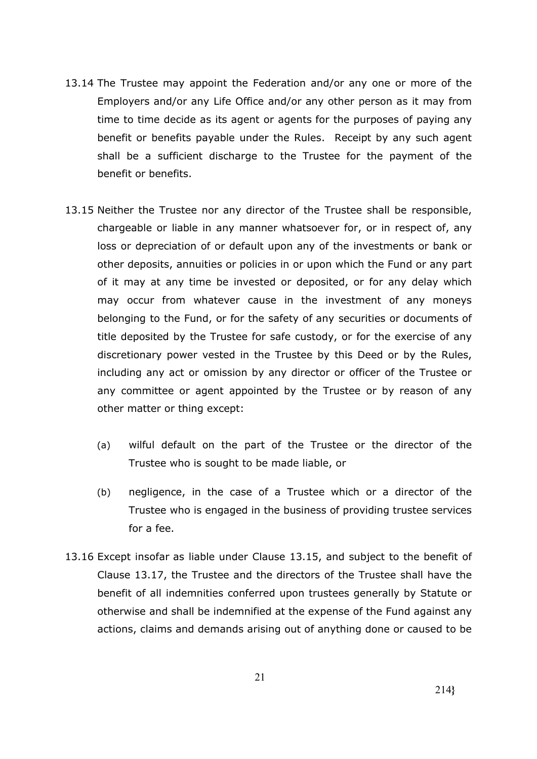13.14 The Trustee may appoint the Federation and/or any one or more of the Employers and/or any Life Office and/or any other person as it may from time to time decide as its agent or agents for the purposes of paying any benefit or benefits payable under the Rules. Receipt by any such agent shall be a sufficient discharge to the Trustee for the payment of the benefit or benefits.

13.15 Neither the Trustee nor any director of the Trustee shall be responsible, chargeable or liable in any manner whatsoever for, or in respect of, any loss or depreciation of or default upon any of the investments or bank or other deposits, annuities or policies in or upon which the Fund or any part of it may at any time be invested or deposited, or for any delay which may occur from whatever cause in the investment of any moneys belonging to the Fund, or for the safety of any securities or documents of title deposited by the Trustee for safe custody, or for the exercise of any discretionary power vested in the Trustee by this Deed or by the Rules, including any act or omission by any director or officer of the Trustee or any committee or agent appointed by the Trustee or by reason of any other matter or thing except:

(a) wilful default on the part of the Trustee or the director of the Trustee who is sought to be made liable, or

(b) negligence, in the case of a Trustee which or a director of the Trustee who is engaged in the business of providing trustee services for a fee.

13.16 Except insofar as liable under Clause 13.15, and subject to the benefit of Clause 13.17, the Trustee and the directors of the Trustee shall have the benefit of all indemnities conferred upon trustees generally by Statute or otherwise and shall be indemnified at the expense of the Fund against any actions, claims and demands arising out of anything done or caused to be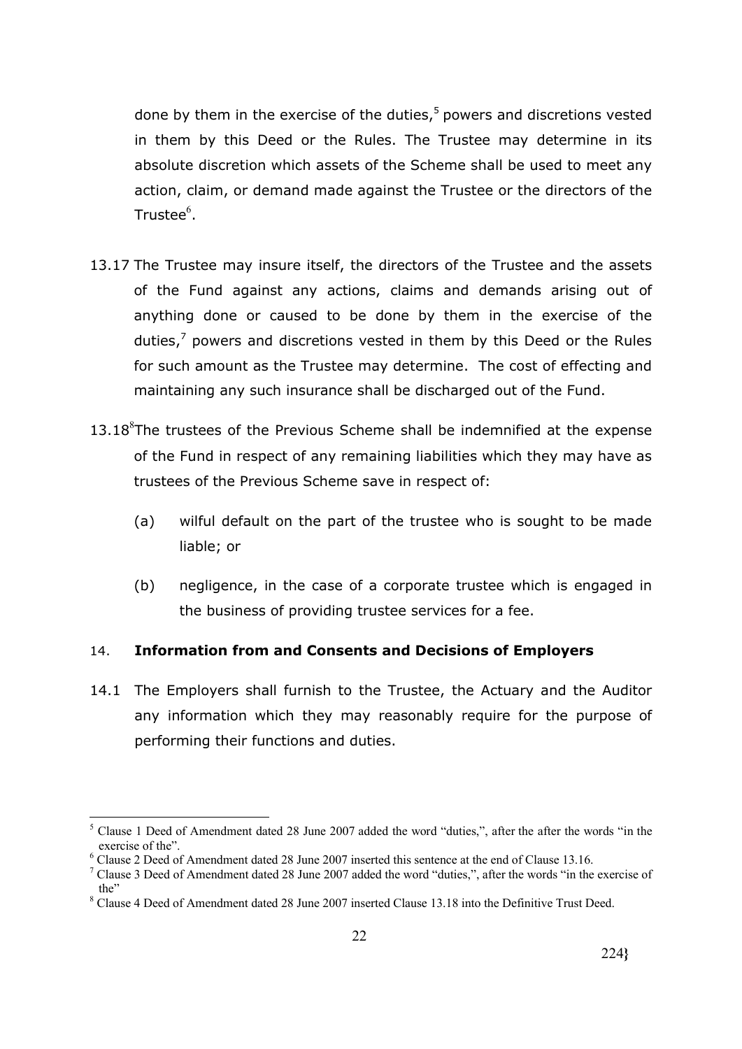done by them in the exercise of the duties,[5] powers and discretions vested in them by this Deed or the Rules. The Trustee may determine in its absolute discretion which assets of the Scheme shall be used to meet any action, claim, or demand made against the Trustee or the directors of the Trustee[6].

13.17 The Trustee may insure itself, the directors of the Trustee and the assets of the Fund against any actions, claims and demands arising out of anything done or caused to be done by them in the exercise of the duties,[7] powers and discretions vested in them by this Deed or the Rules for such amount as the Trustee may determine. The cost of effecting and maintaining any such insurance shall be discharged out of the Fund.

13.18[8] The trustees of the Previous Scheme shall be indemnified at the expense of the Fund in respect of any remaining liabilities which they may have as trustees of the Previous Scheme save in respect of:

(a) wilful default on the part of the trustee who is sought to be made liable; or

(b) negligence, in the case of a corporate trustee which is engaged in the business of providing trustee services for a fee.

## 14. Information from and Consents and Decisions of Employers

14.1 The Employers shall furnish to the Trustee, the Actuary and the Auditor any information which they may reasonably require for the purpose of performing their functions and duties.

---

[5] Clause 1 Deed of Amendment dated 28 June 2007 added the word "duties,", after the after the words "in the exercise of the".

[6] Clause 2 Deed of Amendment dated 28 June 2007 inserted this sentence at the end of Clause 13.16.

[7] Clause 3 Deed of Amendment dated 28 June 2007 added the word "duties,", after the words "in the exercise of the"

[8] Clause 4 Deed of Amendment dated 28 June 2007 inserted Clause 13.18 into the Definitive Trust Deed.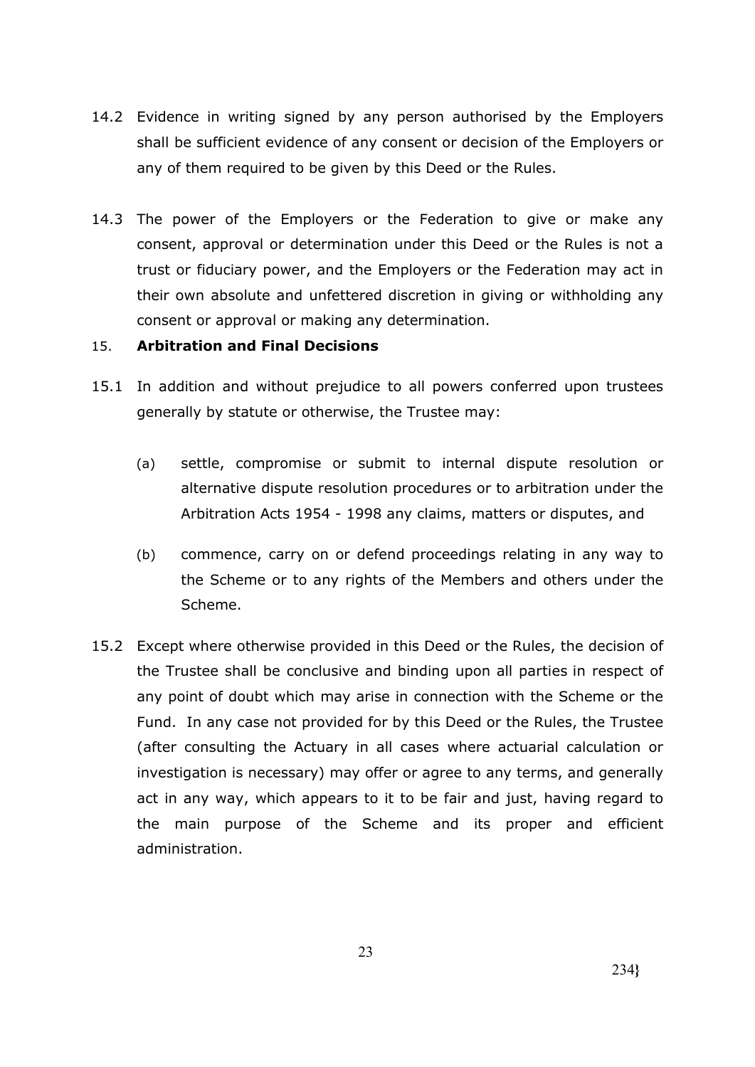14.2 Evidence in writing signed by any person authorised by the Employers shall be sufficient evidence of any consent or decision of the Employers or any of them required to be given by this Deed or the Rules.

14.3 The power of the Employers or the Federation to give or make any consent, approval or determination under this Deed or the Rules is not a trust or fiduciary power, and the Employers or the Federation may act in their own absolute and unfettered discretion in giving or withholding any consent or approval or making any determination.

15. **Arbitration and Final Decisions**

15.1 In addition and without prejudice to all powers conferred upon trustees generally by statute or otherwise, the Trustee may:

(a) settle, compromise or submit to internal dispute resolution or alternative dispute resolution procedures or to arbitration under the Arbitration Acts 1954 - 1998 any claims, matters or disputes, and

(b) commence, carry on or defend proceedings relating in any way to the Scheme or to any rights of the Members and others under the Scheme.

15.2 Except where otherwise provided in this Deed or the Rules, the decision of the Trustee shall be conclusive and binding upon all parties in respect of any point of doubt which may arise in connection with the Scheme or the Fund. In any case not provided for by this Deed or the Rules, the Trustee (after consulting the Actuary in all cases where actuarial calculation or investigation is necessary) may offer or agree to any terms, and generally act in any way, which appears to it to be fair and just, having regard to the main purpose of the Scheme and its proper and efficient administration.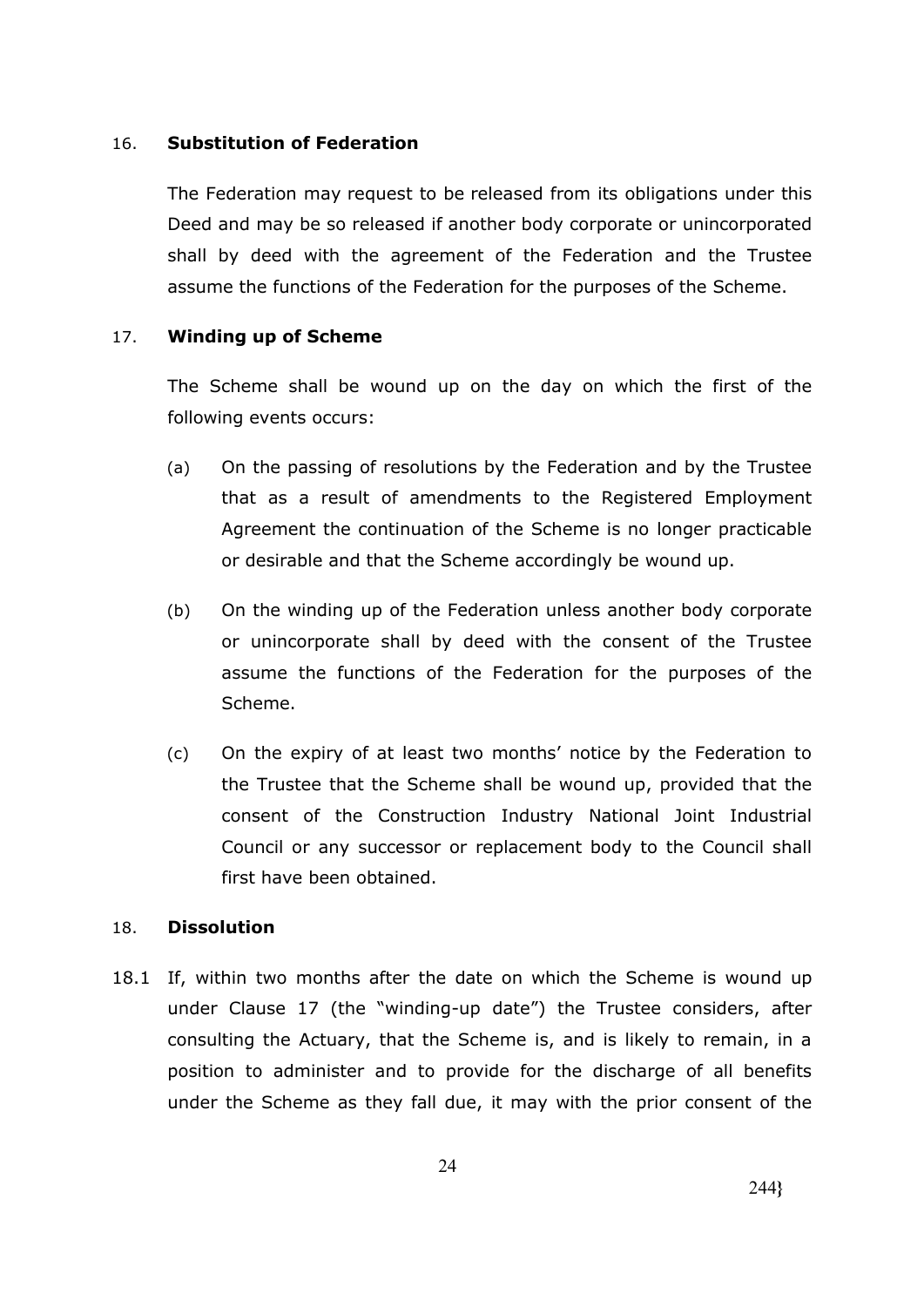16. **Substitution of Federation**

The Federation may request to be released from its obligations under this Deed and may be so released if another body corporate or unincorporated shall by deed with the agreement of the Federation and the Trustee assume the functions of the Federation for the purposes of the Scheme.

17. **Winding up of Scheme**

The Scheme shall be wound up on the day on which the first of the following events occurs:

(a) On the passing of resolutions by the Federation and by the Trustee that as a result of amendments to the Registered Employment Agreement the continuation of the Scheme is no longer practicable or desirable and that the Scheme accordingly be wound up.

(b) On the winding up of the Federation unless another body corporate or unincorporate shall by deed with the consent of the Trustee assume the functions of the Federation for the purposes of the Scheme.

(c) On the expiry of at least two months' notice by the Federation to the Trustee that the Scheme shall be wound up, provided that the consent of the Construction Industry National Joint Industrial Council or any successor or replacement body to the Council shall first have been obtained.

18. **Dissolution**

18.1 If, within two months after the date on which the Scheme is wound up under Clause 17 (the "winding-up date") the Trustee considers, after consulting the Actuary, that the Scheme is, and is likely to remain, in a position to administer and to provide for the discharge of all benefits under the Scheme as they fall due, it may with the prior consent of the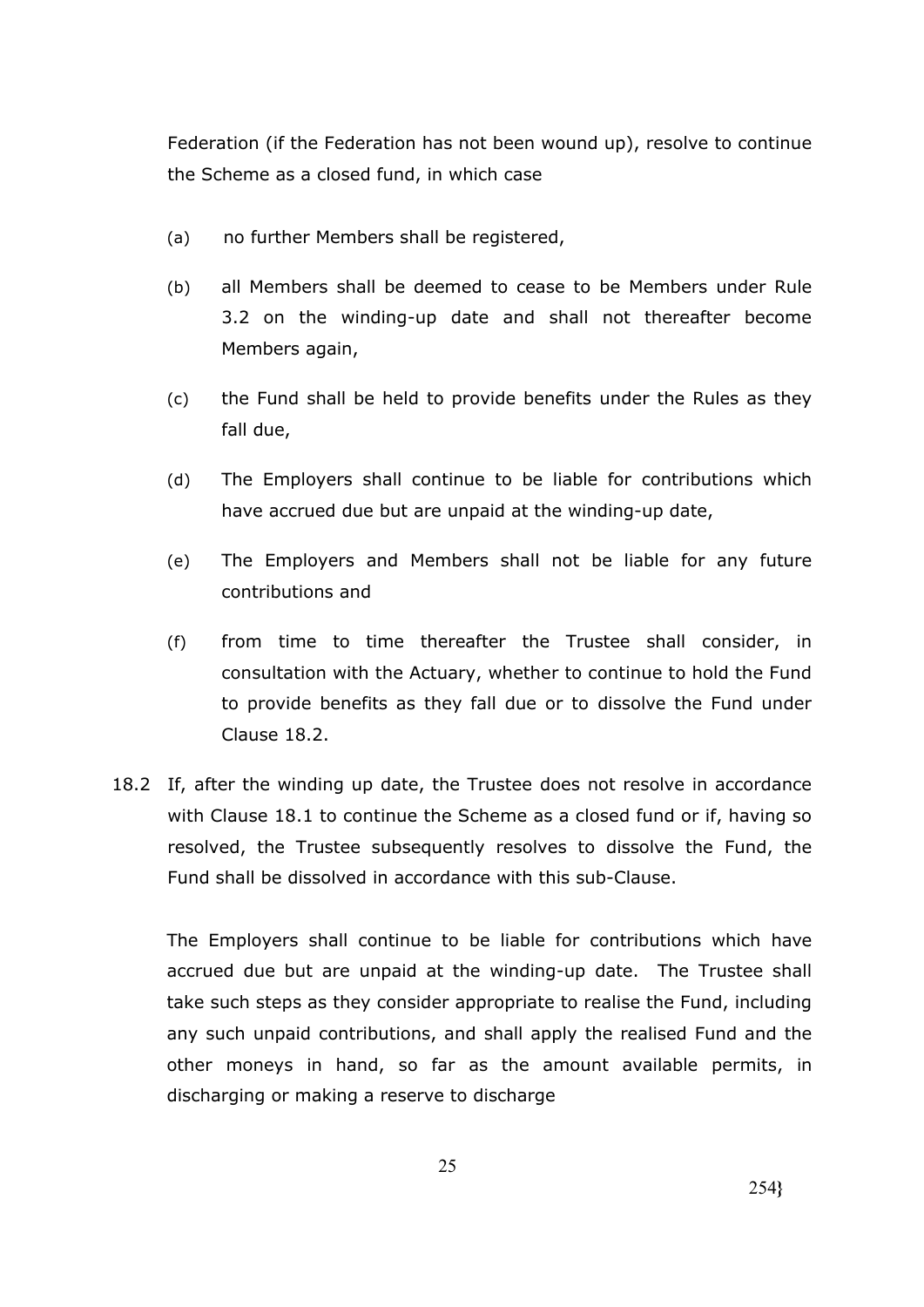Federation (if the Federation has not been wound up), resolve to continue the Scheme as a closed fund, in which case

(a) no further Members shall be registered,

(b) all Members shall be deemed to cease to be Members under Rule 3.2 on the winding-up date and shall not thereafter become Members again,

(c) the Fund shall be held to provide benefits under the Rules as they fall due,

(d) The Employers shall continue to be liable for contributions which have accrued due but are unpaid at the winding-up date,

(e) The Employers and Members shall not be liable for any future contributions and

(f) from time to time thereafter the Trustee shall consider, in consultation with the Actuary, whether to continue to hold the Fund to provide benefits as they fall due or to dissolve the Fund under Clause 18.2.

18.2 If, after the winding up date, the Trustee does not resolve in accordance with Clause 18.1 to continue the Scheme as a closed fund or if, having so resolved, the Trustee subsequently resolves to dissolve the Fund, the Fund shall be dissolved in accordance with this sub-Clause.

The Employers shall continue to be liable for contributions which have accrued due but are unpaid at the winding-up date. The Trustee shall take such steps as they consider appropriate to realise the Fund, including any such unpaid contributions, and shall apply the realised Fund and the other moneys in hand, so far as the amount available permits, in discharging or making a reserve to discharge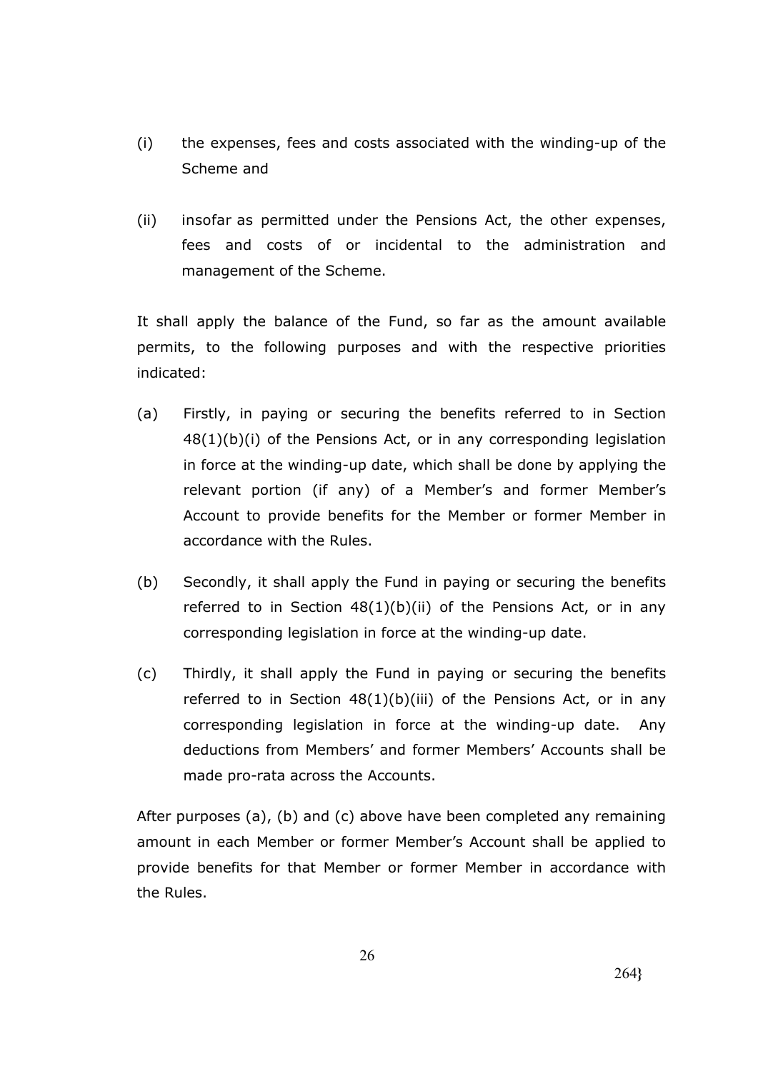(i) the expenses, fees and costs associated with the winding-up of the Scheme and

(ii) insofar as permitted under the Pensions Act, the other expenses, fees and costs of or incidental to the administration and management of the Scheme.

It shall apply the balance of the Fund, so far as the amount available permits, to the following purposes and with the respective priorities indicated:

(a) Firstly, in paying or securing the benefits referred to in Section 48(1)(b)(i) of the Pensions Act, or in any corresponding legislation in force at the winding-up date, which shall be done by applying the relevant portion (if any) of a Member's and former Member's Account to provide benefits for the Member or former Member in accordance with the Rules.

(b) Secondly, it shall apply the Fund in paying or securing the benefits referred to in Section 48(1)(b)(ii) of the Pensions Act, or in any corresponding legislation in force at the winding-up date.

(c) Thirdly, it shall apply the Fund in paying or securing the benefits referred to in Section 48(1)(b)(iii) of the Pensions Act, or in any corresponding legislation in force at the winding-up date. Any deductions from Members' and former Members' Accounts shall be made pro-rata across the Accounts.

After purposes (a), (b) and (c) above have been completed any remaining amount in each Member or former Member's Account shall be applied to provide benefits for that Member or former Member in accordance with the Rules.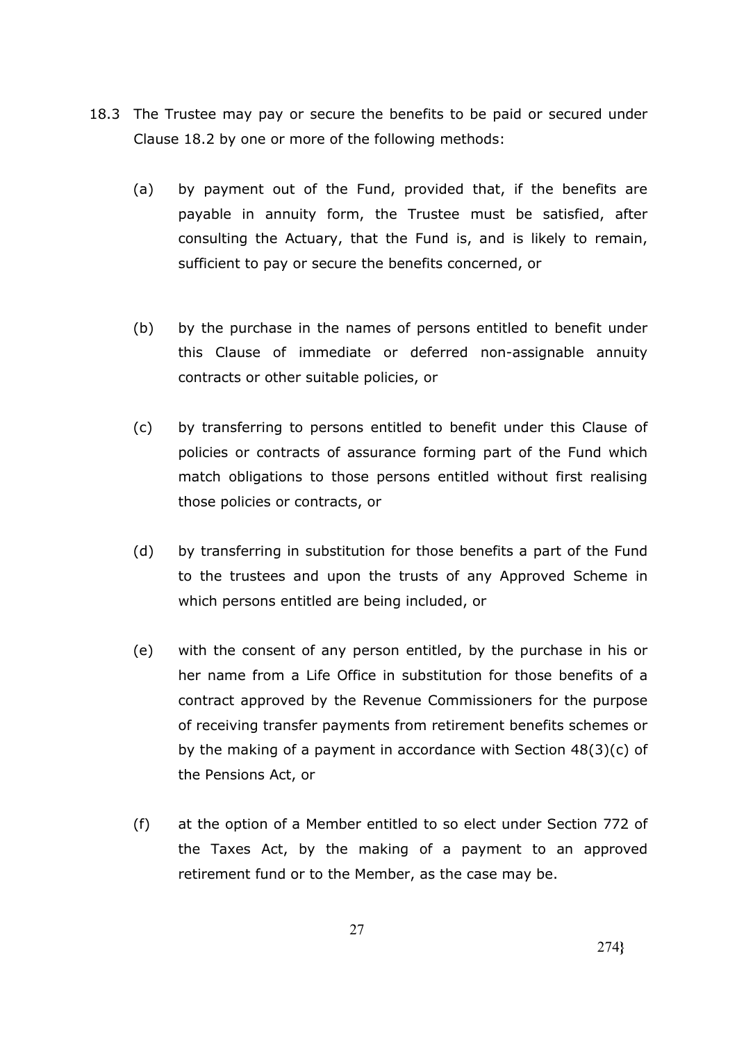18.3 The Trustee may pay or secure the benefits to be paid or secured under Clause 18.2 by one or more of the following methods:

(a) by payment out of the Fund, provided that, if the benefits are payable in annuity form, the Trustee must be satisfied, after consulting the Actuary, that the Fund is, and is likely to remain, sufficient to pay or secure the benefits concerned, or

(b) by the purchase in the names of persons entitled to benefit under this Clause of immediate or deferred non-assignable annuity contracts or other suitable policies, or

(c) by transferring to persons entitled to benefit under this Clause of policies or contracts of assurance forming part of the Fund which match obligations to those persons entitled without first realising those policies or contracts, or

(d) by transferring in substitution for those benefits a part of the Fund to the trustees and upon the trusts of any Approved Scheme in which persons entitled are being included, or

(e) with the consent of any person entitled, by the purchase in his or her name from a Life Office in substitution for those benefits of a contract approved by the Revenue Commissioners for the purpose of receiving transfer payments from retirement benefits schemes or by the making of a payment in accordance with Section 48(3)(c) of the Pensions Act, or

(f) at the option of a Member entitled to so elect under Section 772 of the Taxes Act, by the making of a payment to an approved retirement fund or to the Member, as the case may be.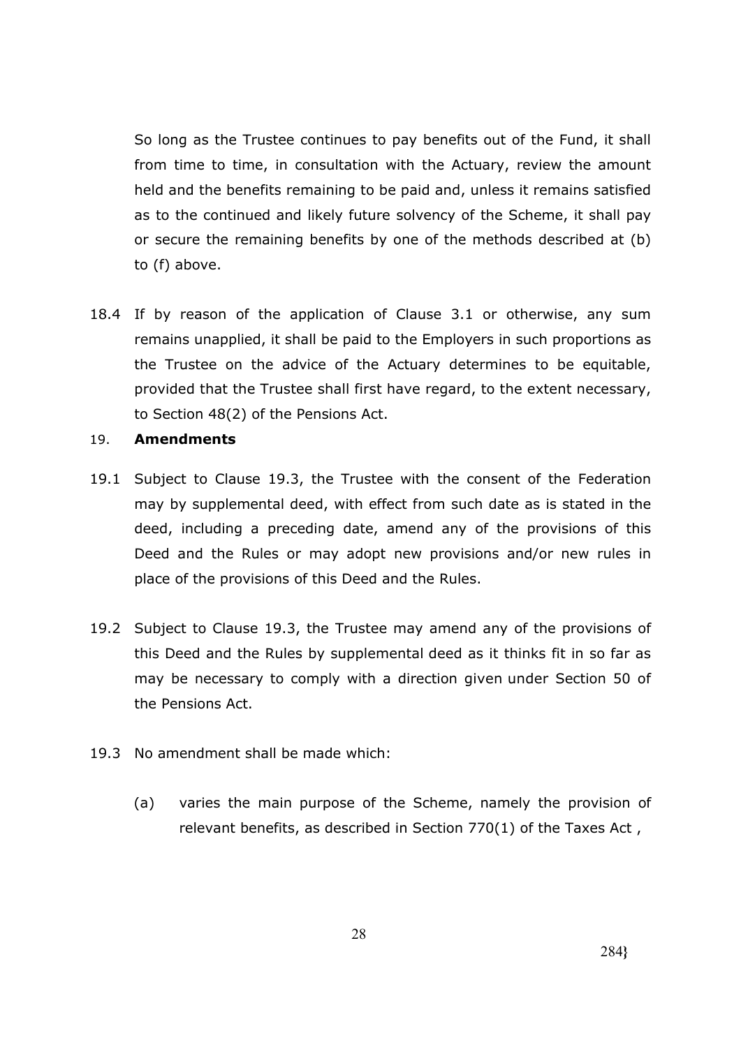So long as the Trustee continues to pay benefits out of the Fund, it shall from time to time, in consultation with the Actuary, review the amount held and the benefits remaining to be paid and, unless it remains satisfied as to the continued and likely future solvency of the Scheme, it shall pay or secure the remaining benefits by one of the methods described at (b) to (f) above.

18.4 If by reason of the application of Clause 3.1 or otherwise, any sum remains unapplied, it shall be paid to the Employers in such proportions as the Trustee on the advice of the Actuary determines to be equitable, provided that the Trustee shall first have regard, to the extent necessary, to Section 48(2) of the Pensions Act.

## 19. **Amendments**

19.1 Subject to Clause 19.3, the Trustee with the consent of the Federation may by supplemental deed, with effect from such date as is stated in the deed, including a preceding date, amend any of the provisions of this Deed and the Rules or may adopt new provisions and/or new rules in place of the provisions of this Deed and the Rules.

19.2 Subject to Clause 19.3, the Trustee may amend any of the provisions of this Deed and the Rules by supplemental deed as it thinks fit in so far as may be necessary to comply with a direction given under Section 50 of the Pensions Act.

19.3 No amendment shall be made which:

(a) varies the main purpose of the Scheme, namely the provision of relevant benefits, as described in Section 770(1) of the Taxes Act ,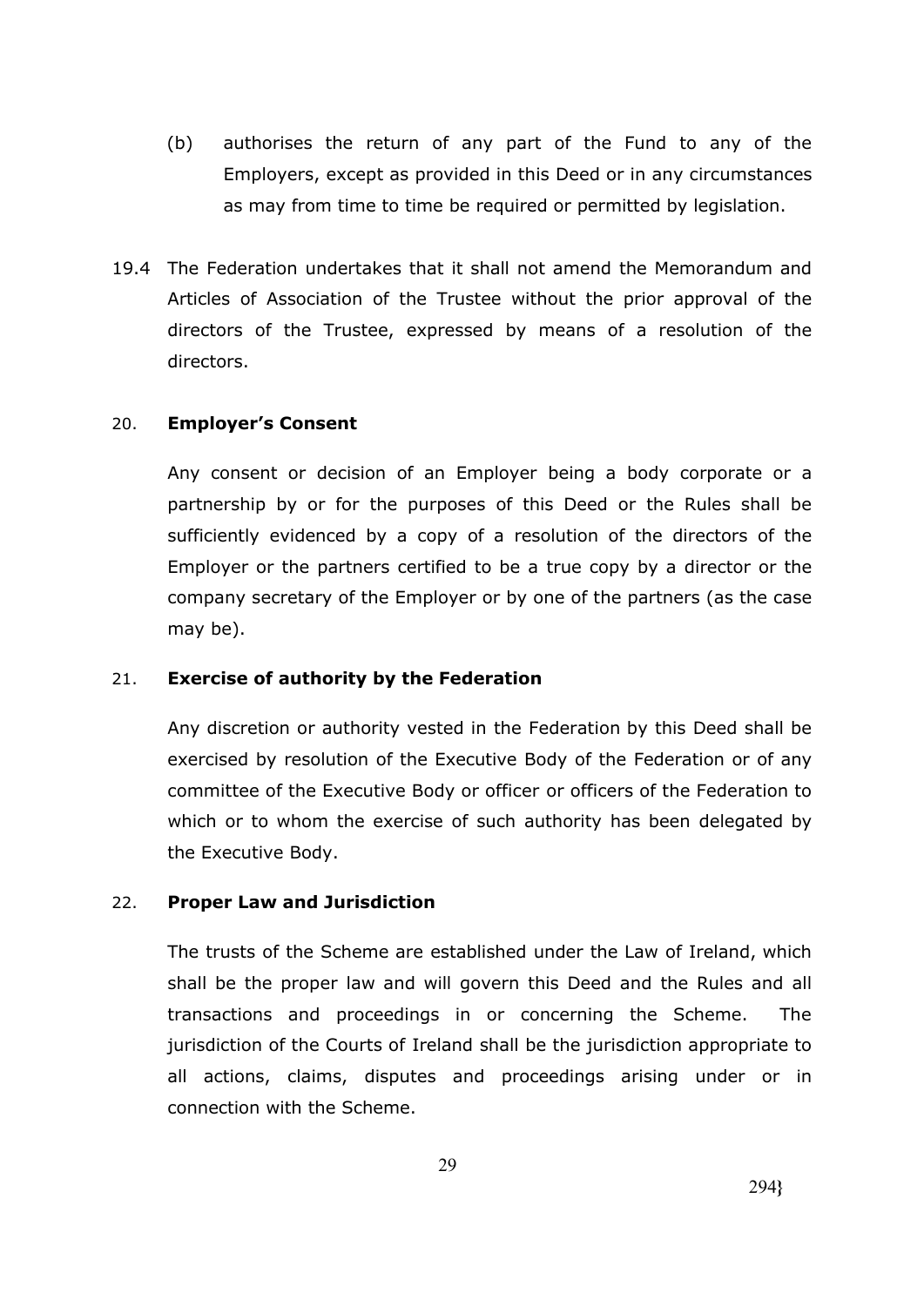(b) authorises the return of any part of the Fund to any of the Employers, except as provided in this Deed or in any circumstances as may from time to time be required or permitted by legislation.

19.4 The Federation undertakes that it shall not amend the Memorandum and Articles of Association of the Trustee without the prior approval of the directors of the Trustee, expressed by means of a resolution of the directors.

20. **Employer's Consent**

Any consent or decision of an Employer being a body corporate or a partnership by or for the purposes of this Deed or the Rules shall be sufficiently evidenced by a copy of a resolution of the directors of the Employer or the partners certified to be a true copy by a director or the company secretary of the Employer or by one of the partners (as the case may be).

21. **Exercise of authority by the Federation**

Any discretion or authority vested in the Federation by this Deed shall be exercised by resolution of the Executive Body of the Federation or of any committee of the Executive Body or officer or officers of the Federation to which or to whom the exercise of such authority has been delegated by the Executive Body.

22. **Proper Law and Jurisdiction**

The trusts of the Scheme are established under the Law of Ireland, which shall be the proper law and will govern this Deed and the Rules and all transactions and proceedings in or concerning the Scheme. The jurisdiction of the Courts of Ireland shall be the jurisdiction appropriate to all actions, claims, disputes and proceedings arising under or in connection with the Scheme.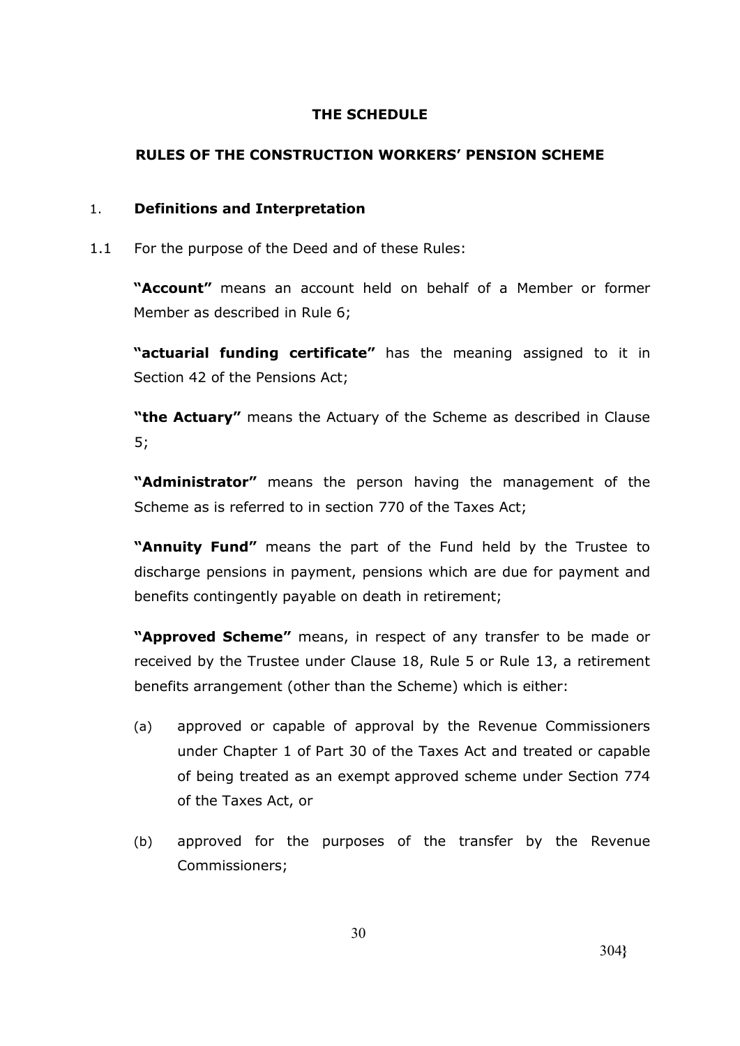## THE SCHEDULE

## RULES OF THE CONSTRUCTION WORKERS' PENSION SCHEME

### 1. Definitions and Interpretation

1.1 For the purpose of the Deed and of these Rules:

**"Account"** means an account held on behalf of a Member or former Member as described in Rule 6;

**"actuarial funding certificate"** has the meaning assigned to it in Section 42 of the Pensions Act;

**"the Actuary"** means the Actuary of the Scheme as described in Clause 5;

**"Administrator"** means the person having the management of the Scheme as is referred to in section 770 of the Taxes Act;

**"Annuity Fund"** means the part of the Fund held by the Trustee to discharge pensions in payment, pensions which are due for payment and benefits contingently payable on death in retirement;

**"Approved Scheme"** means, in respect of any transfer to be made or received by the Trustee under Clause 18, Rule 5 or Rule 13, a retirement benefits arrangement (other than the Scheme) which is either:

(a) approved or capable of approval by the Revenue Commissioners under Chapter 1 of Part 30 of the Taxes Act and treated or capable of being treated as an exempt approved scheme under Section 774 of the Taxes Act, or

(b) approved for the purposes of the transfer by the Revenue Commissioners;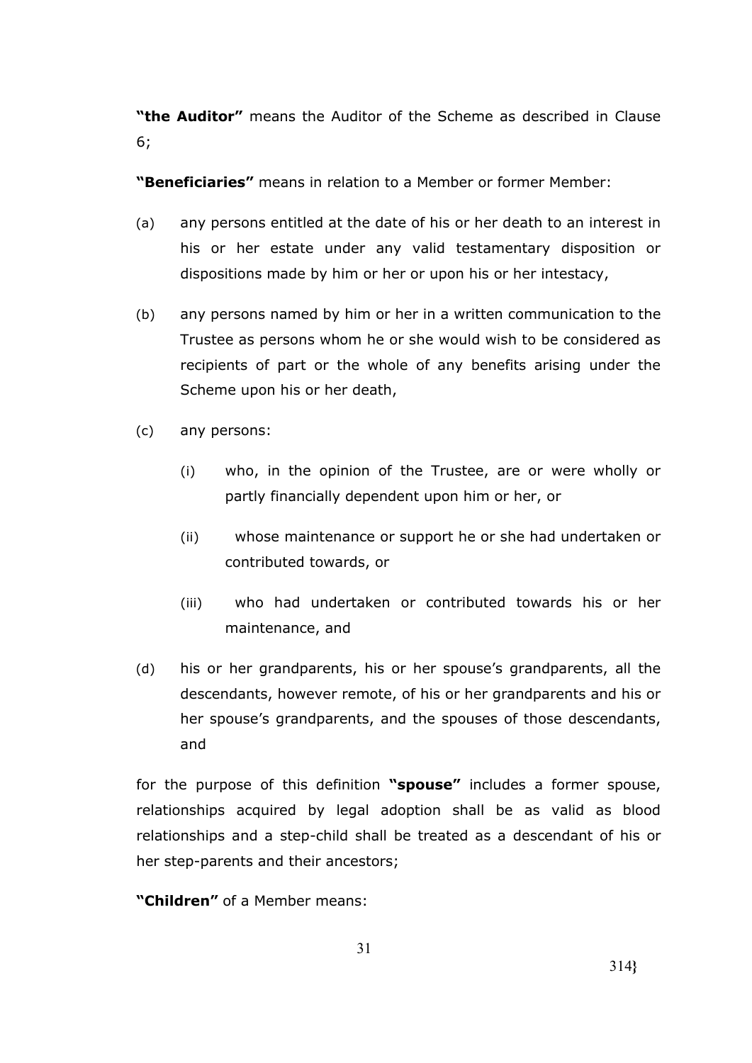**"the Auditor"** means the Auditor of the Scheme as described in Clause 6;

**"Beneficiaries"** means in relation to a Member or former Member:

(a) any persons entitled at the date of his or her death to an interest in his or her estate under any valid testamentary disposition or dispositions made by him or her or upon his or her intestacy,

(b) any persons named by him or her in a written communication to the Trustee as persons whom he or she would wish to be considered as recipients of part or the whole of any benefits arising under the Scheme upon his or her death,

(c) any persons:

  (i) who, in the opinion of the Trustee, are or were wholly or partly financially dependent upon him or her, or

  (ii) whose maintenance or support he or she had undertaken or contributed towards, or

  (iii) who had undertaken or contributed towards his or her maintenance, and

(d) his or her grandparents, his or her spouse's grandparents, all the descendants, however remote, of his or her grandparents and his or her spouse's grandparents, and the spouses of those descendants, and

for the purpose of this definition **"spouse"** includes a former spouse, relationships acquired by legal adoption shall be as valid as blood relationships and a step-child shall be treated as a descendant of his or her step-parents and their ancestors;

**"Children"** of a Member means: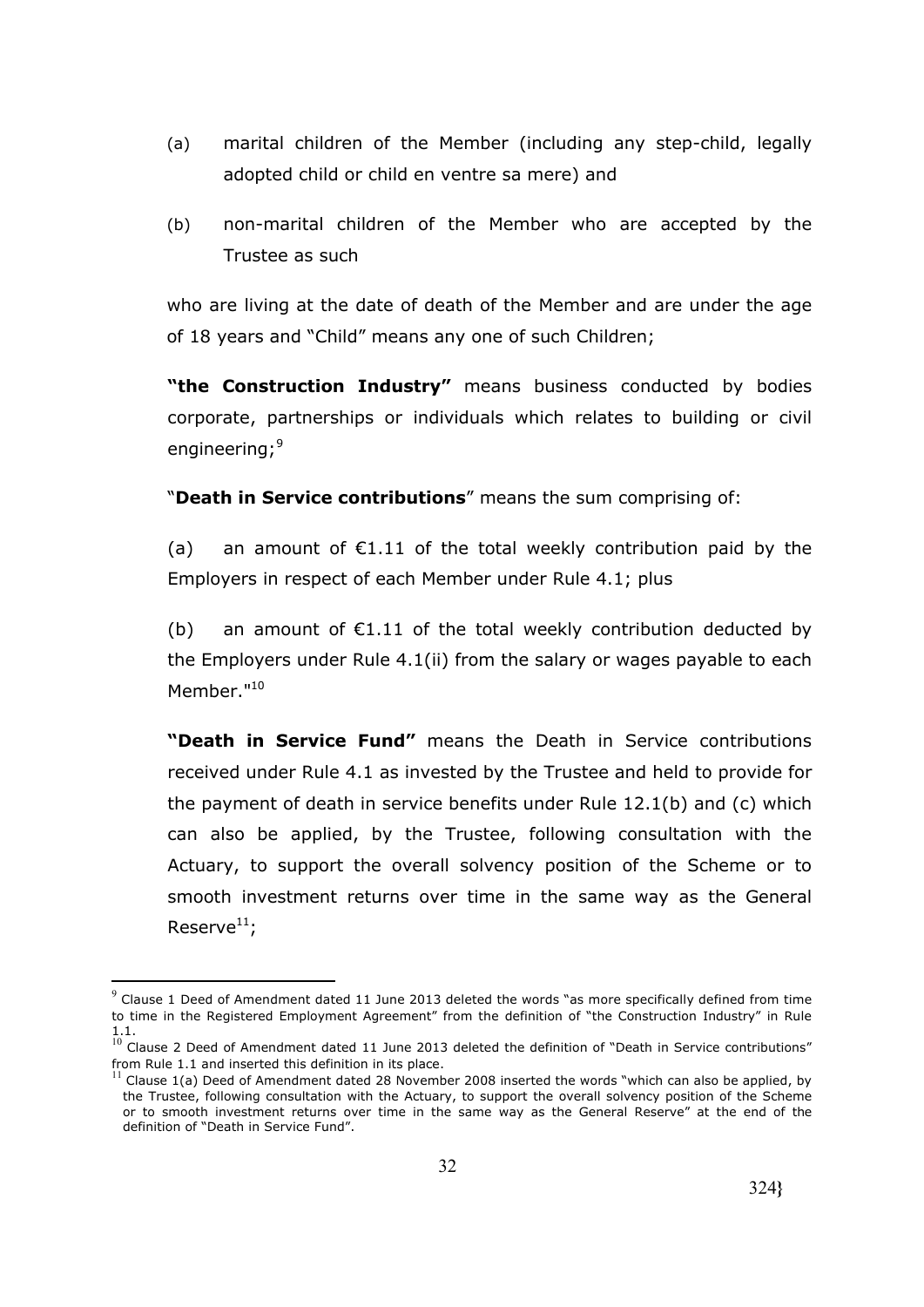(a) marital children of the Member (including any step-child, legally adopted child or child en ventre sa mere) and

(b) non-marital children of the Member who are accepted by the Trustee as such

who are living at the date of death of the Member and are under the age of 18 years and "Child" means any one of such Children;

**"the Construction Industry"** means business conducted by bodies corporate, partnerships or individuals which relates to building or civil engineering;[9]

"**Death in Service contributions**" means the sum comprising of:

(a) an amount of €1.11 of the total weekly contribution paid by the Employers in respect of each Member under Rule 4.1; plus

(b) an amount of €1.11 of the total weekly contribution deducted by the Employers under Rule 4.1(ii) from the salary or wages payable to each Member."[10]

**"Death in Service Fund"** means the Death in Service contributions received under Rule 4.1 as invested by the Trustee and held to provide for the payment of death in service benefits under Rule 12.1(b) and (c) which can also be applied, by the Trustee, following consultation with the Actuary, to support the overall solvency position of the Scheme or to smooth investment returns over time in the same way as the General Reserve[11];

---

[9] Clause 1 Deed of Amendment dated 11 June 2013 deleted the words "as more specifically defined from time to time in the Registered Employment Agreement" from the definition of "the Construction Industry" in Rule 1.1.

[10] Clause 2 Deed of Amendment dated 11 June 2013 deleted the definition of "Death in Service contributions" from Rule 1.1 and inserted this definition in its place.

[11] Clause 1(a) Deed of Amendment dated 28 November 2008 inserted the words "which can also be applied, by the Trustee, following consultation with the Actuary, to support the overall solvency position of the Scheme or to smooth investment returns over time in the same way as the General Reserve" at the end of the definition of "Death in Service Fund".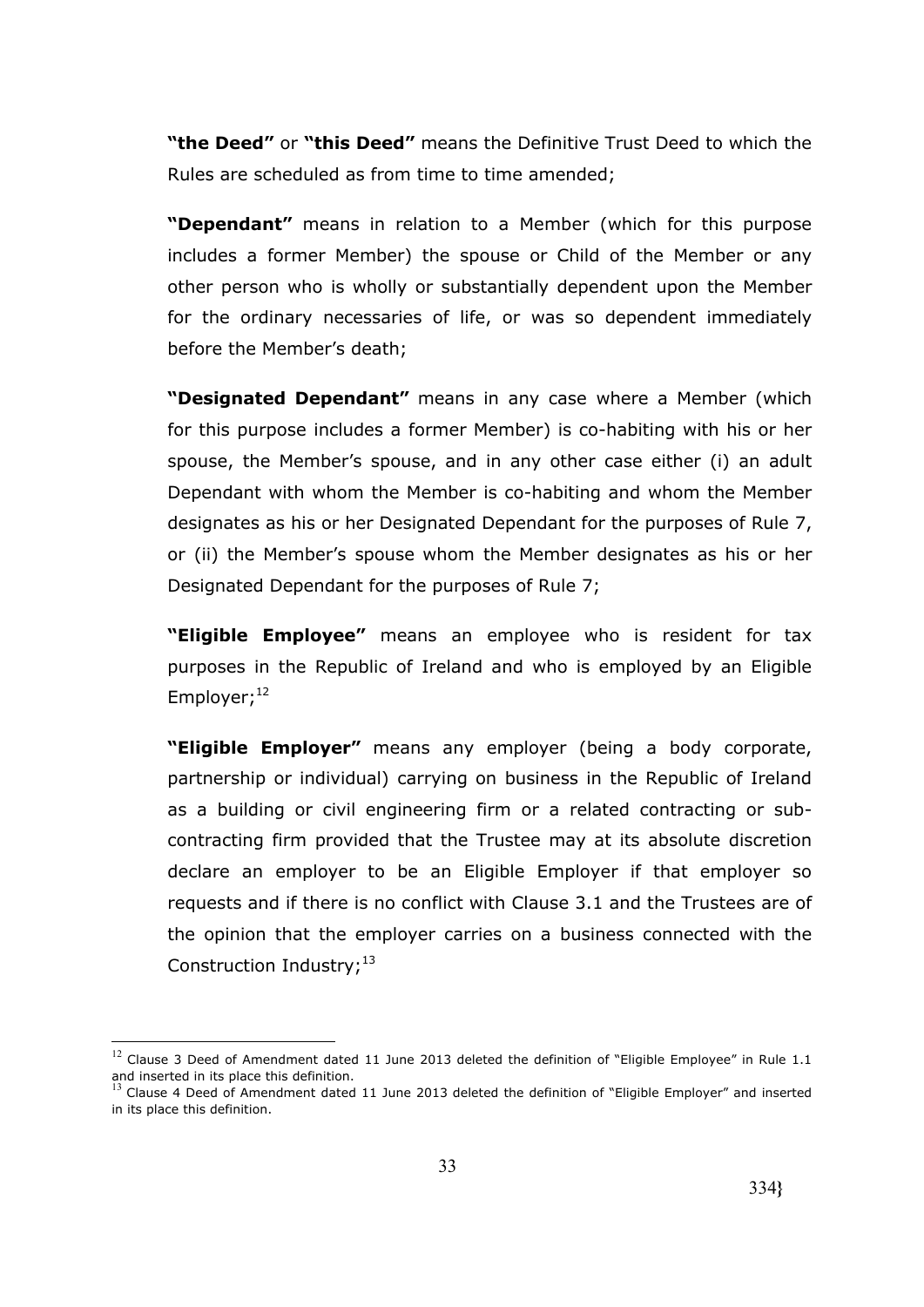**"the Deed"** or **"this Deed"** means the Definitive Trust Deed to which the Rules are scheduled as from time to time amended;

**"Dependant"** means in relation to a Member (which for this purpose includes a former Member) the spouse or Child of the Member or any other person who is wholly or substantially dependent upon the Member for the ordinary necessaries of life, or was so dependent immediately before the Member's death;

**"Designated Dependant"** means in any case where a Member (which for this purpose includes a former Member) is co-habiting with his or her spouse, the Member's spouse, and in any other case either (i) an adult Dependant with whom the Member is co-habiting and whom the Member designates as his or her Designated Dependant for the purposes of Rule 7, or (ii) the Member's spouse whom the Member designates as his or her Designated Dependant for the purposes of Rule 7;

**"Eligible Employee"** means an employee who is resident for tax purposes in the Republic of Ireland and who is employed by an Eligible Employer;[12]

**"Eligible Employer"** means any employer (being a body corporate, partnership or individual) carrying on business in the Republic of Ireland as a building or civil engineering firm or a related contracting or sub-contracting firm provided that the Trustee may at its absolute discretion declare an employer to be an Eligible Employer if that employer so requests and if there is no conflict with Clause 3.1 and the Trustees are of the opinion that the employer carries on a business connected with the Construction Industry;[13]

---

[12] Clause 3 Deed of Amendment dated 11 June 2013 deleted the definition of "Eligible Employee" in Rule 1.1 and inserted in its place this definition.

[13] Clause 4 Deed of Amendment dated 11 June 2013 deleted the definition of "Eligible Employer" and inserted in its place this definition.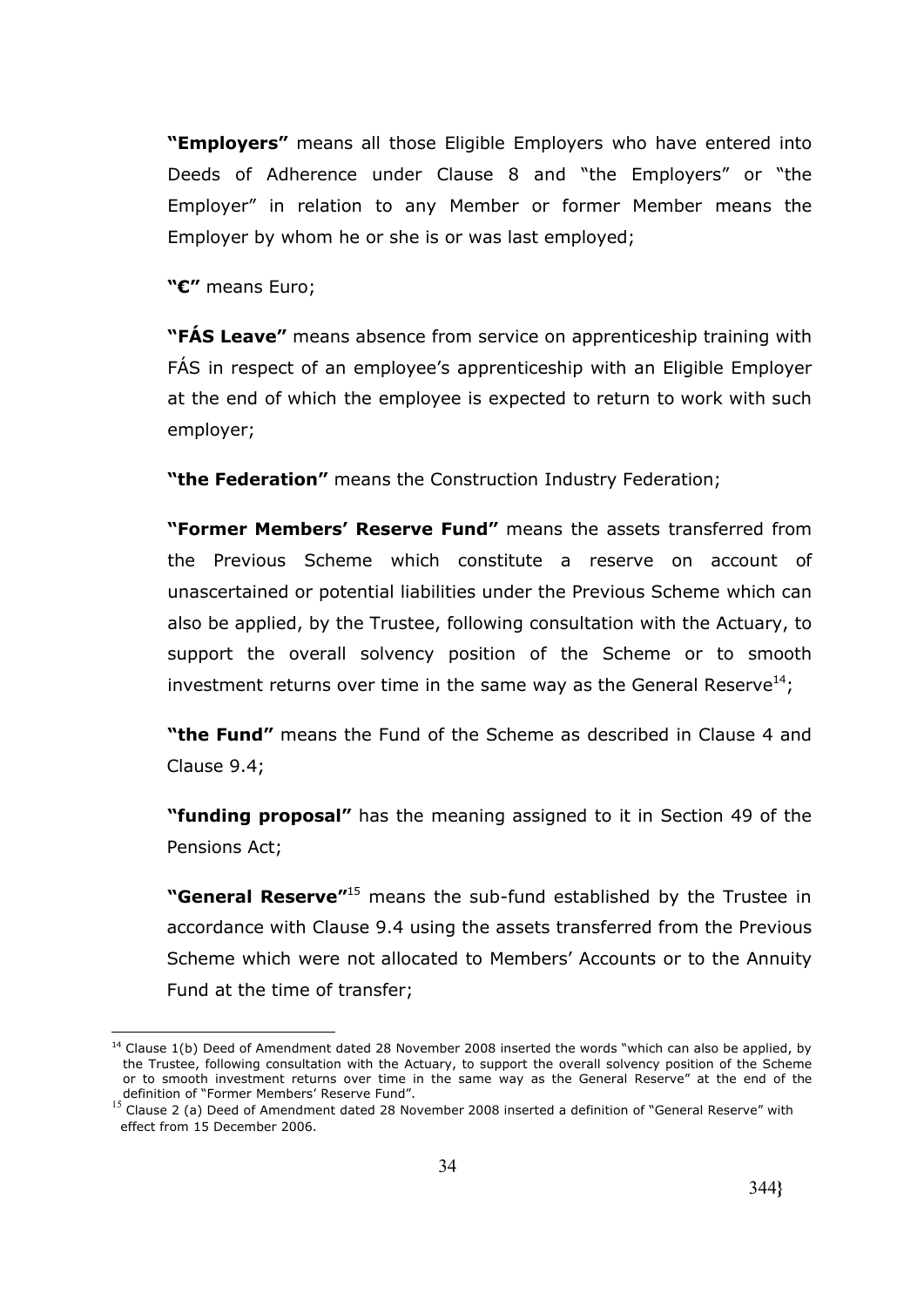**"Employers"** means all those Eligible Employers who have entered into Deeds of Adherence under Clause 8 and "the Employers" or "the Employer" in relation to any Member or former Member means the Employer by whom he or she is or was last employed;

**"€"** means Euro;

**"FÁS Leave"** means absence from service on apprenticeship training with FÁS in respect of an employee's apprenticeship with an Eligible Employer at the end of which the employee is expected to return to work with such employer;

**"the Federation"** means the Construction Industry Federation;

**"Former Members' Reserve Fund"** means the assets transferred from the Previous Scheme which constitute a reserve on account of unascertained or potential liabilities under the Previous Scheme which can also be applied, by the Trustee, following consultation with the Actuary, to support the overall solvency position of the Scheme or to smooth investment returns over time in the same way as the General Reserve[14];

**"the Fund"** means the Fund of the Scheme as described in Clause 4 and Clause 9.4;

**"funding proposal"** has the meaning assigned to it in Section 49 of the Pensions Act;

**"General Reserve"**[15] means the sub-fund established by the Trustee in accordance with Clause 9.4 using the assets transferred from the Previous Scheme which were not allocated to Members' Accounts or to the Annuity Fund at the time of transfer;

---

[14] Clause 1(b) Deed of Amendment dated 28 November 2008 inserted the words "which can also be applied, by the Trustee, following consultation with the Actuary, to support the overall solvency position of the Scheme or to smooth investment returns over time in the same way as the General Reserve" at the end of the definition of "Former Members' Reserve Fund".

[15] Clause 2 (a) Deed of Amendment dated 28 November 2008 inserted a definition of "General Reserve" with effect from 15 December 2006.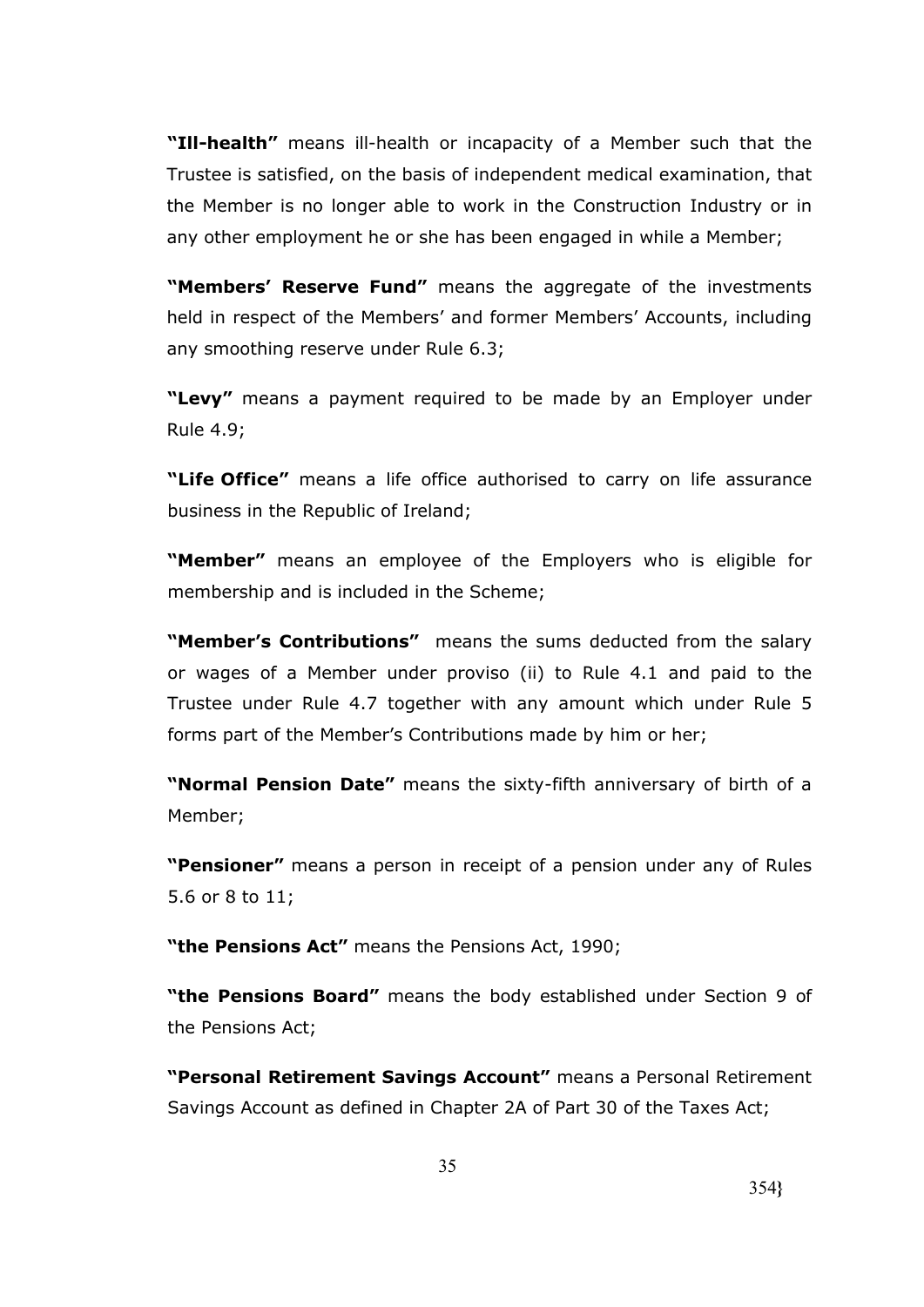**"Ill-health"** means ill-health or incapacity of a Member such that the Trustee is satisfied, on the basis of independent medical examination, that the Member is no longer able to work in the Construction Industry or in any other employment he or she has been engaged in while a Member;

**"Members' Reserve Fund"** means the aggregate of the investments held in respect of the Members' and former Members' Accounts, including any smoothing reserve under Rule 6.3;

**"Levy"** means a payment required to be made by an Employer under Rule 4.9;

**"Life Office"** means a life office authorised to carry on life assurance business in the Republic of Ireland;

**"Member"** means an employee of the Employers who is eligible for membership and is included in the Scheme;

**"Member's Contributions"** means the sums deducted from the salary or wages of a Member under proviso (ii) to Rule 4.1 and paid to the Trustee under Rule 4.7 together with any amount which under Rule 5 forms part of the Member's Contributions made by him or her;

**"Normal Pension Date"** means the sixty-fifth anniversary of birth of a Member;

**"Pensioner"** means a person in receipt of a pension under any of Rules 5.6 or 8 to 11;

**"the Pensions Act"** means the Pensions Act, 1990;

**"the Pensions Board"** means the body established under Section 9 of the Pensions Act;

**"Personal Retirement Savings Account"** means a Personal Retirement Savings Account as defined in Chapter 2A of Part 30 of the Taxes Act;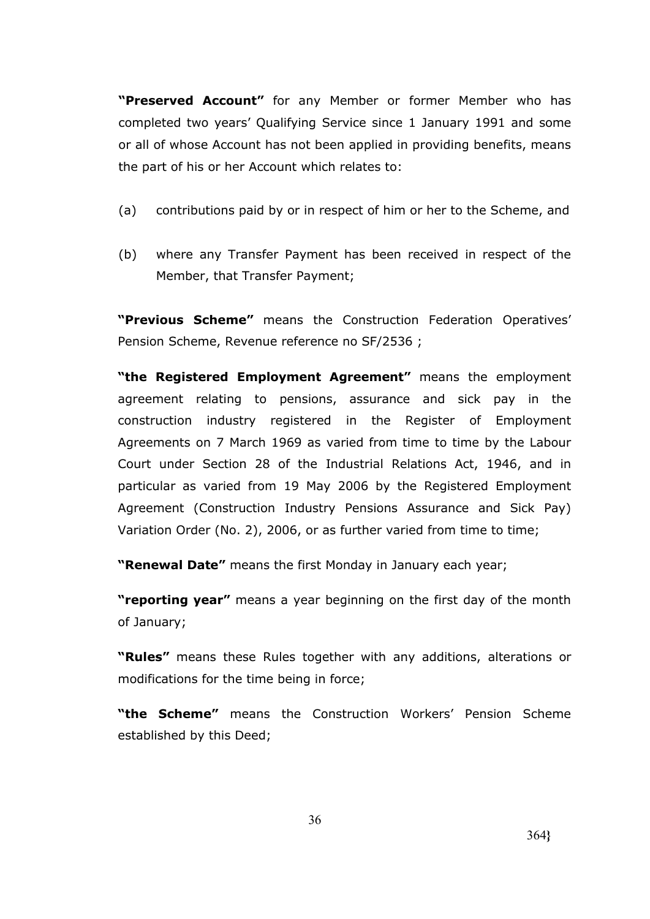**"Preserved Account"** for any Member or former Member who has completed two years' Qualifying Service since 1 January 1991 and some or all of whose Account has not been applied in providing benefits, means the part of his or her Account which relates to:

(a) contributions paid by or in respect of him or her to the Scheme, and

(b) where any Transfer Payment has been received in respect of the Member, that Transfer Payment;

**"Previous Scheme"** means the Construction Federation Operatives' Pension Scheme, Revenue reference no SF/2536 ;

**"the Registered Employment Agreement"** means the employment agreement relating to pensions, assurance and sick pay in the construction industry registered in the Register of Employment Agreements on 7 March 1969 as varied from time to time by the Labour Court under Section 28 of the Industrial Relations Act, 1946, and in particular as varied from 19 May 2006 by the Registered Employment Agreement (Construction Industry Pensions Assurance and Sick Pay) Variation Order (No. 2), 2006, or as further varied from time to time;

**"Renewal Date"** means the first Monday in January each year;

**"reporting year"** means a year beginning on the first day of the month of January;

**"Rules"** means these Rules together with any additions, alterations or modifications for the time being in force;

**"the Scheme"** means the Construction Workers' Pension Scheme established by this Deed;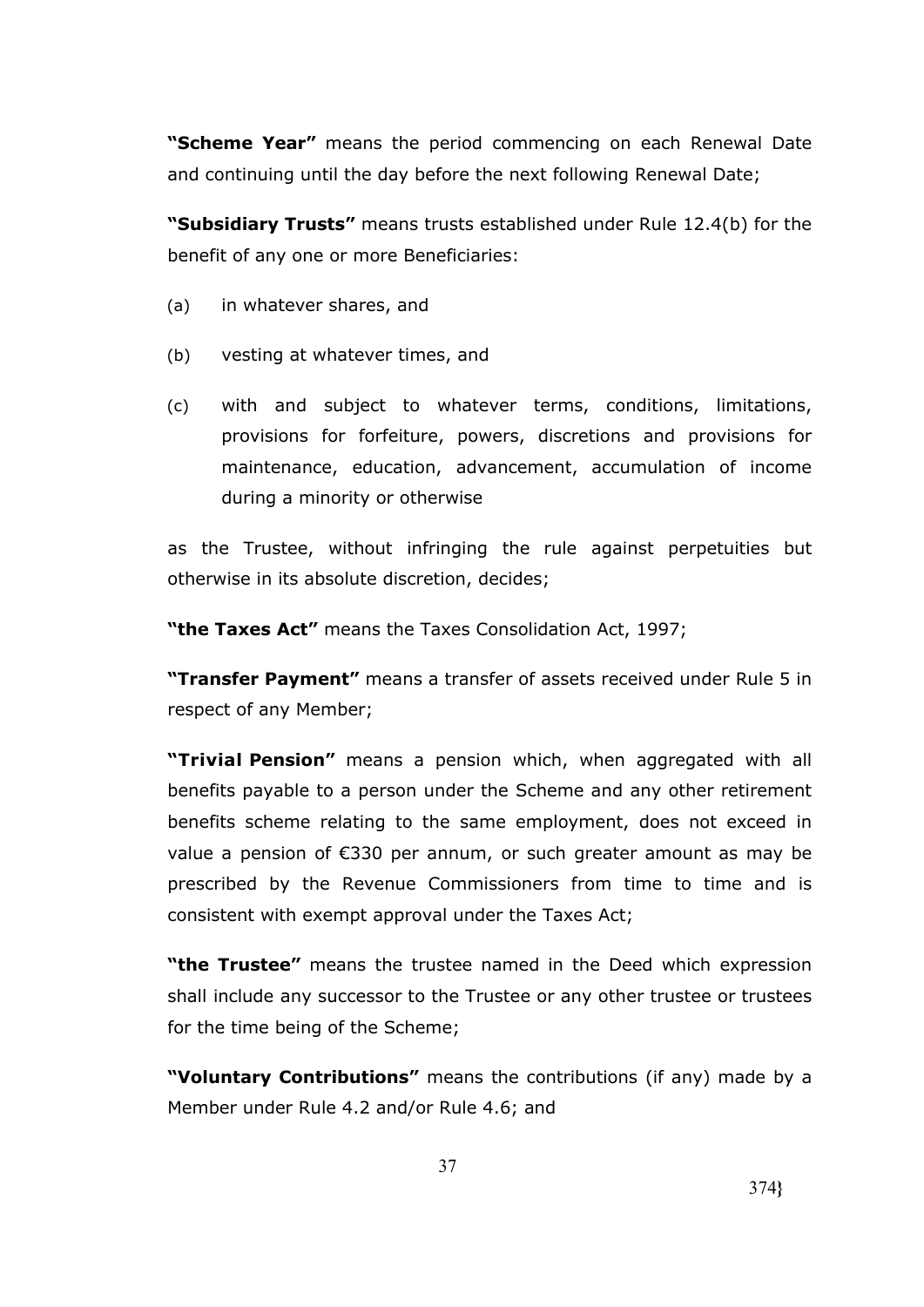**"Scheme Year"** means the period commencing on each Renewal Date and continuing until the day before the next following Renewal Date;

**"Subsidiary Trusts"** means trusts established under Rule 12.4(b) for the benefit of any one or more Beneficiaries:

(a) in whatever shares, and

(b) vesting at whatever times, and

(c) with and subject to whatever terms, conditions, limitations, provisions for forfeiture, powers, discretions and provisions for maintenance, education, advancement, accumulation of income during a minority or otherwise

as the Trustee, without infringing the rule against perpetuities but otherwise in its absolute discretion, decides;

**"the Taxes Act"** means the Taxes Consolidation Act, 1997;

**"Transfer Payment"** means a transfer of assets received under Rule 5 in respect of any Member;

**"Trivial Pension"** means a pension which, when aggregated with all benefits payable to a person under the Scheme and any other retirement benefits scheme relating to the same employment, does not exceed in value a pension of €330 per annum, or such greater amount as may be prescribed by the Revenue Commissioners from time to time and is consistent with exempt approval under the Taxes Act;

**"the Trustee"** means the trustee named in the Deed which expression shall include any successor to the Trustee or any other trustee or trustees for the time being of the Scheme;

**"Voluntary Contributions"** means the contributions (if any) made by a Member under Rule 4.2 and/or Rule 4.6; and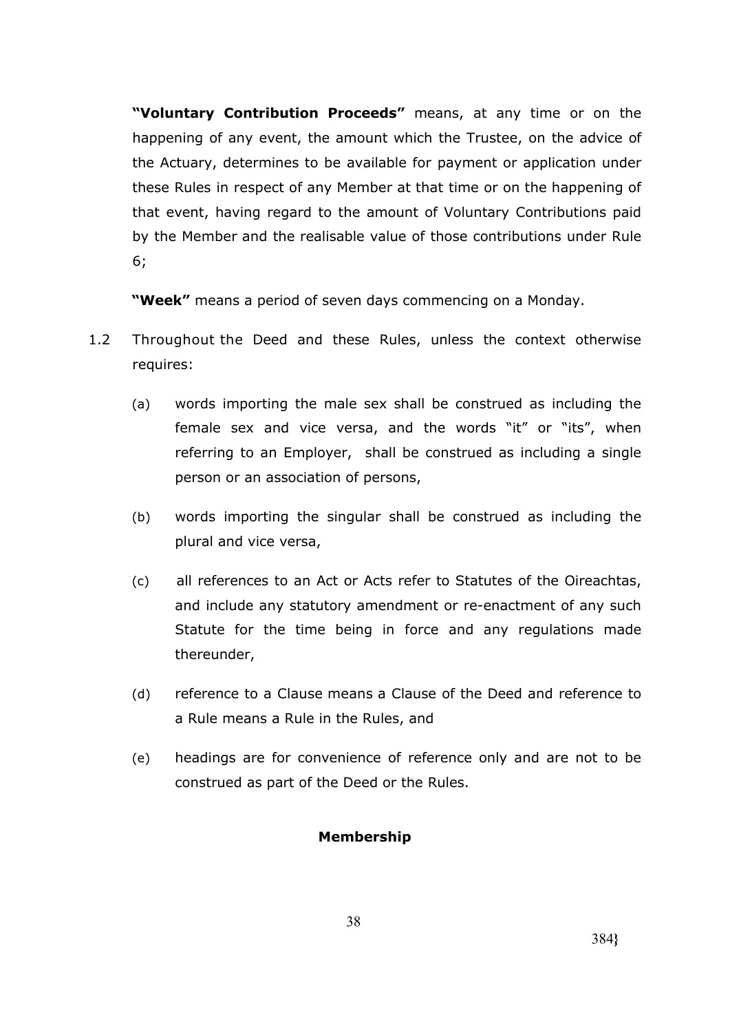**"Voluntary Contribution Proceeds"** means, at any time or on the happening of any event, the amount which the Trustee, on the advice of the Actuary, determines to be available for payment or application under these Rules in respect of any Member at that time or on the happening of that event, having regard to the amount of Voluntary Contributions paid by the Member and the realisable value of those contributions under Rule 6;

**"Week"** means a period of seven days commencing on a Monday.

1.2 Throughout the Deed and these Rules, unless the context otherwise requires:

(a) words importing the male sex shall be construed as including the female sex and vice versa, and the words "it" or "its", when referring to an Employer, shall be construed as including a single person or an association of persons,

(b) words importing the singular shall be construed as including the plural and vice versa,

(c) all references to an Act or Acts refer to Statutes of the Oireachtas, and include any statutory amendment or re-enactment of any such Statute for the time being in force and any regulations made thereunder,

(d) reference to a Clause means a Clause of the Deed and reference to a Rule means a Rule in the Rules, and

(e) headings are for convenience of reference only and are not to be construed as part of the Deed or the Rules.

**Membership**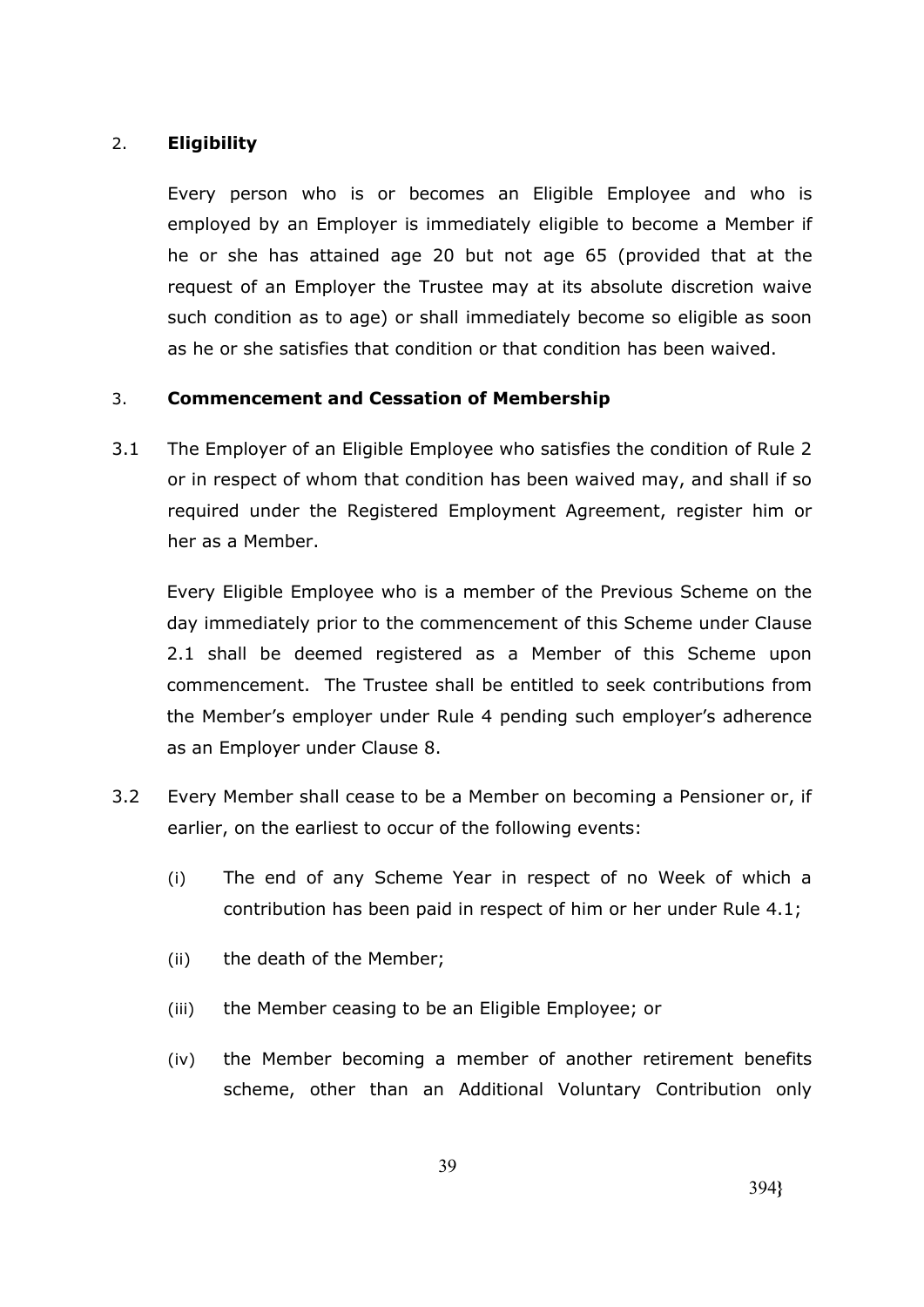## 2. **Eligibility**

Every person who is or becomes an Eligible Employee and who is employed by an Employer is immediately eligible to become a Member if he or she has attained age 20 but not age 65 (provided that at the request of an Employer the Trustee may at its absolute discretion waive such condition as to age) or shall immediately become so eligible as soon as he or she satisfies that condition or that condition has been waived.

## 3. **Commencement and Cessation of Membership**

3.1 The Employer of an Eligible Employee who satisfies the condition of Rule 2 or in respect of whom that condition has been waived may, and shall if so required under the Registered Employment Agreement, register him or her as a Member.

Every Eligible Employee who is a member of the Previous Scheme on the day immediately prior to the commencement of this Scheme under Clause 2.1 shall be deemed registered as a Member of this Scheme upon commencement. The Trustee shall be entitled to seek contributions from the Member's employer under Rule 4 pending such employer's adherence as an Employer under Clause 8.

3.2 Every Member shall cease to be a Member on becoming a Pensioner or, if earlier, on the earliest to occur of the following events:

(i) The end of any Scheme Year in respect of no Week of which a contribution has been paid in respect of him or her under Rule 4.1;

(ii) the death of the Member;

(iii) the Member ceasing to be an Eligible Employee; or

(iv) the Member becoming a member of another retirement benefits scheme, other than an Additional Voluntary Contribution only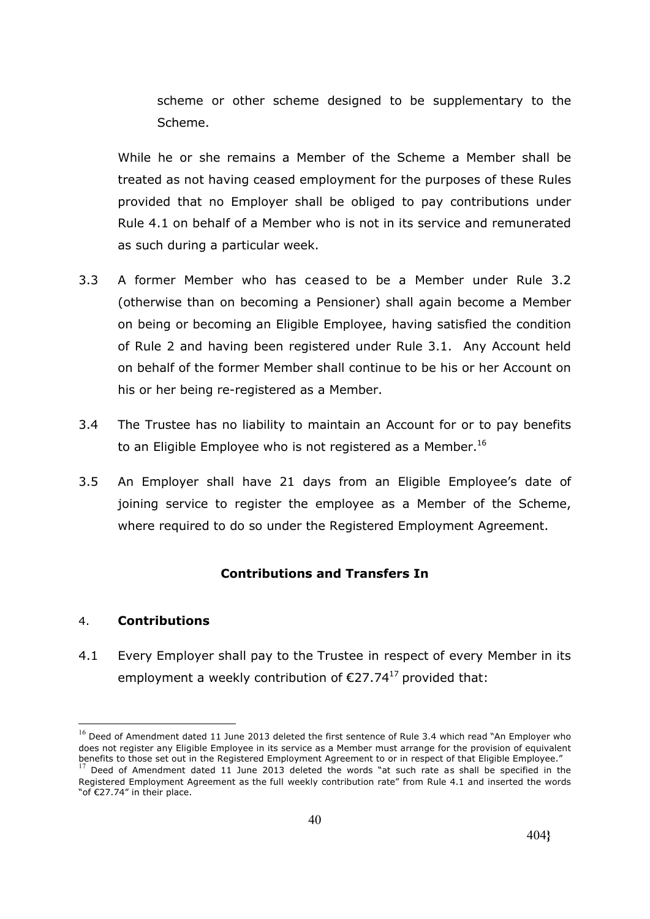scheme or other scheme designed to be supplementary to the Scheme.

While he or she remains a Member of the Scheme a Member shall be treated as not having ceased employment for the purposes of these Rules provided that no Employer shall be obliged to pay contributions under Rule 4.1 on behalf of a Member who is not in its service and remunerated as such during a particular week.

3.3 A former Member who has ceased to be a Member under Rule 3.2 (otherwise than on becoming a Pensioner) shall again become a Member on being or becoming an Eligible Employee, having satisfied the condition of Rule 2 and having been registered under Rule 3.1. Any Account held on behalf of the former Member shall continue to be his or her Account on his or her being re-registered as a Member.

3.4 The Trustee has no liability to maintain an Account for or to pay benefits to an Eligible Employee who is not registered as a Member.[16]

3.5 An Employer shall have 21 days from an Eligible Employee's date of joining service to register the employee as a Member of the Scheme, where required to do so under the Registered Employment Agreement.

## Contributions and Transfers In

### 4. Contributions

4.1 Every Employer shall pay to the Trustee in respect of every Member in its employment a weekly contribution of €27.74[17] provided that:

---

[16] Deed of Amendment dated 11 June 2013 deleted the first sentence of Rule 3.4 which read "An Employer who does not register any Eligible Employee in its service as a Member must arrange for the provision of equivalent benefits to those set out in the Registered Employment Agreement to or in respect of that Eligible Employee."

[17] Deed of Amendment dated 11 June 2013 deleted the words "at such rate as shall be specified in the Registered Employment Agreement as the full weekly contribution rate" from Rule 4.1 and inserted the words "of €27.74" in their place.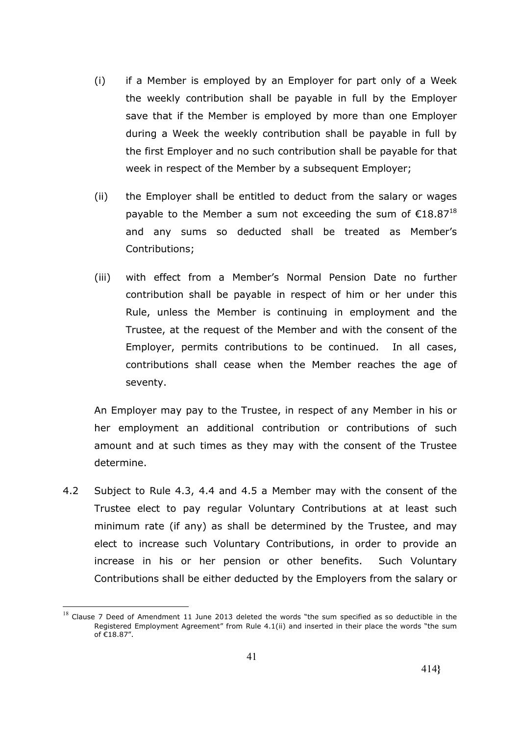(i) if a Member is employed by an Employer for part only of a Week the weekly contribution shall be payable in full by the Employer save that if the Member is employed by more than one Employer during a Week the weekly contribution shall be payable in full by the first Employer and no such contribution shall be payable for that week in respect of the Member by a subsequent Employer;

(ii) the Employer shall be entitled to deduct from the salary or wages payable to the Member a sum not exceeding the sum of €18.87[18] and any sums so deducted shall be treated as Member's Contributions;

(iii) with effect from a Member's Normal Pension Date no further contribution shall be payable in respect of him or her under this Rule, unless the Member is continuing in employment and the Trustee, at the request of the Member and with the consent of the Employer, permits contributions to be continued. In all cases, contributions shall cease when the Member reaches the age of seventy.

An Employer may pay to the Trustee, in respect of any Member in his or her employment an additional contribution or contributions of such amount and at such times as they may with the consent of the Trustee determine.

4.2 Subject to Rule 4.3, 4.4 and 4.5 a Member may with the consent of the Trustee elect to pay regular Voluntary Contributions at at least such minimum rate (if any) as shall be determined by the Trustee, and may elect to increase such Voluntary Contributions, in order to provide an increase in his or her pension or other benefits. Such Voluntary Contributions shall be either deducted by the Employers from the salary or

---

[18] Clause 7 Deed of Amendment 11 June 2013 deleted the words "the sum specified as so deductible in the Registered Employment Agreement" from Rule 4.1(ii) and inserted in their place the words "the sum of €18.87".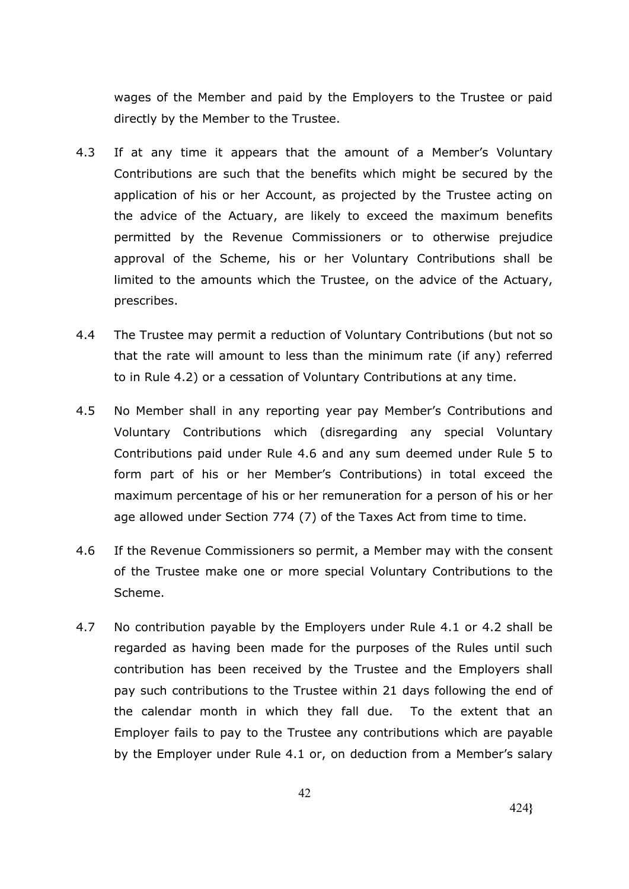wages of the Member and paid by the Employers to the Trustee or paid directly by the Member to the Trustee.

4.3 If at any time it appears that the amount of a Member's Voluntary Contributions are such that the benefits which might be secured by the application of his or her Account, as projected by the Trustee acting on the advice of the Actuary, are likely to exceed the maximum benefits permitted by the Revenue Commissioners or to otherwise prejudice approval of the Scheme, his or her Voluntary Contributions shall be limited to the amounts which the Trustee, on the advice of the Actuary, prescribes.

4.4 The Trustee may permit a reduction of Voluntary Contributions (but not so that the rate will amount to less than the minimum rate (if any) referred to in Rule 4.2) or a cessation of Voluntary Contributions at any time.

4.5 No Member shall in any reporting year pay Member's Contributions and Voluntary Contributions which (disregarding any special Voluntary Contributions paid under Rule 4.6 and any sum deemed under Rule 5 to form part of his or her Member's Contributions) in total exceed the maximum percentage of his or her remuneration for a person of his or her age allowed under Section 774 (7) of the Taxes Act from time to time.

4.6 If the Revenue Commissioners so permit, a Member may with the consent of the Trustee make one or more special Voluntary Contributions to the Scheme.

4.7 No contribution payable by the Employers under Rule 4.1 or 4.2 shall be regarded as having been made for the purposes of the Rules until such contribution has been received by the Trustee and the Employers shall pay such contributions to the Trustee within 21 days following the end of the calendar month in which they fall due. To the extent that an Employer fails to pay to the Trustee any contributions which are payable by the Employer under Rule 4.1 or, on deduction from a Member's salary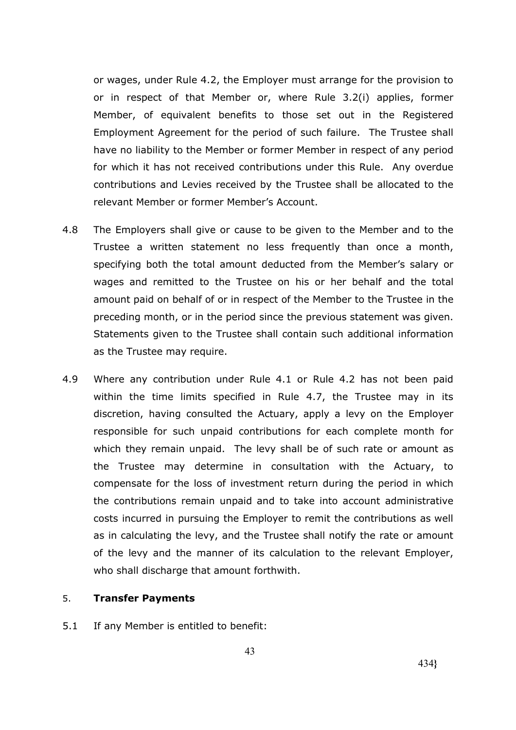or wages, under Rule 4.2, the Employer must arrange for the provision to or in respect of that Member or, where Rule 3.2(i) applies, former Member, of equivalent benefits to those set out in the Registered Employment Agreement for the period of such failure. The Trustee shall have no liability to the Member or former Member in respect of any period for which it has not received contributions under this Rule. Any overdue contributions and Levies received by the Trustee shall be allocated to the relevant Member or former Member's Account.

4.8 The Employers shall give or cause to be given to the Member and to the Trustee a written statement no less frequently than once a month, specifying both the total amount deducted from the Member's salary or wages and remitted to the Trustee on his or her behalf and the total amount paid on behalf of or in respect of the Member to the Trustee in the preceding month, or in the period since the previous statement was given. Statements given to the Trustee shall contain such additional information as the Trustee may require.

4.9 Where any contribution under Rule 4.1 or Rule 4.2 has not been paid within the time limits specified in Rule 4.7, the Trustee may in its discretion, having consulted the Actuary, apply a levy on the Employer responsible for such unpaid contributions for each complete month for which they remain unpaid. The levy shall be of such rate or amount as the Trustee may determine in consultation with the Actuary, to compensate for the loss of investment return during the period in which the contributions remain unpaid and to take into account administrative costs incurred in pursuing the Employer to remit the contributions as well as in calculating the levy, and the Trustee shall notify the rate or amount of the levy and the manner of its calculation to the relevant Employer, who shall discharge that amount forthwith.

5. **Transfer Payments**

5.1 If any Member is entitled to benefit: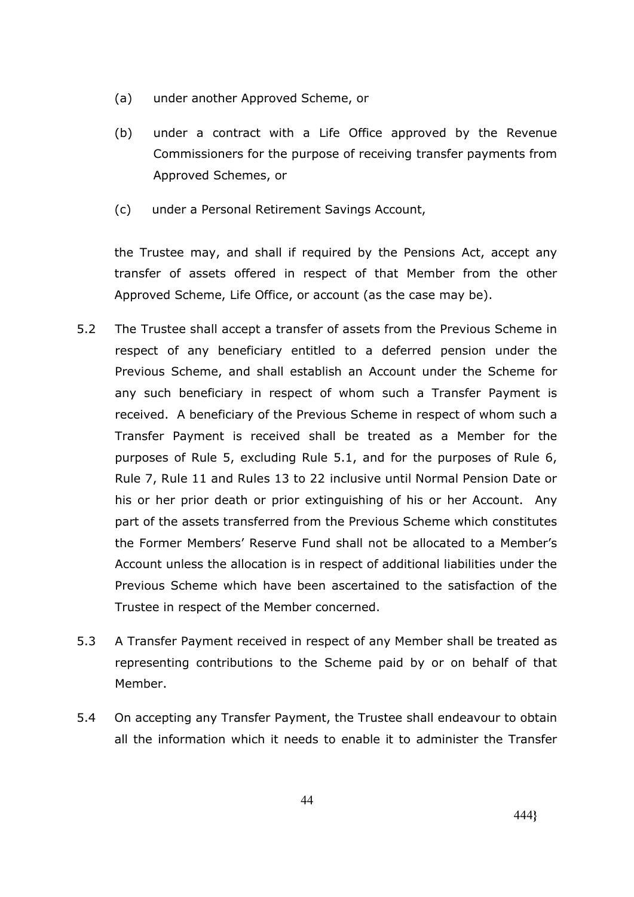(a) under another Approved Scheme, or

(b) under a contract with a Life Office approved by the Revenue Commissioners for the purpose of receiving transfer payments from Approved Schemes, or

(c) under a Personal Retirement Savings Account,

the Trustee may, and shall if required by the Pensions Act, accept any transfer of assets offered in respect of that Member from the other Approved Scheme, Life Office, or account (as the case may be).

5.2 The Trustee shall accept a transfer of assets from the Previous Scheme in respect of any beneficiary entitled to a deferred pension under the Previous Scheme, and shall establish an Account under the Scheme for any such beneficiary in respect of whom such a Transfer Payment is received. A beneficiary of the Previous Scheme in respect of whom such a Transfer Payment is received shall be treated as a Member for the purposes of Rule 5, excluding Rule 5.1, and for the purposes of Rule 6, Rule 7, Rule 11 and Rules 13 to 22 inclusive until Normal Pension Date or his or her prior death or prior extinguishing of his or her Account. Any part of the assets transferred from the Previous Scheme which constitutes the Former Members' Reserve Fund shall not be allocated to a Member's Account unless the allocation is in respect of additional liabilities under the Previous Scheme which have been ascertained to the satisfaction of the Trustee in respect of the Member concerned.

5.3 A Transfer Payment received in respect of any Member shall be treated as representing contributions to the Scheme paid by or on behalf of that Member.

5.4 On accepting any Transfer Payment, the Trustee shall endeavour to obtain all the information which it needs to enable it to administer the Transfer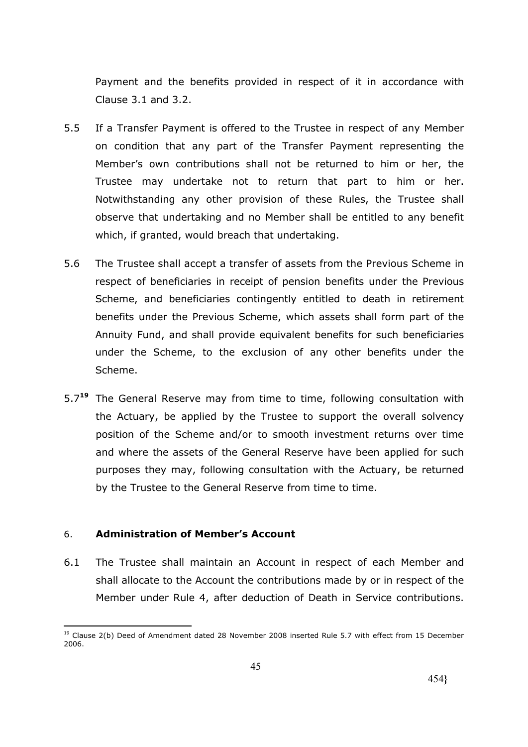Payment and the benefits provided in respect of it in accordance with Clause 3.1 and 3.2.

5.5 If a Transfer Payment is offered to the Trustee in respect of any Member on condition that any part of the Transfer Payment representing the Member's own contributions shall not be returned to him or her, the Trustee may undertake not to return that part to him or her. Notwithstanding any other provision of these Rules, the Trustee shall observe that undertaking and no Member shall be entitled to any benefit which, if granted, would breach that undertaking.

5.6 The Trustee shall accept a transfer of assets from the Previous Scheme in respect of beneficiaries in receipt of pension benefits under the Previous Scheme, and beneficiaries contingently entitled to death in retirement benefits under the Previous Scheme, which assets shall form part of the Annuity Fund, and shall provide equivalent benefits for such beneficiaries under the Scheme, to the exclusion of any other benefits under the Scheme.

5.7[19] The General Reserve may from time to time, following consultation with the Actuary, be applied by the Trustee to support the overall solvency position of the Scheme and/or to smooth investment returns over time and where the assets of the General Reserve have been applied for such purposes they may, following consultation with the Actuary, be returned by the Trustee to the General Reserve from time to time.

## 6. **Administration of Member's Account**

6.1 The Trustee shall maintain an Account in respect of each Member and shall allocate to the Account the contributions made by or in respect of the Member under Rule 4, after deduction of Death in Service contributions.

---

[19] Clause 2(b) Deed of Amendment dated 28 November 2008 inserted Rule 5.7 with effect from 15 December 2006.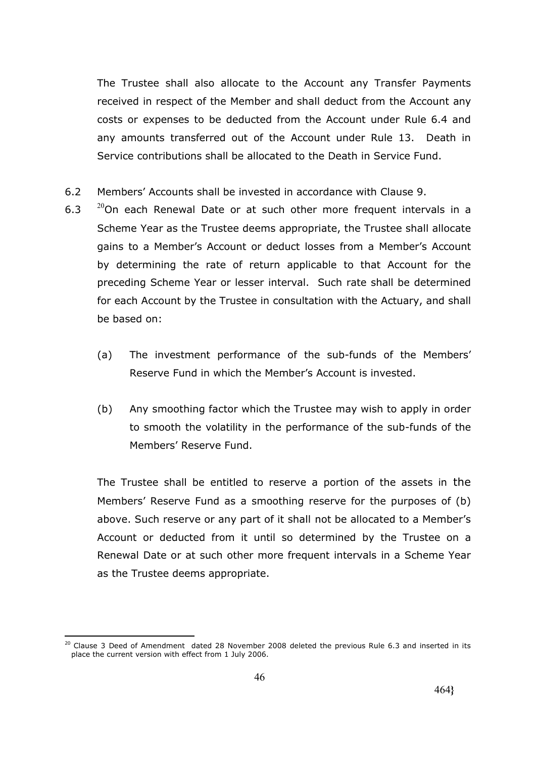The Trustee shall also allocate to the Account any Transfer Payments received in respect of the Member and shall deduct from the Account any costs or expenses to be deducted from the Account under Rule 6.4 and any amounts transferred out of the Account under Rule 13. Death in Service contributions shall be allocated to the Death in Service Fund.

6.2 Members' Accounts shall be invested in accordance with Clause 9.

6.3 [20]On each Renewal Date or at such other more frequent intervals in a Scheme Year as the Trustee deems appropriate, the Trustee shall allocate gains to a Member's Account or deduct losses from a Member's Account by determining the rate of return applicable to that Account for the preceding Scheme Year or lesser interval. Such rate shall be determined for each Account by the Trustee in consultation with the Actuary, and shall be based on:

(a) The investment performance of the sub-funds of the Members' Reserve Fund in which the Member's Account is invested.

(b) Any smoothing factor which the Trustee may wish to apply in order to smooth the volatility in the performance of the sub-funds of the Members' Reserve Fund.

The Trustee shall be entitled to reserve a portion of the assets in the Members' Reserve Fund as a smoothing reserve for the purposes of (b) above. Such reserve or any part of it shall not be allocated to a Member's Account or deducted from it until so determined by the Trustee on a Renewal Date or at such other more frequent intervals in a Scheme Year as the Trustee deems appropriate.

[20] Clause 3 Deed of Amendment dated 28 November 2008 deleted the previous Rule 6.3 and inserted in its place the current version with effect from 1 July 2006.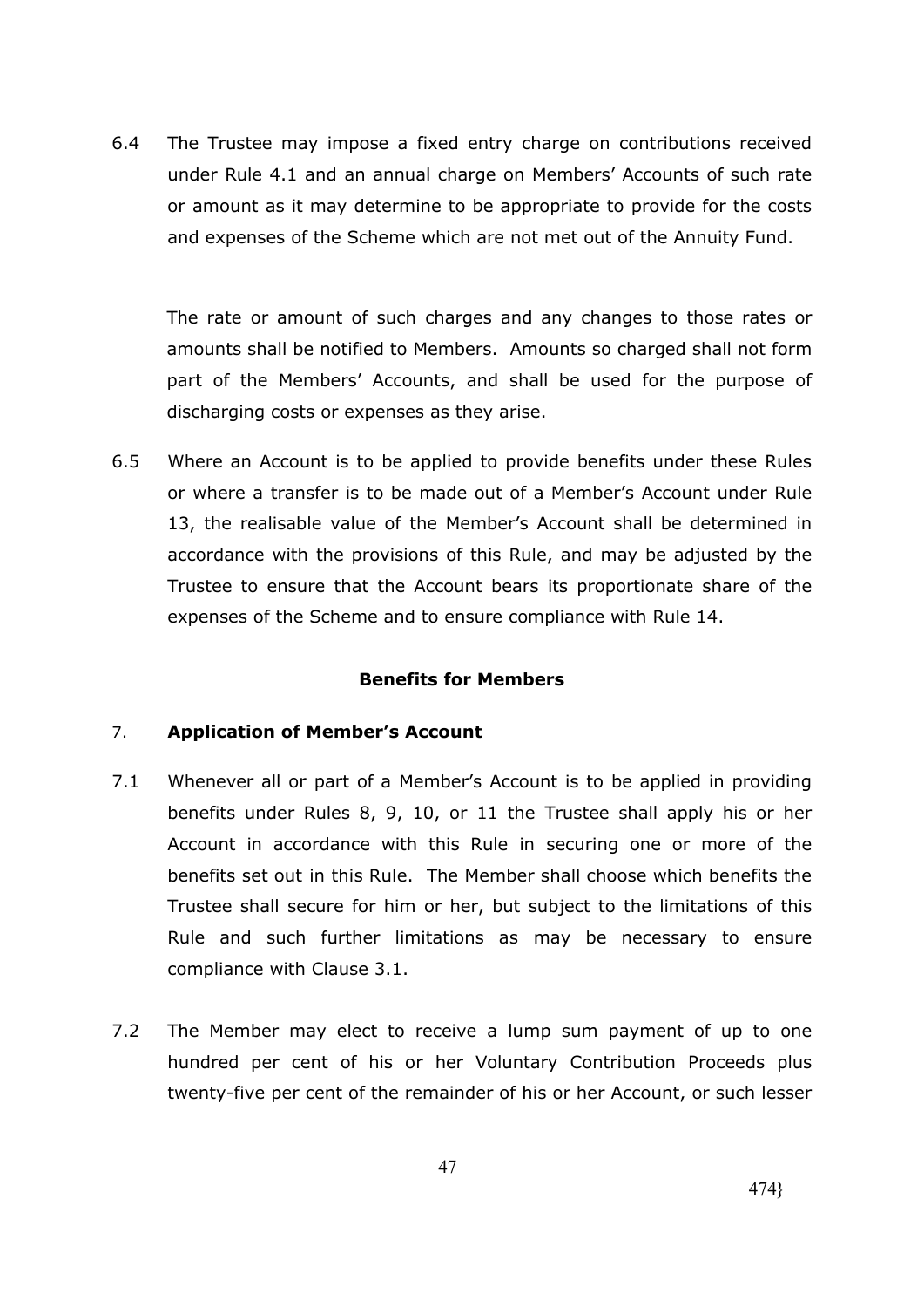6.4 The Trustee may impose a fixed entry charge on contributions received under Rule 4.1 and an annual charge on Members' Accounts of such rate or amount as it may determine to be appropriate to provide for the costs and expenses of the Scheme which are not met out of the Annuity Fund.

The rate or amount of such charges and any changes to those rates or amounts shall be notified to Members. Amounts so charged shall not form part of the Members' Accounts, and shall be used for the purpose of discharging costs or expenses as they arise.

6.5 Where an Account is to be applied to provide benefits under these Rules or where a transfer is to be made out of a Member's Account under Rule 13, the realisable value of the Member's Account shall be determined in accordance with the provisions of this Rule, and may be adjusted by the Trustee to ensure that the Account bears its proportionate share of the expenses of the Scheme and to ensure compliance with Rule 14.

## Benefits for Members

### 7. Application of Member's Account

7.1 Whenever all or part of a Member's Account is to be applied in providing benefits under Rules 8, 9, 10, or 11 the Trustee shall apply his or her Account in accordance with this Rule in securing one or more of the benefits set out in this Rule. The Member shall choose which benefits the Trustee shall secure for him or her, but subject to the limitations of this Rule and such further limitations as may be necessary to ensure compliance with Clause 3.1.

7.2 The Member may elect to receive a lump sum payment of up to one hundred per cent of his or her Voluntary Contribution Proceeds plus twenty-five per cent of the remainder of his or her Account, or such lesser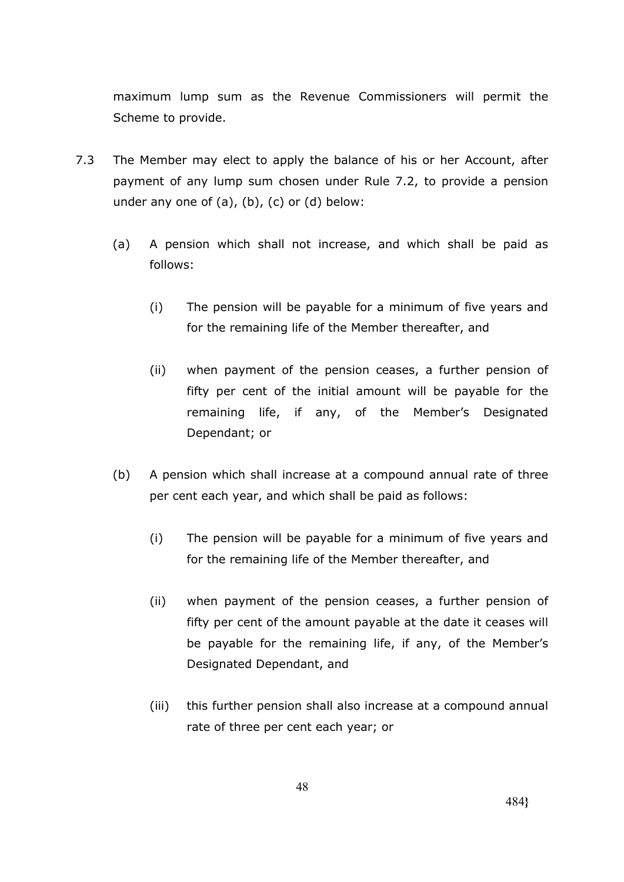maximum lump sum as the Revenue Commissioners will permit the Scheme to provide.

7.3 The Member may elect to apply the balance of his or her Account, after payment of any lump sum chosen under Rule 7.2, to provide a pension under any one of (a), (b), (c) or (d) below:

(a) A pension which shall not increase, and which shall be paid as follows:

(i) The pension will be payable for a minimum of five years and for the remaining life of the Member thereafter, and

(ii) when payment of the pension ceases, a further pension of fifty per cent of the initial amount will be payable for the remaining life, if any, of the Member's Designated Dependant; or

(b) A pension which shall increase at a compound annual rate of three per cent each year, and which shall be paid as follows:

(i) The pension will be payable for a minimum of five years and for the remaining life of the Member thereafter, and

(ii) when payment of the pension ceases, a further pension of fifty per cent of the amount payable at the date it ceases will be payable for the remaining life, if any, of the Member's Designated Dependant, and

(iii) this further pension shall also increase at a compound annual rate of three per cent each year; or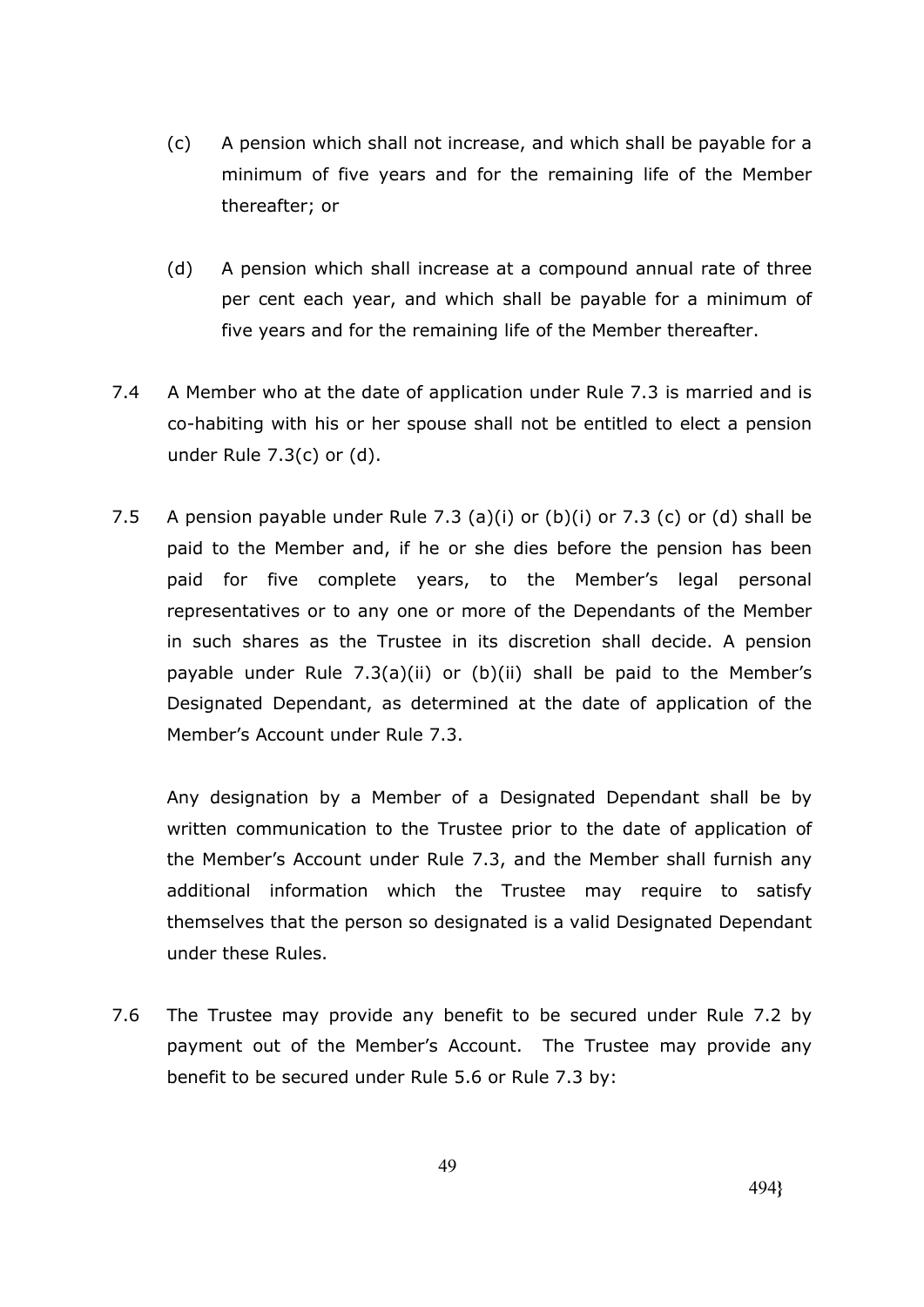(c) A pension which shall not increase, and which shall be payable for a minimum of five years and for the remaining life of the Member thereafter; or

(d) A pension which shall increase at a compound annual rate of three per cent each year, and which shall be payable for a minimum of five years and for the remaining life of the Member thereafter.

7.4 A Member who at the date of application under Rule 7.3 is married and is co-habiting with his or her spouse shall not be entitled to elect a pension under Rule 7.3(c) or (d).

7.5 A pension payable under Rule 7.3 (a)(i) or (b)(i) or 7.3 (c) or (d) shall be paid to the Member and, if he or she dies before the pension has been paid for five complete years, to the Member's legal personal representatives or to any one or more of the Dependants of the Member in such shares as the Trustee in its discretion shall decide. A pension payable under Rule 7.3(a)(ii) or (b)(ii) shall be paid to the Member's Designated Dependant, as determined at the date of application of the Member's Account under Rule 7.3.

Any designation by a Member of a Designated Dependant shall be by written communication to the Trustee prior to the date of application of the Member's Account under Rule 7.3, and the Member shall furnish any additional information which the Trustee may require to satisfy themselves that the person so designated is a valid Designated Dependant under these Rules.

7.6 The Trustee may provide any benefit to be secured under Rule 7.2 by payment out of the Member's Account. The Trustee may provide any benefit to be secured under Rule 5.6 or Rule 7.3 by: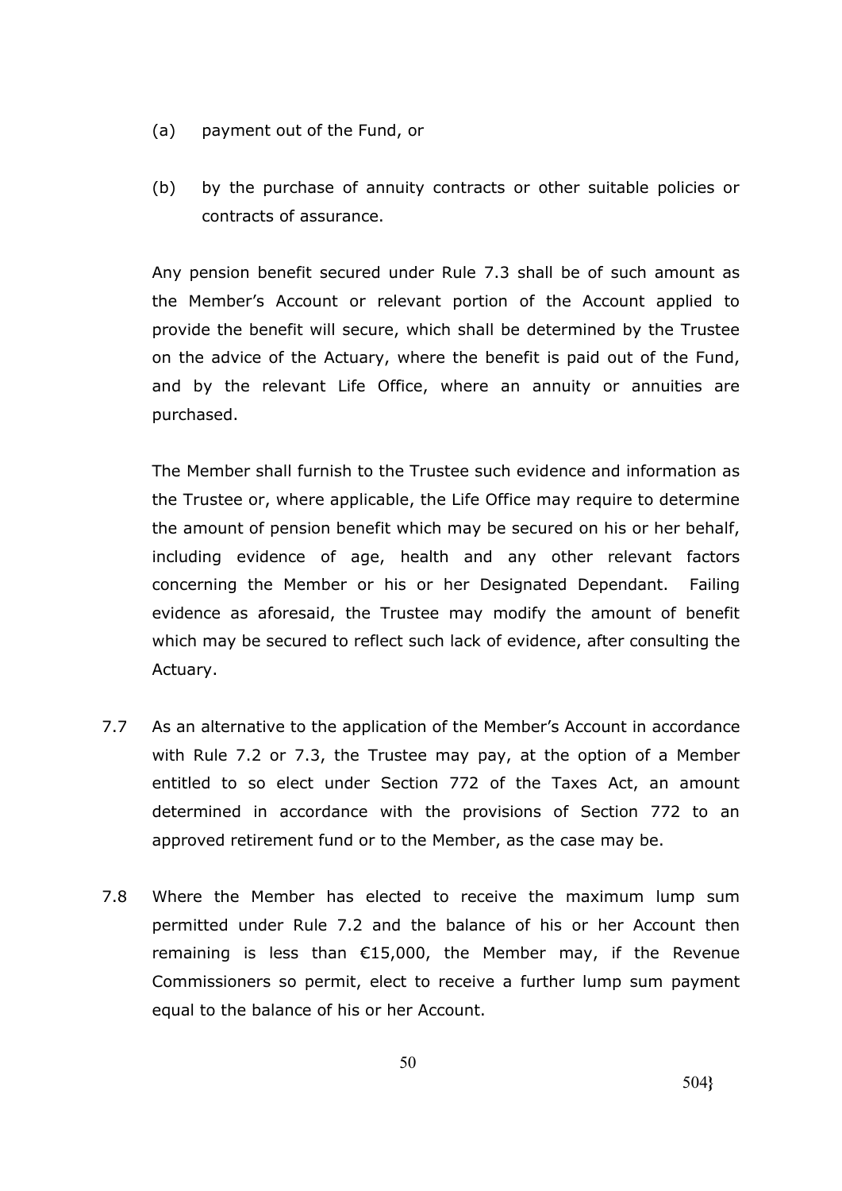(a) payment out of the Fund, or

(b) by the purchase of annuity contracts or other suitable policies or contracts of assurance.

Any pension benefit secured under Rule 7.3 shall be of such amount as the Member's Account or relevant portion of the Account applied to provide the benefit will secure, which shall be determined by the Trustee on the advice of the Actuary, where the benefit is paid out of the Fund, and by the relevant Life Office, where an annuity or annuities are purchased.

The Member shall furnish to the Trustee such evidence and information as the Trustee or, where applicable, the Life Office may require to determine the amount of pension benefit which may be secured on his or her behalf, including evidence of age, health and any other relevant factors concerning the Member or his or her Designated Dependant. Failing evidence as aforesaid, the Trustee may modify the amount of benefit which may be secured to reflect such lack of evidence, after consulting the Actuary.

7.7 As an alternative to the application of the Member's Account in accordance with Rule 7.2 or 7.3, the Trustee may pay, at the option of a Member entitled to so elect under Section 772 of the Taxes Act, an amount determined in accordance with the provisions of Section 772 to an approved retirement fund or to the Member, as the case may be.

7.8 Where the Member has elected to receive the maximum lump sum permitted under Rule 7.2 and the balance of his or her Account then remaining is less than €15,000, the Member may, if the Revenue Commissioners so permit, elect to receive a further lump sum payment equal to the balance of his or her Account.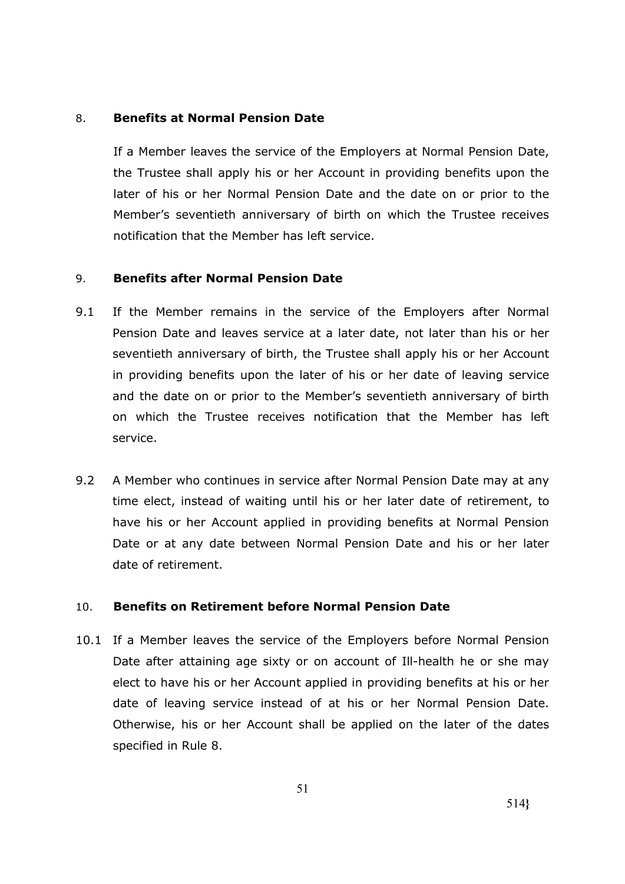## 8. Benefits at Normal Pension Date

If a Member leaves the service of the Employers at Normal Pension Date, the Trustee shall apply his or her Account in providing benefits upon the later of his or her Normal Pension Date and the date on or prior to the Member's seventieth anniversary of birth on which the Trustee receives notification that the Member has left service.

## 9. Benefits after Normal Pension Date

9.1 If the Member remains in the service of the Employers after Normal Pension Date and leaves service at a later date, not later than his or her seventieth anniversary of birth, the Trustee shall apply his or her Account in providing benefits upon the later of his or her date of leaving service and the date on or prior to the Member's seventieth anniversary of birth on which the Trustee receives notification that the Member has left service.

9.2 A Member who continues in service after Normal Pension Date may at any time elect, instead of waiting until his or her later date of retirement, to have his or her Account applied in providing benefits at Normal Pension Date or at any date between Normal Pension Date and his or her later date of retirement.

## 10. Benefits on Retirement before Normal Pension Date

10.1 If a Member leaves the service of the Employers before Normal Pension Date after attaining age sixty or on account of Ill-health he or she may elect to have his or her Account applied in providing benefits at his or her date of leaving service instead of at his or her Normal Pension Date. Otherwise, his or her Account shall be applied on the later of the dates specified in Rule 8.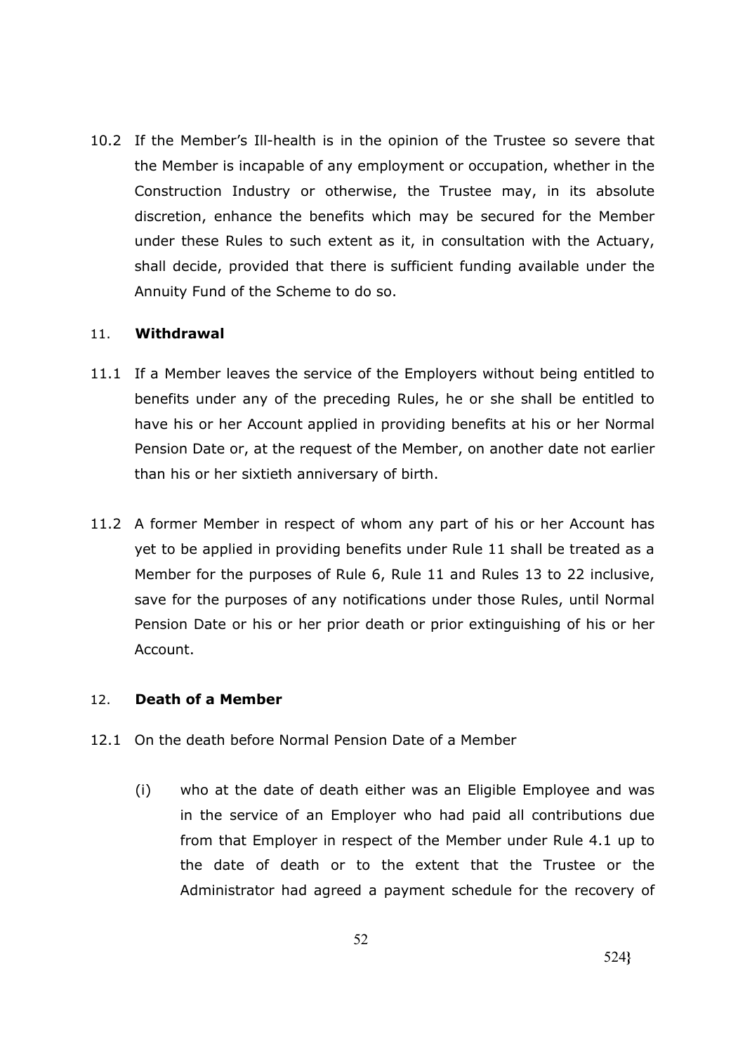10.2 If the Member's Ill-health is in the opinion of the Trustee so severe that the Member is incapable of any employment or occupation, whether in the Construction Industry or otherwise, the Trustee may, in its absolute discretion, enhance the benefits which may be secured for the Member under these Rules to such extent as it, in consultation with the Actuary, shall decide, provided that there is sufficient funding available under the Annuity Fund of the Scheme to do so.

## 11. **Withdrawal**

11.1 If a Member leaves the service of the Employers without being entitled to benefits under any of the preceding Rules, he or she shall be entitled to have his or her Account applied in providing benefits at his or her Normal Pension Date or, at the request of the Member, on another date not earlier than his or her sixtieth anniversary of birth.

11.2 A former Member in respect of whom any part of his or her Account has yet to be applied in providing benefits under Rule 11 shall be treated as a Member for the purposes of Rule 6, Rule 11 and Rules 13 to 22 inclusive, save for the purposes of any notifications under those Rules, until Normal Pension Date or his or her prior death or prior extinguishing of his or her Account.

## 12. **Death of a Member**

12.1 On the death before Normal Pension Date of a Member

(i) who at the date of death either was an Eligible Employee and was in the service of an Employer who had paid all contributions due from that Employer in respect of the Member under Rule 4.1 up to the date of death or to the extent that the Trustee or the Administrator had agreed a payment schedule for the recovery of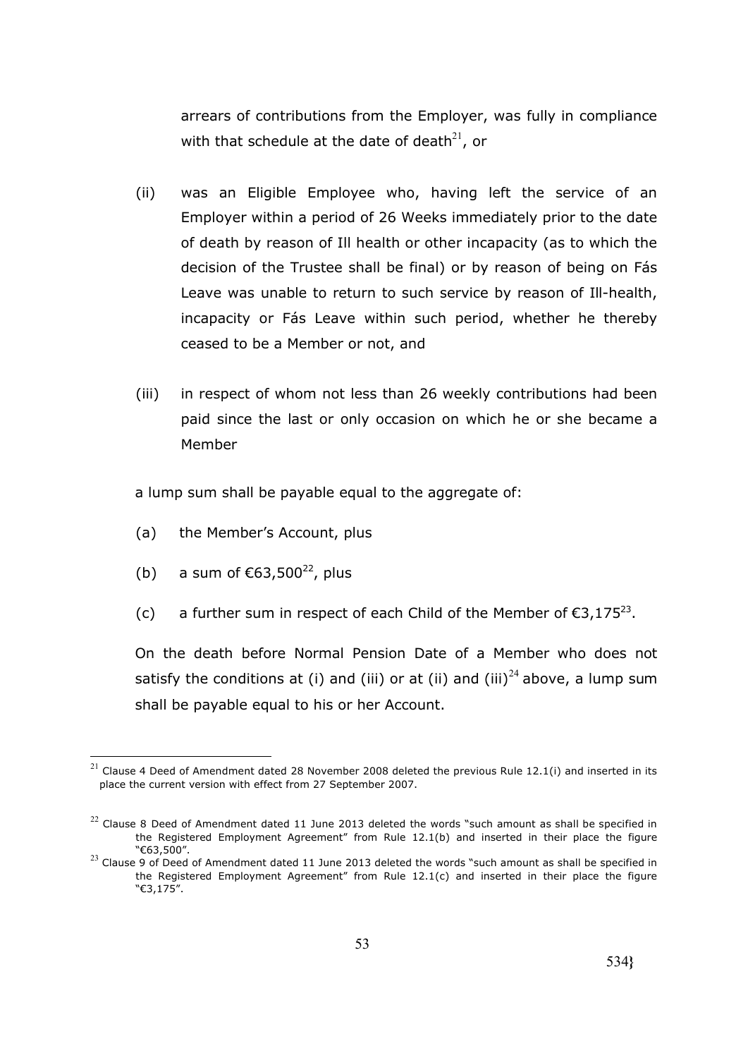arrears of contributions from the Employer, was fully in compliance with that schedule at the date of death[21], or

(ii) was an Eligible Employee who, having left the service of an Employer within a period of 26 Weeks immediately prior to the date of death by reason of Ill health or other incapacity (as to which the decision of the Trustee shall be final) or by reason of being on Fás Leave was unable to return to such service by reason of Ill-health, incapacity or Fás Leave within such period, whether he thereby ceased to be a Member or not, and

(iii) in respect of whom not less than 26 weekly contributions had been paid since the last or only occasion on which he or she became a Member

a lump sum shall be payable equal to the aggregate of:

(a) the Member's Account, plus

(b) a sum of €63,500[22], plus

(c) a further sum in respect of each Child of the Member of €3,175[23].

On the death before Normal Pension Date of a Member who does not satisfy the conditions at (i) and (iii) or at (ii) and (iii)[24] above, a lump sum shall be payable equal to his or her Account.

---

[21] Clause 4 Deed of Amendment dated 28 November 2008 deleted the previous Rule 12.1(i) and inserted in its place the current version with effect from 27 September 2007.

[22] Clause 8 Deed of Amendment dated 11 June 2013 deleted the words "such amount as shall be specified in the Registered Employment Agreement" from Rule 12.1(b) and inserted in their place the figure "€63,500".

[23] Clause 9 of Deed of Amendment dated 11 June 2013 deleted the words "such amount as shall be specified in the Registered Employment Agreement" from Rule 12.1(c) and inserted in their place the figure "€3,175".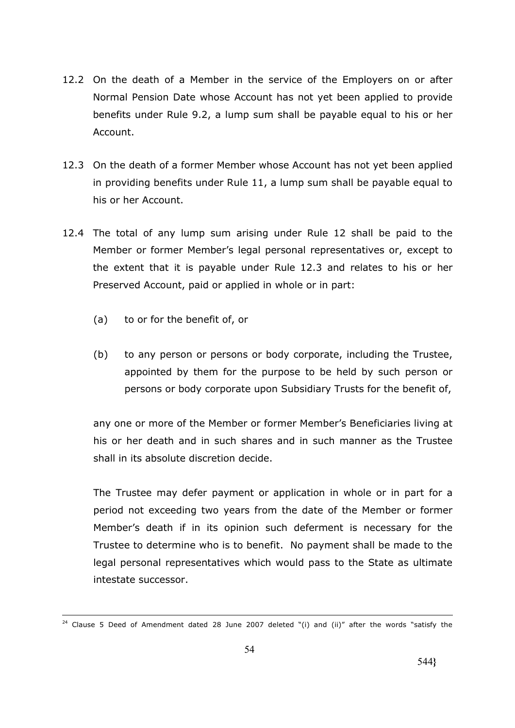12.2 On the death of a Member in the service of the Employers on or after Normal Pension Date whose Account has not yet been applied to provide benefits under Rule 9.2, a lump sum shall be payable equal to his or her Account.

12.3 On the death of a former Member whose Account has not yet been applied in providing benefits under Rule 11, a lump sum shall be payable equal to his or her Account.

12.4 The total of any lump sum arising under Rule 12 shall be paid to the Member or former Member's legal personal representatives or, except to the extent that it is payable under Rule 12.3 and relates to his or her Preserved Account, paid or applied in whole or in part:

(a) to or for the benefit of, or

(b) to any person or persons or body corporate, including the Trustee, appointed by them for the purpose to be held by such person or persons or body corporate upon Subsidiary Trusts for the benefit of,

any one or more of the Member or former Member's Beneficiaries living at his or her death and in such shares and in such manner as the Trustee shall in its absolute discretion decide.

The Trustee may defer payment or application in whole or in part for a period not exceeding two years from the date of the Member or former Member's death if in its opinion such deferment is necessary for the Trustee to determine who is to benefit. No payment shall be made to the legal personal representatives which would pass to the State as ultimate intestate successor.

---

[24] Clause 5 Deed of Amendment dated 28 June 2007 deleted "(i) and (ii)" after the words "satisfy the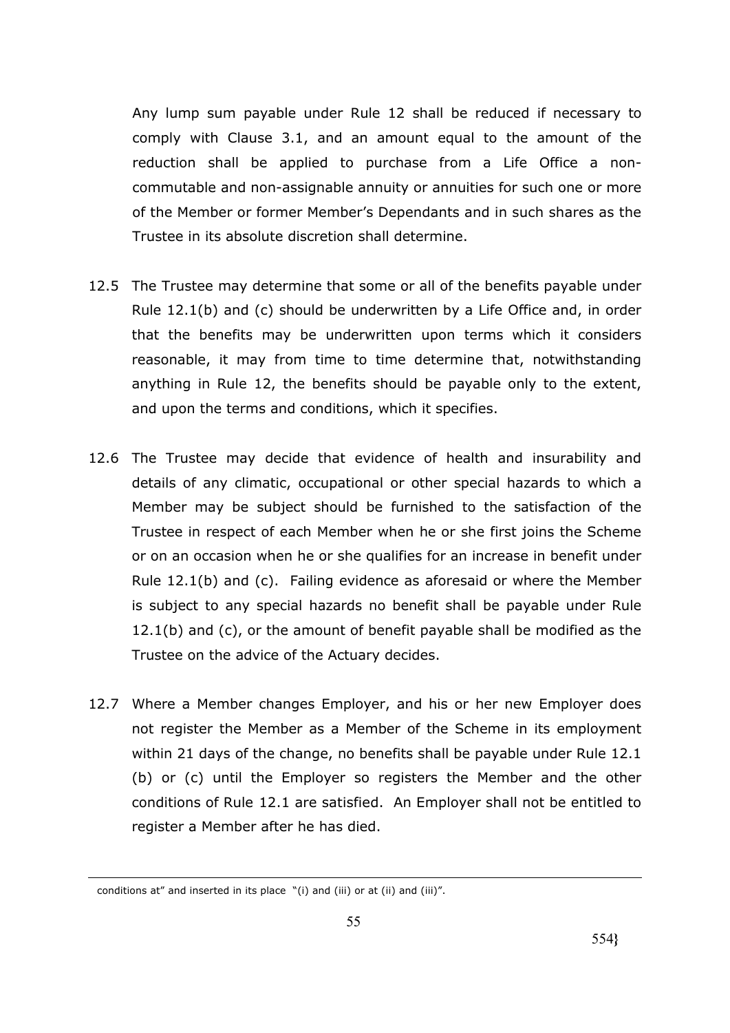Any lump sum payable under Rule 12 shall be reduced if necessary to comply with Clause 3.1, and an amount equal to the amount of the reduction shall be applied to purchase from a Life Office a non-commutable and non-assignable annuity or annuities for such one or more of the Member or former Member's Dependants and in such shares as the Trustee in its absolute discretion shall determine.

12.5 The Trustee may determine that some or all of the benefits payable under Rule 12.1(b) and (c) should be underwritten by a Life Office and, in order that the benefits may be underwritten upon terms which it considers reasonable, it may from time to time determine that, notwithstanding anything in Rule 12, the benefits should be payable only to the extent, and upon the terms and conditions, which it specifies.

12.6 The Trustee may decide that evidence of health and insurability and details of any climatic, occupational or other special hazards to which a Member may be subject should be furnished to the satisfaction of the Trustee in respect of each Member when he or she first joins the Scheme or on an occasion when he or she qualifies for an increase in benefit under Rule 12.1(b) and (c). Failing evidence as aforesaid or where the Member is subject to any special hazards no benefit shall be payable under Rule 12.1(b) and (c), or the amount of benefit payable shall be modified as the Trustee on the advice of the Actuary decides.

12.7 Where a Member changes Employer, and his or her new Employer does not register the Member as a Member of the Scheme in its employment within 21 days of the change, no benefits shall be payable under Rule 12.1 (b) or (c) until the Employer so registers the Member and the other conditions of Rule 12.1 are satisfied. An Employer shall not be entitled to register a Member after he has died.

---

conditions at" and inserted in its place "(i) and (iii) or at (ii) and (iii)".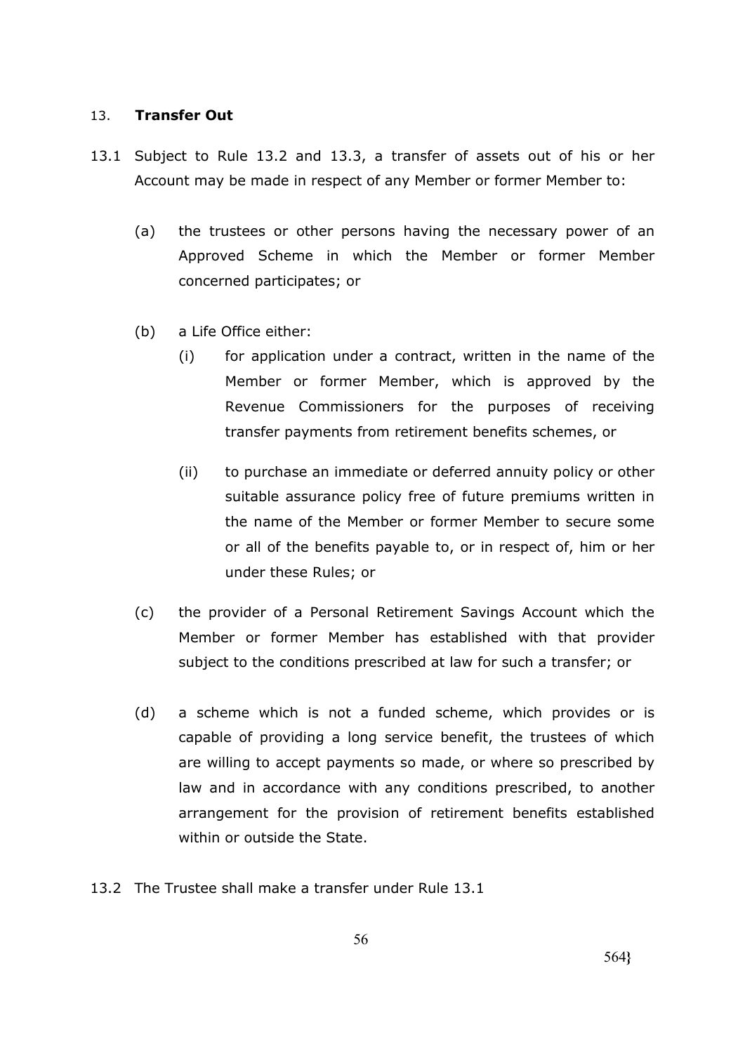## 13. **Transfer Out**

13.1 Subject to Rule 13.2 and 13.3, a transfer of assets out of his or her Account may be made in respect of any Member or former Member to:

(a) the trustees or other persons having the necessary power of an Approved Scheme in which the Member or former Member concerned participates; or

(b) a Life Office either:

(i) for application under a contract, written in the name of the Member or former Member, which is approved by the Revenue Commissioners for the purposes of receiving transfer payments from retirement benefits schemes, or

(ii) to purchase an immediate or deferred annuity policy or other suitable assurance policy free of future premiums written in the name of the Member or former Member to secure some or all of the benefits payable to, or in respect of, him or her under these Rules; or

(c) the provider of a Personal Retirement Savings Account which the Member or former Member has established with that provider subject to the conditions prescribed at law for such a transfer; or

(d) a scheme which is not a funded scheme, which provides or is capable of providing a long service benefit, the trustees of which are willing to accept payments so made, or where so prescribed by law and in accordance with any conditions prescribed, to another arrangement for the provision of retirement benefits established within or outside the State.

13.2 The Trustee shall make a transfer under Rule 13.1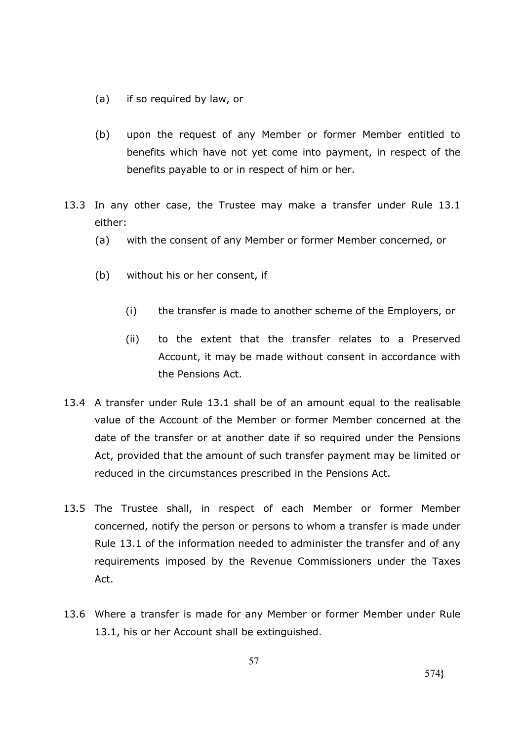(a) if so required by law, or

(b) upon the request of any Member or former Member entitled to benefits which have not yet come into payment, in respect of the benefits payable to or in respect of him or her.

13.3 In any other case, the Trustee may make a transfer under Rule 13.1 either:

  (a) with the consent of any Member or former Member concerned, or

  (b) without his or her consent, if

    (i) the transfer is made to another scheme of the Employers, or

    (ii) to the extent that the transfer relates to a Preserved Account, it may be made without consent in accordance with the Pensions Act.

13.4 A transfer under Rule 13.1 shall be of an amount equal to the realisable value of the Account of the Member or former Member concerned at the date of the transfer or at another date if so required under the Pensions Act, provided that the amount of such transfer payment may be limited or reduced in the circumstances prescribed in the Pensions Act.

13.5 The Trustee shall, in respect of each Member or former Member concerned, notify the person or persons to whom a transfer is made under Rule 13.1 of the information needed to administer the transfer and of any requirements imposed by the Revenue Commissioners under the Taxes Act.

13.6 Where a transfer is made for any Member or former Member under Rule 13.1, his or her Account shall be extinguished.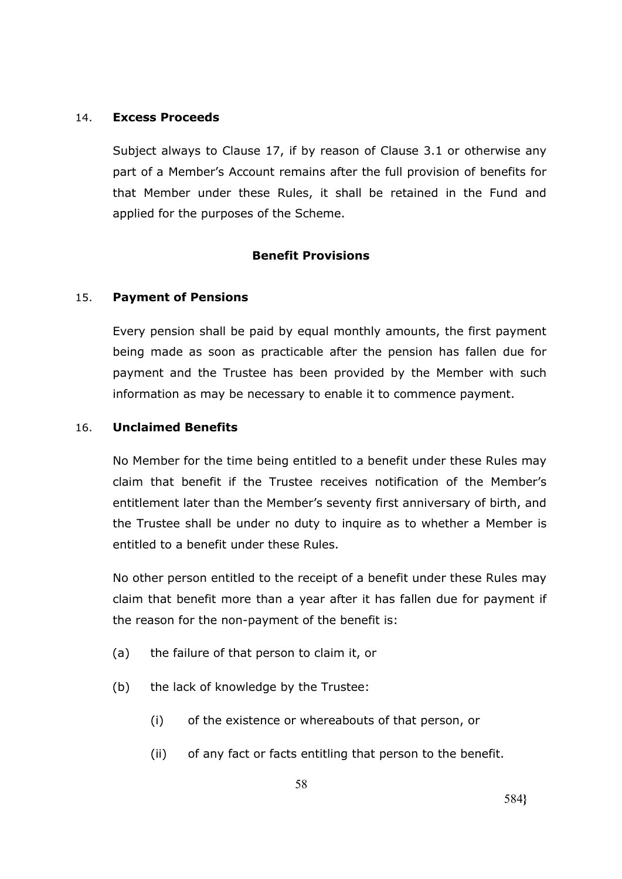## 14. Excess Proceeds

Subject always to Clause 17, if by reason of Clause 3.1 or otherwise any part of a Member's Account remains after the full provision of benefits for that Member under these Rules, it shall be retained in the Fund and applied for the purposes of the Scheme.

## Benefit Provisions

## 15. Payment of Pensions

Every pension shall be paid by equal monthly amounts, the first payment being made as soon as practicable after the pension has fallen due for payment and the Trustee has been provided by the Member with such information as may be necessary to enable it to commence payment.

## 16. Unclaimed Benefits

No Member for the time being entitled to a benefit under these Rules may claim that benefit if the Trustee receives notification of the Member's entitlement later than the Member's seventy first anniversary of birth, and the Trustee shall be under no duty to inquire as to whether a Member is entitled to a benefit under these Rules.

No other person entitled to the receipt of a benefit under these Rules may claim that benefit more than a year after it has fallen due for payment if the reason for the non-payment of the benefit is:

(a) the failure of that person to claim it, or

(b) the lack of knowledge by the Trustee:

   (i) of the existence or whereabouts of that person, or

   (ii) of any fact or facts entitling that person to the benefit.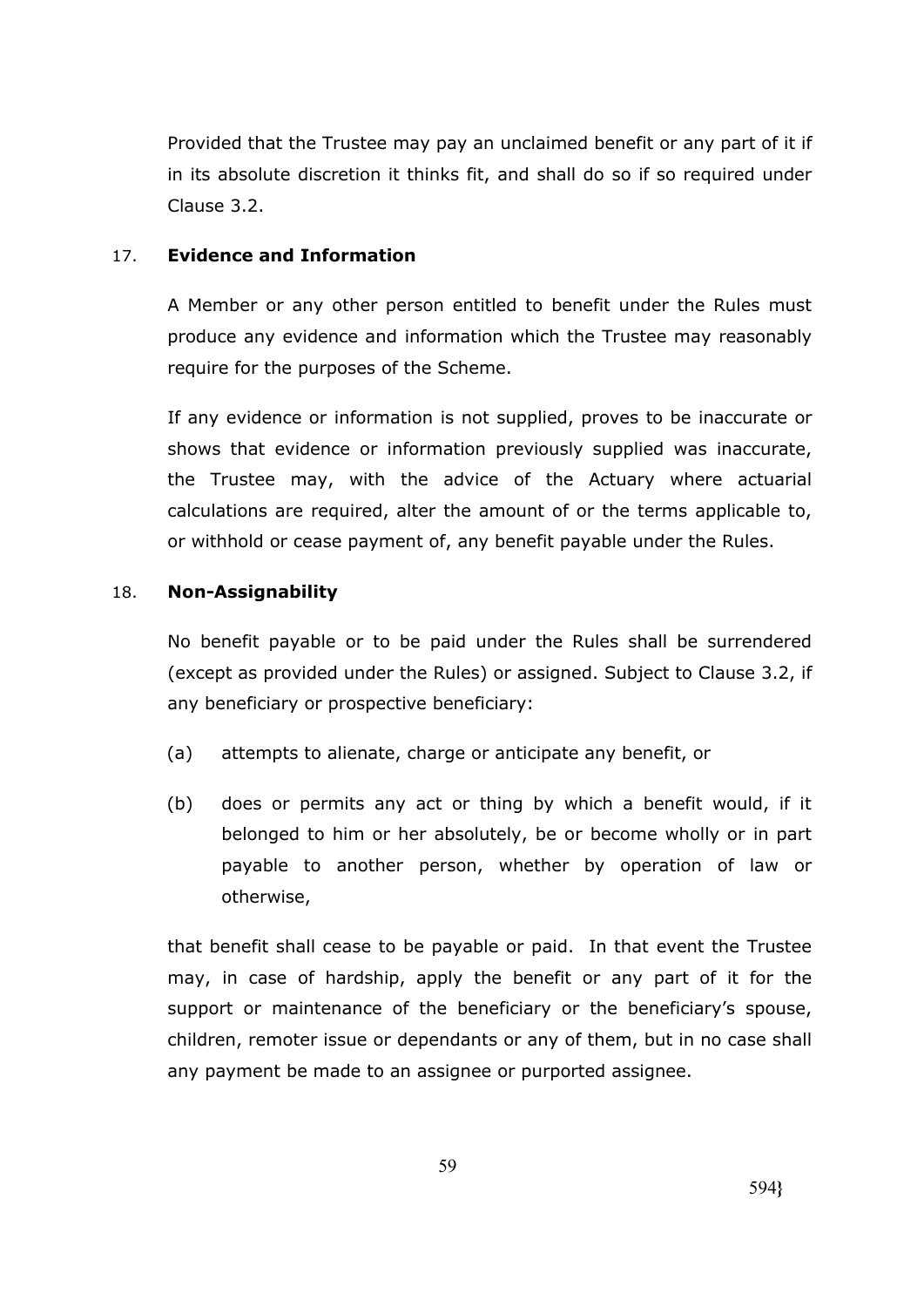Provided that the Trustee may pay an unclaimed benefit or any part of it if in its absolute discretion it thinks fit, and shall do so if so required under Clause 3.2.

17. **Evidence and Information**

A Member or any other person entitled to benefit under the Rules must produce any evidence and information which the Trustee may reasonably require for the purposes of the Scheme.

If any evidence or information is not supplied, proves to be inaccurate or shows that evidence or information previously supplied was inaccurate, the Trustee may, with the advice of the Actuary where actuarial calculations are required, alter the amount of or the terms applicable to, or withhold or cease payment of, any benefit payable under the Rules.

18. **Non-Assignability**

No benefit payable or to be paid under the Rules shall be surrendered (except as provided under the Rules) or assigned. Subject to Clause 3.2, if any beneficiary or prospective beneficiary:

(a) attempts to alienate, charge or anticipate any benefit, or

(b) does or permits any act or thing by which a benefit would, if it belonged to him or her absolutely, be or become wholly or in part payable to another person, whether by operation of law or otherwise,

that benefit shall cease to be payable or paid. In that event the Trustee may, in case of hardship, apply the benefit or any part of it for the support or maintenance of the beneficiary or the beneficiary's spouse, children, remoter issue or dependants or any of them, but in no case shall any payment be made to an assignee or purported assignee.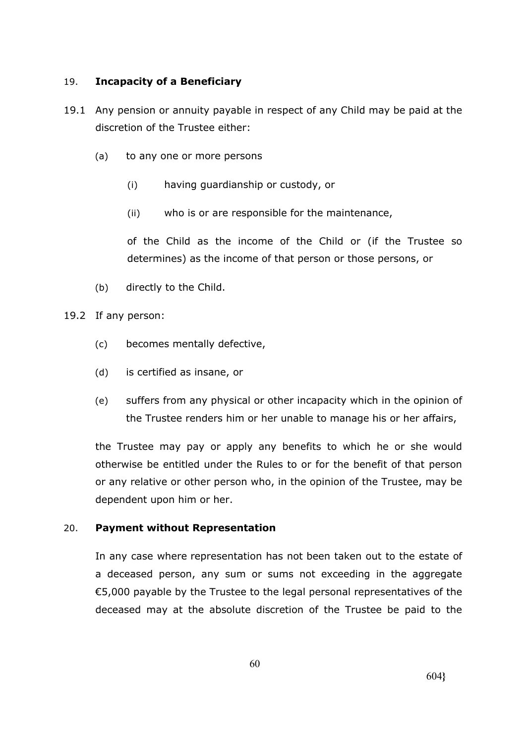## 19. **Incapacity of a Beneficiary**

19.1 Any pension or annuity payable in respect of any Child may be paid at the discretion of the Trustee either:

(a) to any one or more persons

(i) having guardianship or custody, or

(ii) who is or are responsible for the maintenance,

of the Child as the income of the Child or (if the Trustee so determines) as the income of that person or those persons, or

(b) directly to the Child.

19.2 If any person:

(c) becomes mentally defective,

(d) is certified as insane, or

(e) suffers from any physical or other incapacity which in the opinion of the Trustee renders him or her unable to manage his or her affairs,

the Trustee may pay or apply any benefits to which he or she would otherwise be entitled under the Rules to or for the benefit of that person or any relative or other person who, in the opinion of the Trustee, may be dependent upon him or her.

## 20. **Payment without Representation**

In any case where representation has not been taken out to the estate of a deceased person, any sum or sums not exceeding in the aggregate €5,000 payable by the Trustee to the legal personal representatives of the deceased may at the absolute discretion of the Trustee be paid to the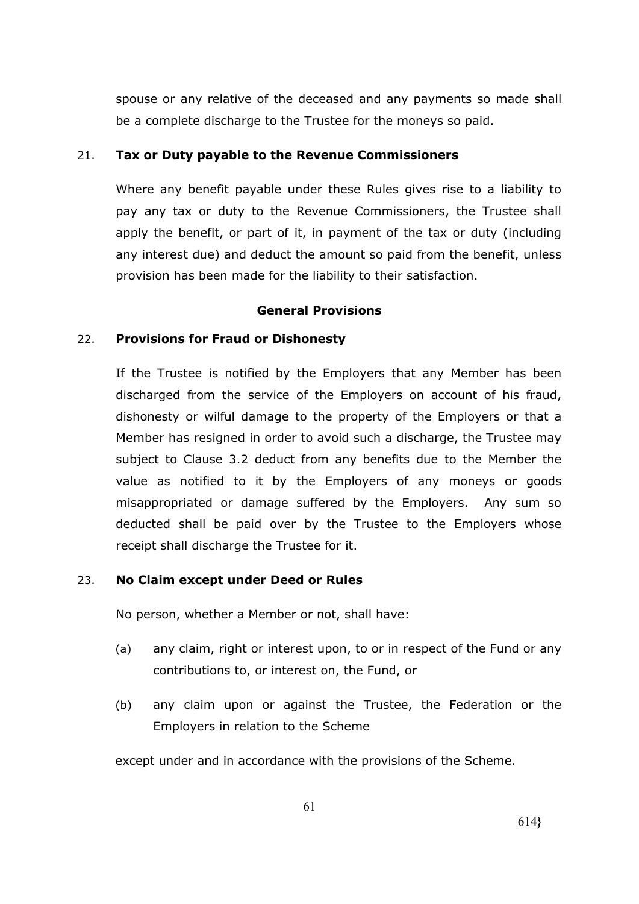spouse or any relative of the deceased and any payments so made shall be a complete discharge to the Trustee for the moneys so paid.

21. **Tax or Duty payable to the Revenue Commissioners**

Where any benefit payable under these Rules gives rise to a liability to pay any tax or duty to the Revenue Commissioners, the Trustee shall apply the benefit, or part of it, in payment of the tax or duty (including any interest due) and deduct the amount so paid from the benefit, unless provision has been made for the liability to their satisfaction.

## General Provisions

22. **Provisions for Fraud or Dishonesty**

If the Trustee is notified by the Employers that any Member has been discharged from the service of the Employers on account of his fraud, dishonesty or wilful damage to the property of the Employers or that a Member has resigned in order to avoid such a discharge, the Trustee may subject to Clause 3.2 deduct from any benefits due to the Member the value as notified to it by the Employers of any moneys or goods misappropriated or damage suffered by the Employers. Any sum so deducted shall be paid over by the Trustee to the Employers whose receipt shall discharge the Trustee for it.

23. **No Claim except under Deed or Rules**

No person, whether a Member or not, shall have:

(a) any claim, right or interest upon, to or in respect of the Fund or any contributions to, or interest on, the Fund, or

(b) any claim upon or against the Trustee, the Federation or the Employers in relation to the Scheme

except under and in accordance with the provisions of the Scheme.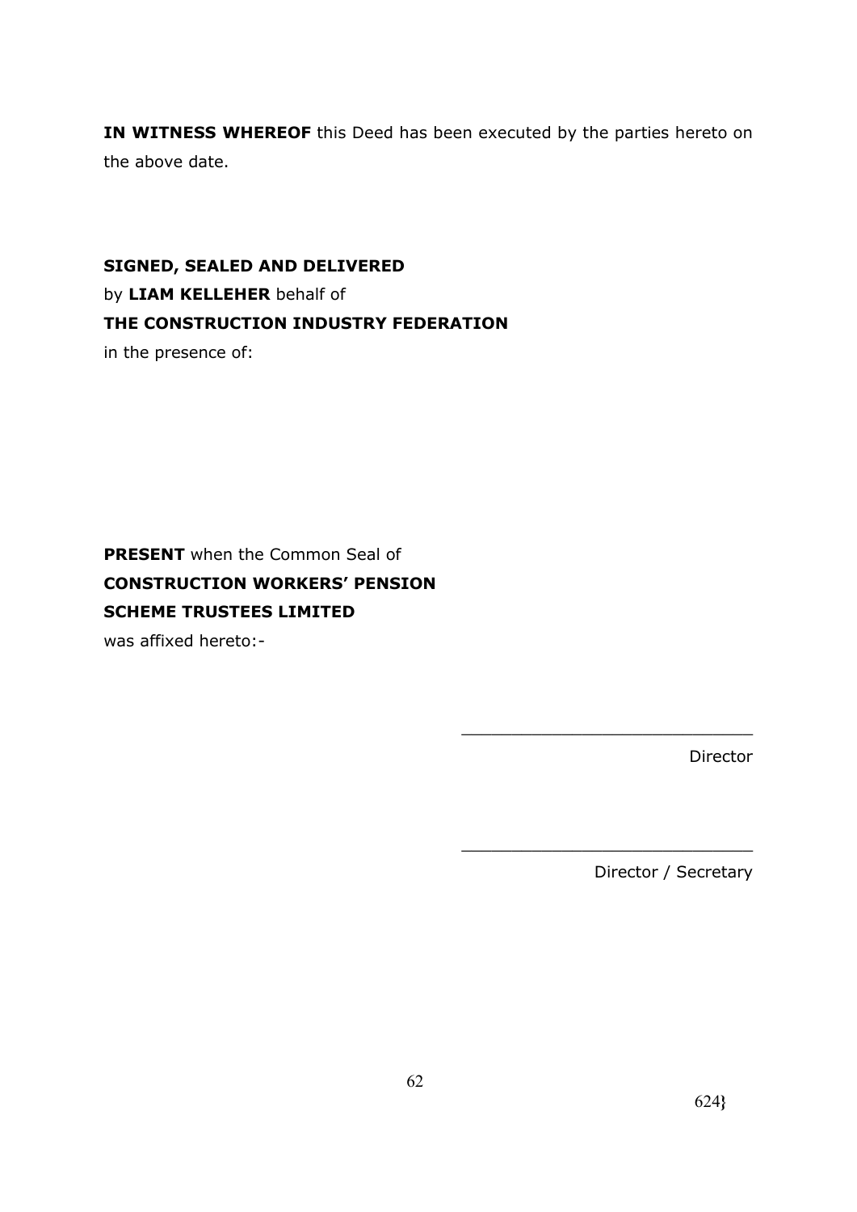**IN WITNESS WHEREOF** this Deed has been executed by the parties hereto on the above date.

**SIGNED, SEALED AND DELIVERED**
by **LIAM KELLEHER** behalf of
**THE CONSTRUCTION INDUSTRY FEDERATION**
in the presence of:

**PRESENT** when the Common Seal of
**CONSTRUCTION WORKERS' PENSION SCHEME TRUSTEES LIMITED**
was affixed hereto:-

\_\_\_\_\_\_\_\_\_\_\_\_\_\_\_\_\_\_\_\_\_\_\_\_\_\_\_\_
Director

\_\_\_\_\_\_\_\_\_\_\_\_\_\_\_\_\_\_\_\_\_\_\_\_\_\_\_\_
Director / Secretary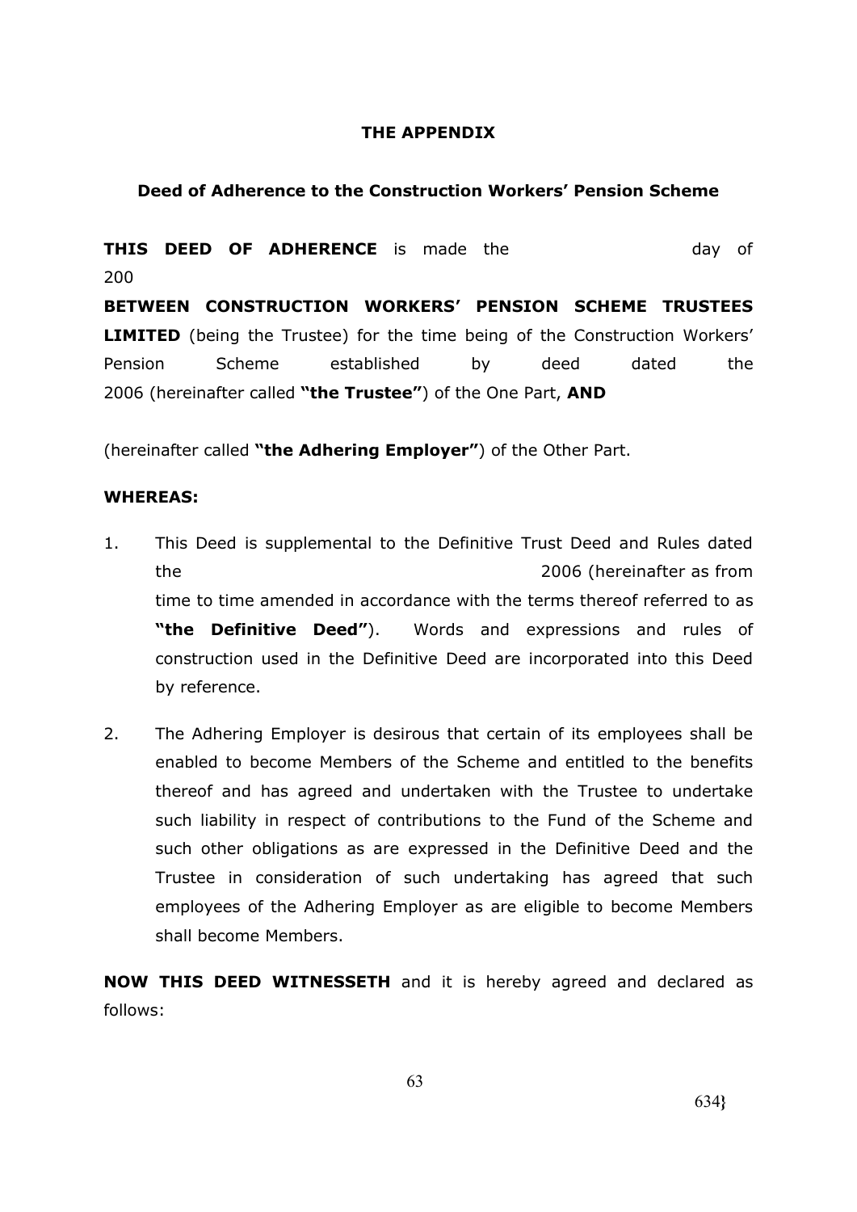**THE APPENDIX**

**Deed of Adherence to the Construction Workers' Pension Scheme**

**THIS DEED OF ADHERENCE** is made the day of 200

**BETWEEN CONSTRUCTION WORKERS' PENSION SCHEME TRUSTEES LIMITED** (being the Trustee) for the time being of the Construction Workers' Pension Scheme established by deed dated the 2006 (hereinafter called **"the Trustee"**) of the One Part, **AND**

(hereinafter called **"the Adhering Employer"**) of the Other Part.

**WHEREAS:**

1. This Deed is supplemental to the Definitive Trust Deed and Rules dated the 2006 (hereinafter as from time to time amended in accordance with the terms thereof referred to as **"the Definitive Deed"**). Words and expressions and rules of construction used in the Definitive Deed are incorporated into this Deed by reference.

2. The Adhering Employer is desirous that certain of its employees shall be enabled to become Members of the Scheme and entitled to the benefits thereof and has agreed and undertaken with the Trustee to undertake such liability in respect of contributions to the Fund of the Scheme and such other obligations as are expressed in the Definitive Deed and the Trustee in consideration of such undertaking has agreed that such employees of the Adhering Employer as are eligible to become Members shall become Members.

**NOW THIS DEED WITNESSETH** and it is hereby agreed and declared as follows: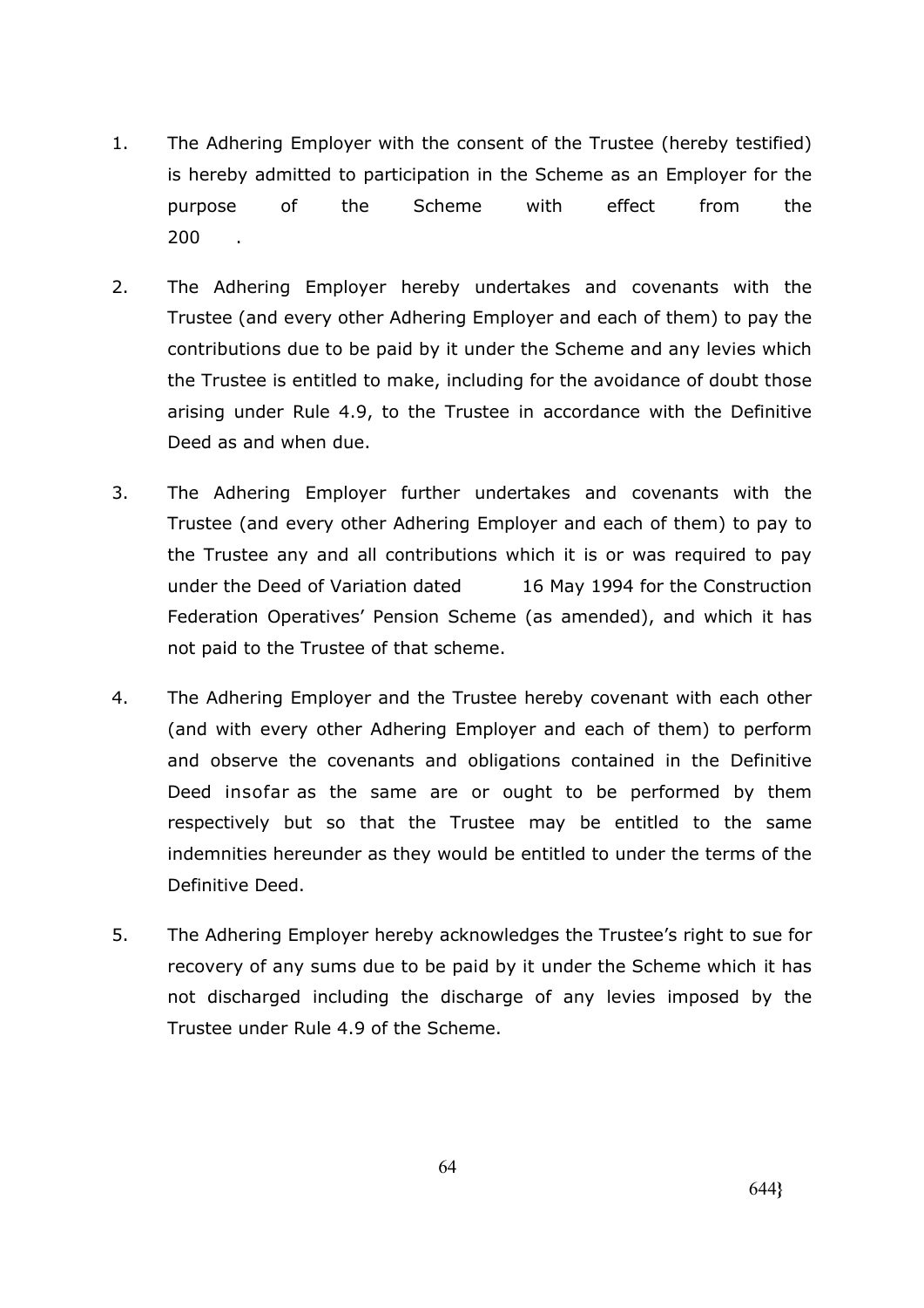1. The Adhering Employer with the consent of the Trustee (hereby testified) is hereby admitted to participation in the Scheme as an Employer for the purpose of the Scheme with effect from the 200 .

2. The Adhering Employer hereby undertakes and covenants with the Trustee (and every other Adhering Employer and each of them) to pay the contributions due to be paid by it under the Scheme and any levies which the Trustee is entitled to make, including for the avoidance of doubt those arising under Rule 4.9, to the Trustee in accordance with the Definitive Deed as and when due.

3. The Adhering Employer further undertakes and covenants with the Trustee (and every other Adhering Employer and each of them) to pay to the Trustee any and all contributions which it is or was required to pay under the Deed of Variation dated 16 May 1994 for the Construction Federation Operatives' Pension Scheme (as amended), and which it has not paid to the Trustee of that scheme.

4. The Adhering Employer and the Trustee hereby covenant with each other (and with every other Adhering Employer and each of them) to perform and observe the covenants and obligations contained in the Definitive Deed insofar as the same are or ought to be performed by them respectively but so that the Trustee may be entitled to the same indemnities hereunder as they would be entitled to under the terms of the Definitive Deed.

5. The Adhering Employer hereby acknowledges the Trustee's right to sue for recovery of any sums due to be paid by it under the Scheme which it has not discharged including the discharge of any levies imposed by the Trustee under Rule 4.9 of the Scheme.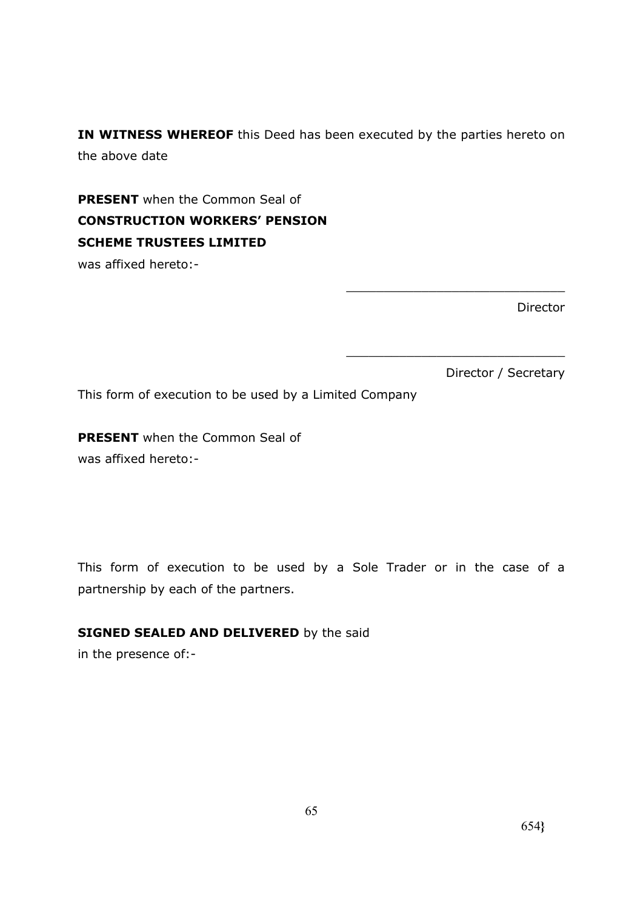**IN WITNESS WHEREOF** this Deed has been executed by the parties hereto on the above date

**PRESENT** when the Common Seal of
**CONSTRUCTION WORKERS' PENSION SCHEME TRUSTEES LIMITED**
was affixed hereto:-

\_\_\_\_\_\_\_\_\_\_\_\_\_\_\_\_\_\_\_\_\_\_\_\_\_\_\_\_\_\_
Director

\_\_\_\_\_\_\_\_\_\_\_\_\_\_\_\_\_\_\_\_\_\_\_\_\_\_\_\_\_\_
Director / Secretary

This form of execution to be used by a Limited Company

**PRESENT** when the Common Seal of
was affixed hereto:-

This form of execution to be used by a Sole Trader or in the case of a partnership by each of the partners.

**SIGNED SEALED AND DELIVERED** by the said
in the presence of:-

654}